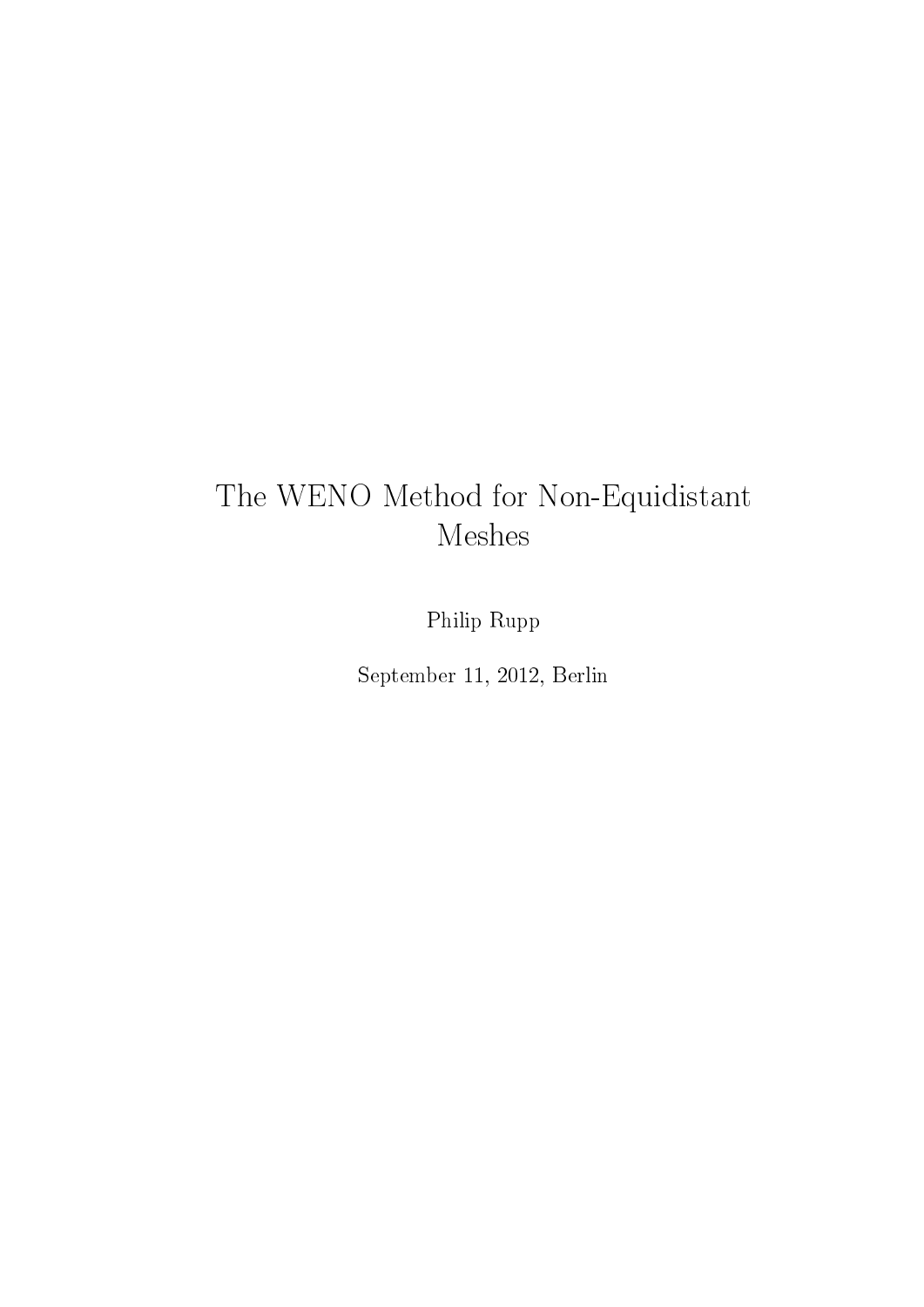# The WENO Method for Non-Equidistant Meshes

Philip Rupp

September 11, 2012, Berlin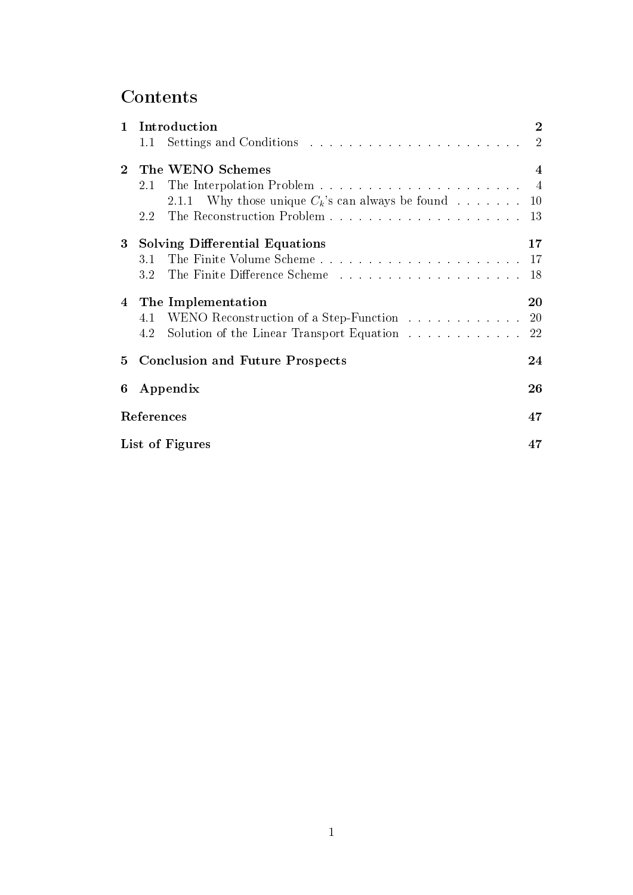# Contents

**1 Introduction** — **2**
- 1.1 Settings and Conditions — 2

**2 The WENO Schemes** — **4**
- 2.1 The Interpolation Problem — 4
  - 2.1.1 Why those unique $C_k$'s can always be found — 10
- 2.2 The Reconstruction Problem — 13

**3 Solving Differential Equations** — **17**
- 3.1 The Finite Volume Scheme — 17
- 3.2 The Finite Difference Scheme — 18

**4 The Implementation** — **20**
- 4.1 WENO Reconstruction of a Step-Function — 20
- 4.2 Solution of the Linear Transport Equation — 22

**5 Conclusion and Future Prospects** — **24**

**6 Appendix** — **26**

**References** — **47**

**List of Figures** — **47**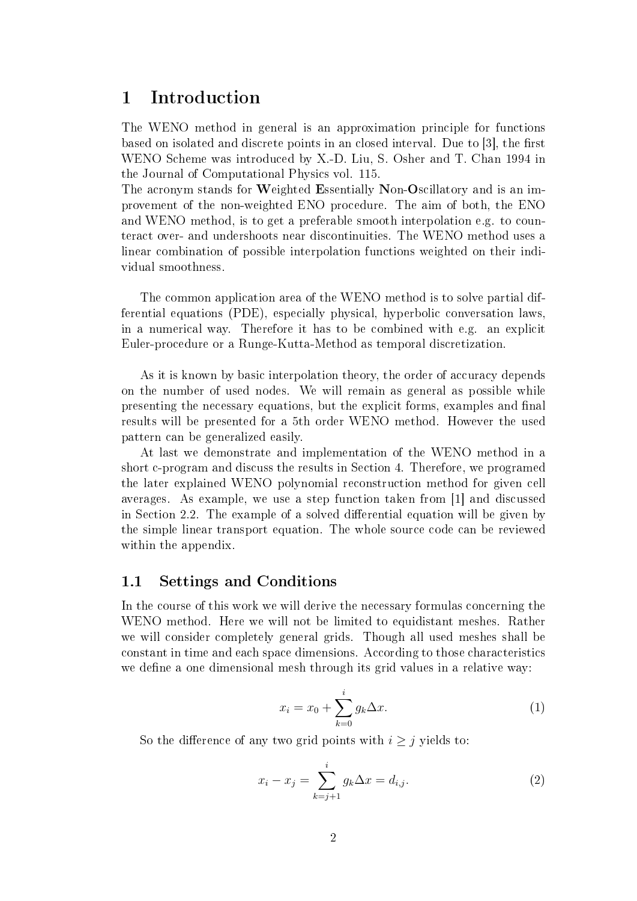# 1 Introduction

The WENO method in general is an approximation principle for functions based on isolated and discrete points in an closed interval. Due to [3], the first WENO Scheme was introduced by X.-D. Liu, S. Osher and T. Chan 1994 in the Journal of Computational Physics vol. 115.

The acronym stands for **W**eighted **E**ssentially **N**on-**O**scillatory and is an improvement of the non-weighted ENO procedure. The aim of both, the ENO and WENO method, is to get a preferable smooth interpolation e.g. to counteract over- and undershoots near discontinuities. The WENO method uses a linear combination of possible interpolation functions weighted on their individual smoothness.

The common application area of the WENO method is to solve partial differential equations (PDE), especially physical, hyperbolic conversation laws, in a numerical way. Therefore it has to be combined with e.g. an explicit Euler-procedure or a Runge-Kutta-Method as temporal discretization.

As it is known by basic interpolation theory, the order of accuracy depends on the number of used nodes. We will remain as general as possible while presenting the necessary equations, but the explicit forms, examples and final results will be presented for a 5th order WENO method. However the used pattern can be generalized easily.

At last we demonstrate and implementation of the WENO method in a short c-program and discuss the results in Section 4. Therefore, we programed the later explained WENO polynomial reconstruction method for given cell averages. As example, we use a step function taken from [1] and discussed in Section 2.2. The example of a solved differential equation will be given by the simple linear transport equation. The whole source code can be reviewed within the appendix.

## 1.1 Settings and Conditions

In the course of this work we will derive the necessary formulas concerning the WENO method. Here we will not be limited to equidistant meshes. Rather we will consider completely general grids. Though all used meshes shall be constant in time and each space dimensions. According to those characteristics we define a one dimensional mesh through its grid values in a relative way:

$$x_i = x_0 + \sum_{k=0}^{i} g_k \Delta x. \tag{1}$$

So the difference of any two grid points with $i \geq j$ yields to:

$$x_i - x_j = \sum_{k=j+1}^{i} g_k \Delta x = d_{i,j}. \tag{2}$$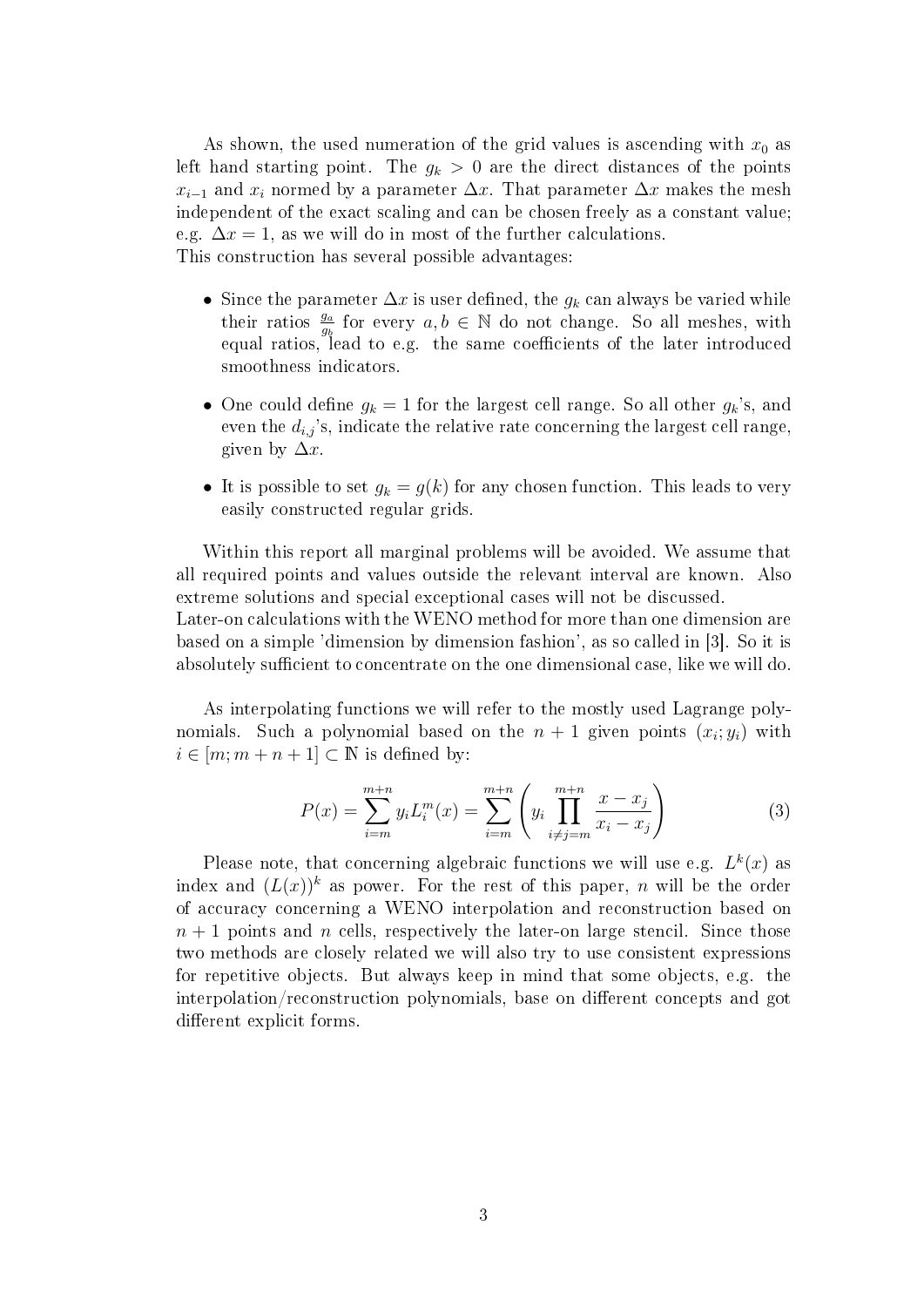As shown, the used numeration of the grid values is ascending with $x_0$ as left hand starting point. The $g_k > 0$ are the direct distances of the points $x_{i-1}$ and $x_i$ normed by a parameter $\Delta x$. That parameter $\Delta x$ makes the mesh independent of the exact scaling and can be chosen freely as a constant value; e.g. $\Delta x = 1$, as we will do in most of the further calculations.
This construction has several possible advantages:

- Since the parameter $\Delta x$ is user defined, the $g_k$ can always be varied while their ratios $\frac{g_a}{g_b}$ for every $a, b \in \mathbb{N}$ do not change. So all meshes, with equal ratios, lead to e.g. the same coefficients of the later introduced smoothness indicators.
- One could define $g_k = 1$ for the largest cell range. So all other $g_k$'s, and even the $d_{i,j}$'s, indicate the relative rate concerning the largest cell range, given by $\Delta x$.
- It is possible to set $g_k = g(k)$ for any chosen function. This leads to very easily constructed regular grids.

Within this report all marginal problems will be avoided. We assume that all required points and values outside the relevant interval are known. Also extreme solutions and special exceptional cases will not be discussed.
Later-on calculations with the WENO method for more than one dimension are based on a simple 'dimension by dimension fashion', as so called in [3]. So it is absolutely sufficient to concentrate on the one dimensional case, like we will do.

As interpolating functions we will refer to the mostly used Lagrange polynomials. Such a polynomial based on the $n + 1$ given points $(x_i; y_i)$ with $i \in [m; m + n + 1] \subset \mathbb{N}$ is defined by:

$$P(x) = \sum_{i=m}^{m+n} y_i L_i^m(x) = \sum_{i=m}^{m+n} \left( y_i \prod_{i \neq j = m}^{m+n} \frac{x - x_j}{x_i - x_j} \right) \tag{3}$$

Please note, that concerning algebraic functions we will use e.g. $L^k(x)$ as index and $(L(x))^k$ as power. For the rest of this paper, $n$ will be the order of accuracy concerning a WENO interpolation and reconstruction based on $n + 1$ points and $n$ cells, respectively the later-on large stencil. Since those two methods are closely related we will also try to use consistent expressions for repetitive objects. But always keep in mind that some objects, e.g. the interpolation/reconstruction polynomials, base on different concepts and got different explicit forms.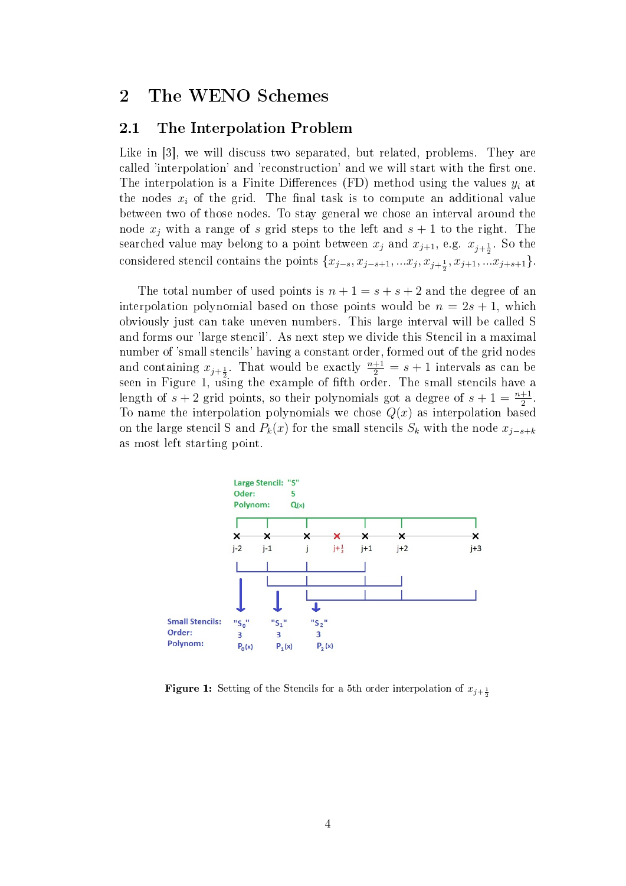## 2 The WENO Schemes

### 2.1 The Interpolation Problem

Like in [3], we will discuss two separated, but related, problems. They are called 'interpolation' and 'reconstruction' and we will start with the first one. The interpolation is a Finite Differences (FD) method using the values $y_i$ at the nodes $x_i$ of the grid. The final task is to compute an additional value between two of those nodes. To stay general we chose an interval around the node $x_j$ with a range of $s$ grid steps to the left and $s+1$ to the right. The searched value may belong to a point between $x_j$ and $x_{j+1}$, e.g. $x_{j+\frac{1}{2}}$. So the considered stencil contains the points $\{x_{j-s}, x_{j-s+1}, ...x_j, x_{j+\frac{1}{2}}, x_{j+1}, ...x_{j+s+1}\}$.

The total number of used points is $n+1 = s+s+2$ and the degree of an interpolation polynomial based on those points would be $n = 2s+1$, which obviously just can take uneven numbers. This large interval will be called S and forms our 'large stencil'. As next step we divide this Stencil in a maximal number of 'small stencils' having a constant order, formed out of the grid nodes and containing $x_{j+\frac{1}{2}}$. That would be exactly $\frac{n+1}{2} = s+1$ intervals as can be seen in Figure 1, using the example of fifth order. The small stencils have a length of $s+2$ grid points, so their polynomials got a degree of $s+1 = \frac{n+1}{2}$. To name the interpolation polynomials we chose $Q(x)$ as interpolation based on the large stencil S and $P_k(x)$ for the small stencils $S_k$ with the node $x_{j-s+k}$ as most left starting point.

Large Stencil: "S"
Oder: 5
Polynom: Q(x)

j-2, j-1, j, $j+\frac{1}{2}$, j+1, j+2, j+3

Small Stencils: "$S_0$" "$S_1$" "$S_2$"
Order: 3 3 3
Polynom: $P_0(x)$ $P_1(x)$ $P_2(x)$

**Figure 1:** Setting of the Stencils for a 5th order interpolation of $x_{j+\frac{1}{2}}$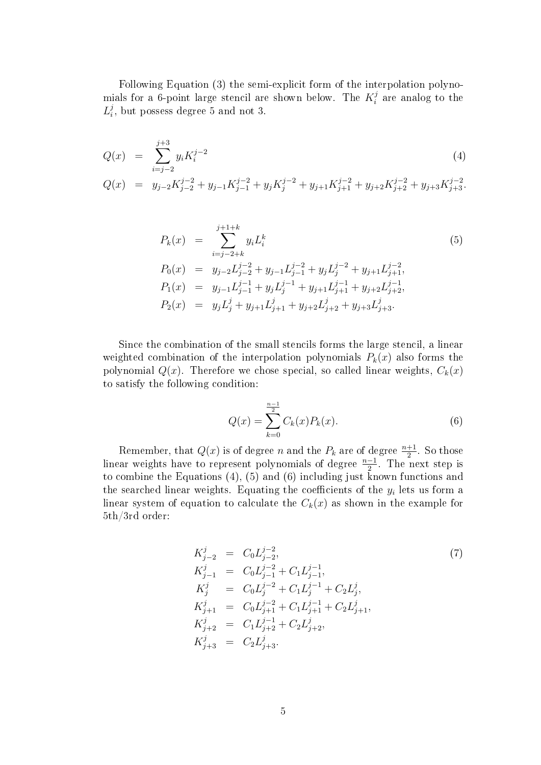Following Equation (3) the semi-explicit form of the interpolation polynomials for a 6-point large stencil are shown below. The $K_i^j$ are analog to the $L_i^j$, but possess degree 5 and not 3.

$$
\begin{aligned}
Q(x) &= \sum_{i=j-2}^{j+3} y_i K_i^{j-2} && (4)\\
Q(x) &= y_{j-2}K_{j-2}^{j-2} + y_{j-1}K_{j-1}^{j-2} + y_j K_j^{j-2} + y_{j+1}K_{j+1}^{j-2} + y_{j+2}K_{j+2}^{j-2} + y_{j+3}K_{j+3}^{j-2}.
\end{aligned}
$$

$$
\begin{aligned}
P_k(x) &= \sum_{i=j-2+k}^{j+1+k} y_i L_i^k && (5)\\
P_0(x) &= y_{j-2}L_{j-2}^{j-2} + y_{j-1}L_{j-1}^{j-2} + y_j L_j^{j-2} + y_{j+1}L_{j+1}^{j-2},\\
P_1(x) &= y_{j-1}L_{j-1}^{j-1} + y_j L_j^{j-1} + y_{j+1}L_{j+1}^{j-1} + y_{j+2}L_{j+2}^{j-1},\\
P_2(x) &= y_j L_j^{j} + y_{j+1}L_{j+1}^{j} + y_{j+2}L_{j+2}^{j} + y_{j+3}L_{j+3}^{j}.
\end{aligned}
$$

Since the combination of the small stencils forms the large stencil, a linear weighted combination of the interpolation polynomials $P_k(x)$ also forms the polynomial $Q(x)$. Therefore we chose special, so called linear weights, $C_k(x)$ to satisfy the following condition:

$$
Q(x) = \sum_{k=0}^{\frac{n-1}{2}} C_k(x) P_k(x). \tag{6}
$$

Remember, that $Q(x)$ is of degree $n$ and the $P_k$ are of degree $\frac{n+1}{2}$. So those linear weights have to represent polynomials of degree $\frac{n-1}{2}$. The next step is to combine the Equations (4), (5) and (6) including just known functions and the searched linear weights. Equating the coefficients of the $y_i$ lets us form a linear system of equation to calculate the $C_k(x)$ as shown in the example for 5th/3rd order:

$$
\begin{aligned}
K_{j-2}^j &= C_0 L_{j-2}^{j-2}, && (7)\\
K_{j-1}^j &= C_0 L_{j-1}^{j-2} + C_1 L_{j-1}^{j-1},\\
K_j^j &= C_0 L_j^{j-2} + C_1 L_j^{j-1} + C_2 L_j^j,\\
K_{j+1}^j &= C_0 L_{j+1}^{j-2} + C_1 L_{j+1}^{j-1} + C_2 L_{j+1}^j,\\
K_{j+2}^j &= C_1 L_{j+2}^{j-1} + C_2 L_{j+2}^j,\\
K_{j+3}^j &= C_2 L_{j+3}^j.
\end{aligned}
$$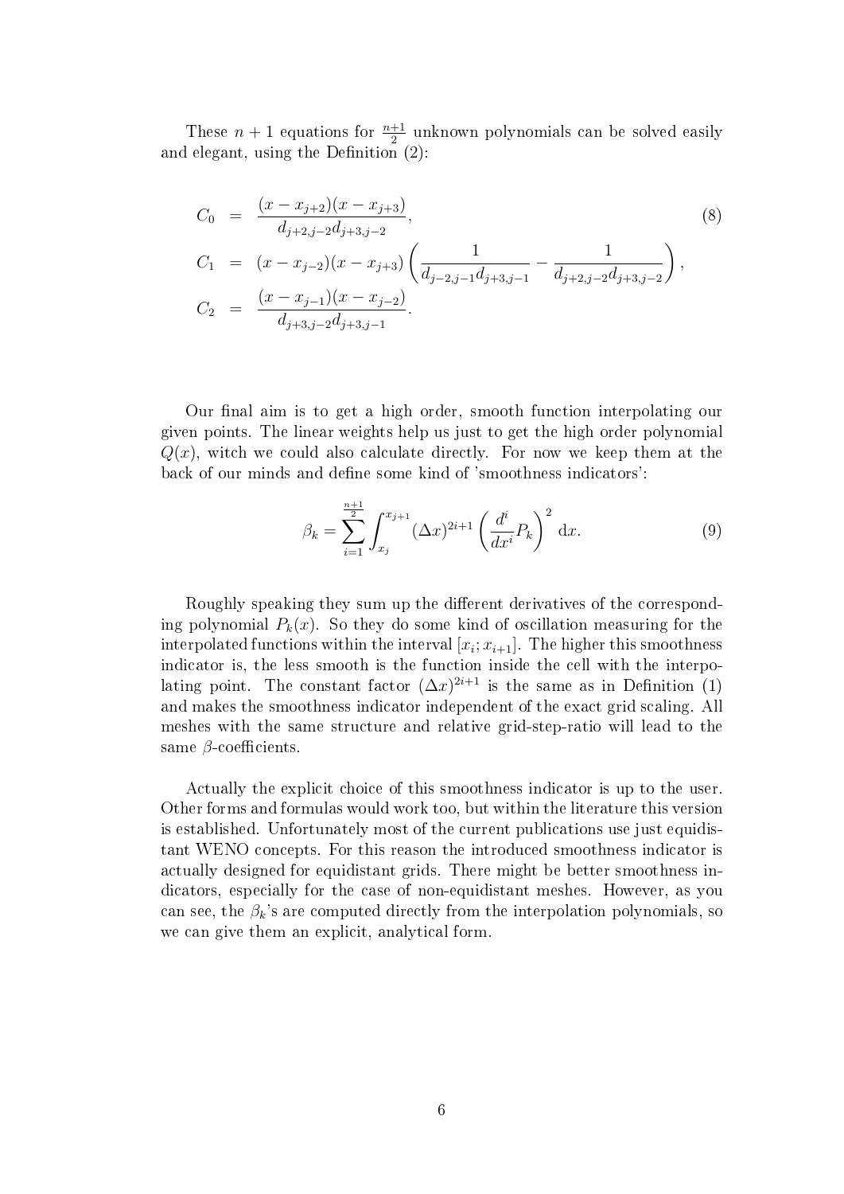These $n+1$ equations for $\frac{n+1}{2}$ unknown polynomials can be solved easily and elegant, using the Definition (2):

$$
\begin{aligned}
C_0 &= \frac{(x-x_{j+2})(x-x_{j+3})}{d_{j+2,j-2}d_{j+3,j-2}}, \\
C_1 &= (x-x_{j-2})(x-x_{j+3})\left(\frac{1}{d_{j-2,j-1}d_{j+3,j-1}} - \frac{1}{d_{j+2,j-2}d_{j+3,j-2}}\right), \\
C_2 &= \frac{(x-x_{j-1})(x-x_{j-2})}{d_{j+3,j-2}d_{j+3,j-1}}.
\end{aligned}
\tag{8}
$$

Our final aim is to get a high order, smooth function interpolating our given points. The linear weights help us just to get the high order polynomial $Q(x)$, witch we could also calculate directly. For now we keep them at the back of our minds and define some kind of 'smoothness indicators':

$$
\beta_k = \sum_{i=1}^{\frac{n+1}{2}} \int_{x_j}^{x_{j+1}} (\Delta x)^{2i+1} \left(\frac{d^i}{dx^i} P_k\right)^2 \mathrm{d}x. \tag{9}
$$

Roughly speaking they sum up the different derivatives of the corresponding polynomial $P_k(x)$. So they do some kind of oscillation measuring for the interpolated functions within the interval $[x_i; x_{i+1}]$. The higher this smoothness indicator is, the less smooth is the function inside the cell with the interpolating point. The constant factor $(\Delta x)^{2i+1}$ is the same as in Definition (1) and makes the smoothness indicator independent of the exact grid scaling. All meshes with the same structure and relative grid-step-ratio will lead to the same $\beta$-coefficients.

Actually the explicit choice of this smoothness indicator is up to the user. Other forms and formulas would work too, but within the literature this version is established. Unfortunately most of the current publications use just equidistant WENO concepts. For this reason the introduced smoothness indicator is actually designed for equidistant grids. There might be better smoothness indicators, especially for the case of non-equidistant meshes. However, as you can see, the $\beta_k$'s are computed directly from the interpolation polynomials, so we can give them an explicit, analytical form.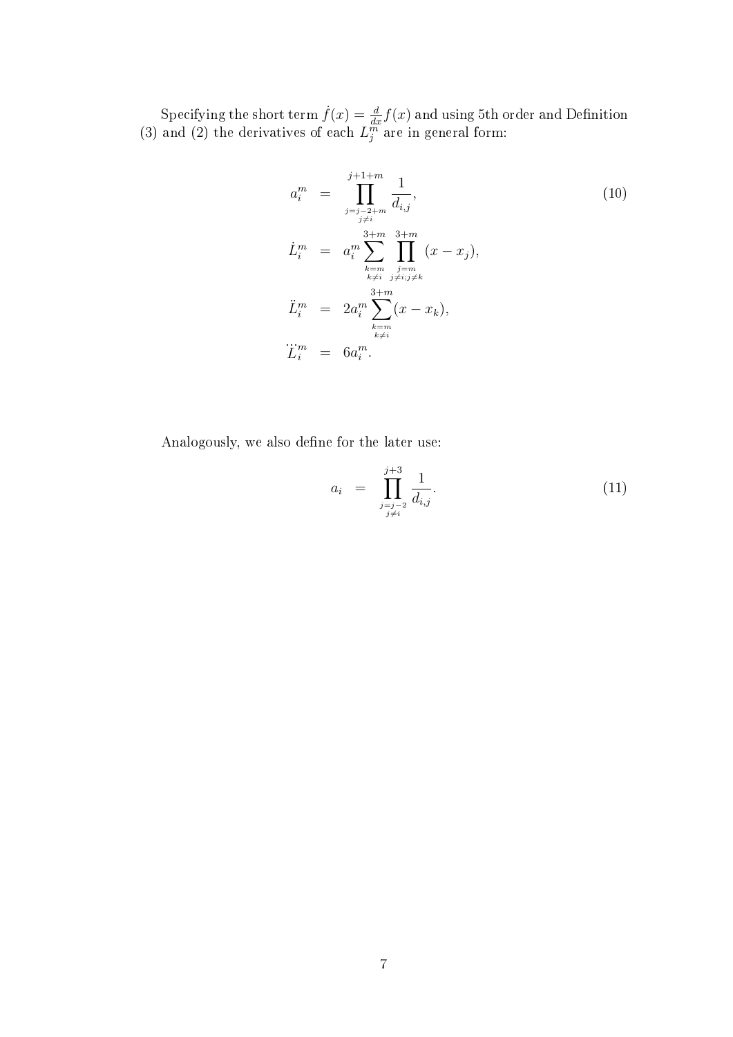Specifying the short term $\dot{f}(x) = \frac{d}{dx} f(x)$ and using 5th order and Definition (3) and (2) the derivatives of each $L_j^m$ are in general form:

$$
\begin{aligned}
a_i^m &= \prod_{\substack{j=j-2+m \\ j \neq i}}^{j+1+m} \frac{1}{d_{i,j}}, \\
\dot{L}_i^m &= a_i^m \sum_{\substack{k=m \\ k \neq i}}^{3+m} \prod_{\substack{j=m \\ j \neq i; j \neq k}}^{3+m} (x - x_j), \\
\ddot{L}_i^m &= 2 a_i^m \sum_{\substack{k=m \\ k \neq i}}^{3+m} (x - x_k), \\
\dddot{L}_i^m &= 6 a_i^m .
\end{aligned}
\tag{10}
$$

Analogously, we also define for the later use:

$$
a_i = \prod_{\substack{j=j-2 \\ j \neq i}}^{j+3} \frac{1}{d_{i,j}}. \tag{11}
$$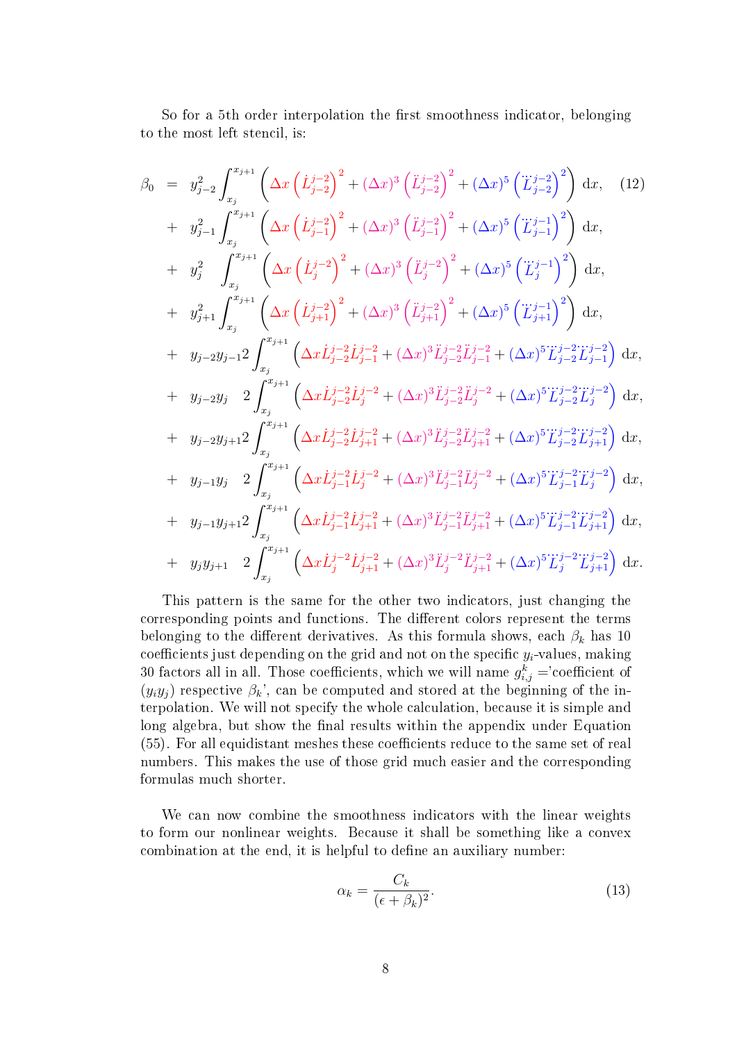So for a 5th order interpolation the first smoothness indicator, belonging to the most left stencil, is:

$$
\begin{aligned}
\beta_0 \;&=\; y_{j-2}^2 \int_{x_j}^{x_{j+1}} \left( \Delta x \left(\dot{L}_{j-2}^{j-2}\right)^2 + (\Delta x)^3 \left(\ddot{L}_{j-2}^{j-2}\right)^2 + (\Delta x)^5 \left(\dddot{L}_{j-2}^{j-2}\right)^2 \right) \mathrm{d}x, \qquad (12)\\
&+\; y_{j-1}^2 \int_{x_j}^{x_{j+1}} \left( \Delta x \left(\dot{L}_{j-1}^{j-2}\right)^2 + (\Delta x)^3 \left(\ddot{L}_{j-1}^{j-2}\right)^2 + (\Delta x)^5 \left(\dddot{L}_{j-1}^{j-1}\right)^2 \right) \mathrm{d}x,\\
&+\; y_{j}^2 \int_{x_j}^{x_{j+1}} \left( \Delta x \left(\dot{L}_{j}^{j-2}\right)^2 + (\Delta x)^3 \left(\ddot{L}_{j}^{j-2}\right)^2 + (\Delta x)^5 \left(\dddot{L}_{j}^{j-1}\right)^2 \right) \mathrm{d}x,\\
&+\; y_{j+1}^2 \int_{x_j}^{x_{j+1}} \left( \Delta x \left(\dot{L}_{j+1}^{j-2}\right)^2 + (\Delta x)^3 \left(\ddot{L}_{j+1}^{j-2}\right)^2 + (\Delta x)^5 \left(\dddot{L}_{j+1}^{j-1}\right)^2 \right) \mathrm{d}x,\\
&+\; y_{j-2}y_{j-1} 2 \int_{x_j}^{x_{j+1}} \left( \Delta x \dot{L}_{j-2}^{j-2}\dot{L}_{j-1}^{j-2} + (\Delta x)^3 \ddot{L}_{j-2}^{j-2}\ddot{L}_{j-1}^{j-2} + (\Delta x)^5 \dddot{L}_{j-2}^{j-2}\dddot{L}_{j-1}^{j-2} \right) \mathrm{d}x,\\
&+\; y_{j-2}y_{j} \; 2 \int_{x_j}^{x_{j+1}} \left( \Delta x \dot{L}_{j-2}^{j-2}\dot{L}_{j}^{j-2} + (\Delta x)^3 \ddot{L}_{j-2}^{j-2}\ddot{L}_{j}^{j-2} + (\Delta x)^5 \dddot{L}_{j-2}^{j-2}\dddot{L}_{j}^{j-2} \right) \mathrm{d}x,\\
&+\; y_{j-2}y_{j+1} 2 \int_{x_j}^{x_{j+1}} \left( \Delta x \dot{L}_{j-2}^{j-2}\dot{L}_{j+1}^{j-2} + (\Delta x)^3 \ddot{L}_{j-2}^{j-2}\ddot{L}_{j+1}^{j-2} + (\Delta x)^5 \dddot{L}_{j-2}^{j-2}\dddot{L}_{j+1}^{j-2} \right) \mathrm{d}x,\\
&+\; y_{j-1}y_{j} \; 2 \int_{x_j}^{x_{j+1}} \left( \Delta x \dot{L}_{j-1}^{j-2}\dot{L}_{j}^{j-2} + (\Delta x)^3 \ddot{L}_{j-1}^{j-2}\ddot{L}_{j}^{j-2} + (\Delta x)^5 \dddot{L}_{j-1}^{j-2}\dddot{L}_{j}^{j-2} \right) \mathrm{d}x,\\
&+\; y_{j-1}y_{j+1} 2 \int_{x_j}^{x_{j+1}} \left( \Delta x \dot{L}_{j-1}^{j-2}\dot{L}_{j+1}^{j-2} + (\Delta x)^3 \ddot{L}_{j-1}^{j-2}\ddot{L}_{j+1}^{j-2} + (\Delta x)^5 \dddot{L}_{j-1}^{j-2}\dddot{L}_{j+1}^{j-2} \right) \mathrm{d}x,\\
&+\; y_{j}y_{j+1} \; 2 \int_{x_j}^{x_{j+1}} \left( \Delta x \dot{L}_{j}^{j-2}\dot{L}_{j+1}^{j-2} + (\Delta x)^3 \ddot{L}_{j}^{j-2}\ddot{L}_{j+1}^{j-2} + (\Delta x)^5 \dddot{L}_{j}^{j-2}\dddot{L}_{j+1}^{j-2} \right) \mathrm{d}x.
\end{aligned}
$$

This pattern is the same for the other two indicators, just changing the corresponding points and functions. The different colors represent the terms belonging to the different derivatives. As this formula shows, each $\beta_k$ has 10 coefficients just depending on the grid and not on the specific $y_i$-values, making 30 factors all in all. Those coefficients, which we will name $g_{i,j}^k =$'coefficient of $(y_i y_j)$ respective $\beta_k$', can be computed and stored at the beginning of the interpolation. We will not specify the whole calculation, because it is simple and long algebra, but show the final results within the appendix under Equation (55). For all equidistant meshes these coefficients reduce to the same set of real numbers. This makes the use of those grid much easier and the corresponding formulas much shorter.

We can now combine the smoothness indicators with the linear weights to form our nonlinear weights. Because it shall be something like a convex combination at the end, it is helpful to define an auxiliary number:

$$\alpha_k = \frac{C_k}{(\epsilon + \beta_k)^2}. \qquad (13)$$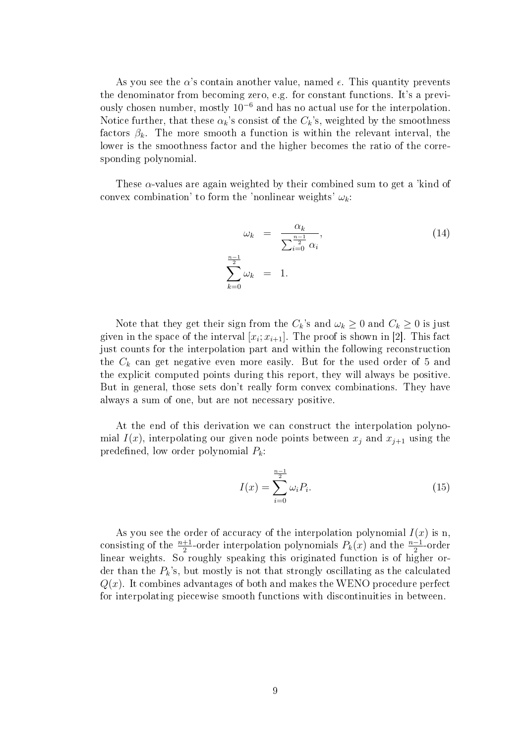As you see the $\alpha$'s contain another value, named $\epsilon$. This quantity prevents the denominator from becoming zero, e.g. for constant functions. It's a previously chosen number, mostly $10^{-6}$ and has no actual use for the interpolation. Notice further, that these $\alpha_k$'s consist of the $C_k$'s, weighted by the smoothness factors $\beta_k$. The more smooth a function is within the relevant interval, the lower is the smoothness factor and the higher becomes the ratio of the corresponding polynomial.

These $\alpha$-values are again weighted by their combined sum to get a 'kind of convex combination' to form the 'nonlinear weights' $\omega_k$:

$$
\begin{aligned}
\omega_k &= \frac{\alpha_k}{\sum_{i=0}^{\frac{n-1}{2}} \alpha_i}, \qquad (14) \\
\sum_{k=0}^{\frac{n-1}{2}} \omega_k &= 1.
\end{aligned}
$$

Note that they get their sign from the $C_k$'s and $\omega_k \geq 0$ and $C_k \geq 0$ is just given in the space of the interval $[x_i; x_{i+1}]$. The proof is shown in [2]. This fact just counts for the interpolation part and within the following reconstruction the $C_k$ can get negative even more easily. But for the used order of 5 and the explicit computed points during this report, they will always be positive. But in general, those sets don't really form convex combinations. They have always a sum of one, but are not necessary positive.

At the end of this derivation we can construct the interpolation polynomial $I(x)$, interpolating our given node points between $x_j$ and $x_{j+1}$ using the predefined, low order polynomial $P_k$:

$$
I(x) = \sum_{i=0}^{\frac{n-1}{2}} \omega_i P_i. \qquad (15)
$$

As you see the order of accuracy of the interpolation polynomial $I(x)$ is n, consisting of the $\frac{n+1}{2}$-order interpolation polynomials $P_k(x)$ and the $\frac{n-1}{2}$-order linear weights. So roughly speaking this originated function is of higher order than the $P_k$'s, but mostly is not that strongly oscillating as the calculated $Q(x)$. It combines advantages of both and makes the WENO procedure perfect for interpolating piecewise smooth functions with discontinuities in between.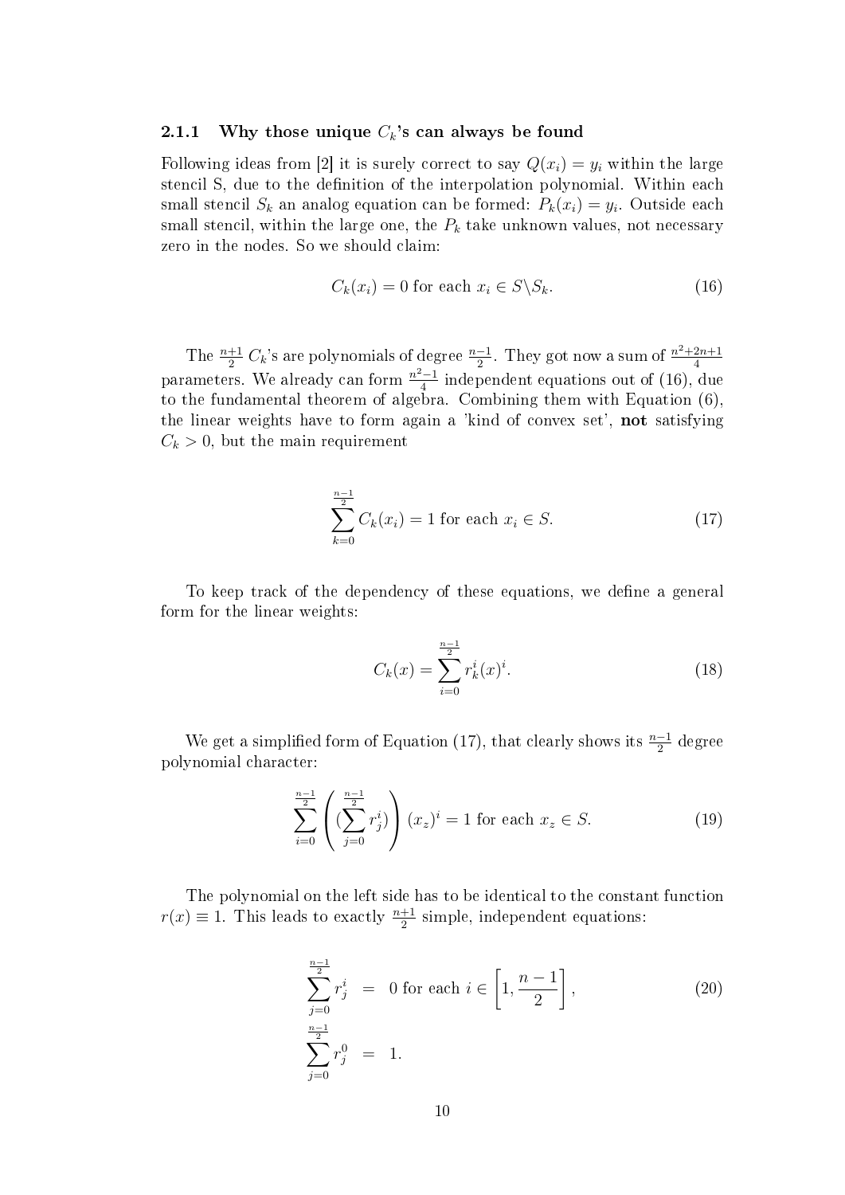#### 2.1.1 Why those unique $C_k$'s can always be found

Following ideas from [2] it is surely correct to say $Q(x_i) = y_i$ within the large stencil S, due to the definition of the interpolation polynomial. Within each small stencil $S_k$ an analog equation can be formed: $P_k(x_i) = y_i$. Outside each small stencil, within the large one, the $P_k$ take unknown values, not necessary zero in the nodes. So we should claim:

$$C_k(x_i) = 0 \text{ for each } x_i \in S \backslash S_k. \tag{16}$$

The $\frac{n+1}{2}$ $C_k$'s are polynomials of degree $\frac{n-1}{2}$. They got now a sum of $\frac{n^2+2n+1}{4}$ parameters. We already can form $\frac{n^2-1}{4}$ independent equations out of (16), due to the fundamental theorem of algebra. Combining them with Equation (6), the linear weights have to form again a 'kind of convex set', **not** satisfying $C_k > 0$, but the main requirement

$$\sum_{k=0}^{\frac{n-1}{2}} C_k(x_i) = 1 \text{ for each } x_i \in S. \tag{17}$$

To keep track of the dependency of these equations, we define a general form for the linear weights:

$$C_k(x) = \sum_{i=0}^{\frac{n-1}{2}} r_k^i (x)^i. \tag{18}$$

We get a simplified form of Equation (17), that clearly shows its $\frac{n-1}{2}$ degree polynomial character:

$$\sum_{i=0}^{\frac{n-1}{2}} \left( (\sum_{j=0}^{\frac{n-1}{2}} r_j^i) \right) (x_z)^i = 1 \text{ for each } x_z \in S. \tag{19}$$

The polynomial on the left side has to be identical to the constant function $r(x) \equiv 1$. This leads to exactly $\frac{n+1}{2}$ simple, independent equations:

$$\begin{aligned} \sum_{j=0}^{\frac{n-1}{2}} r_j^i &= 0 \text{ for each } i \in \left[1, \frac{n-1}{2}\right], \\ \sum_{j=0}^{\frac{n-1}{2}} r_j^0 &= 1. \end{aligned} \tag{20}$$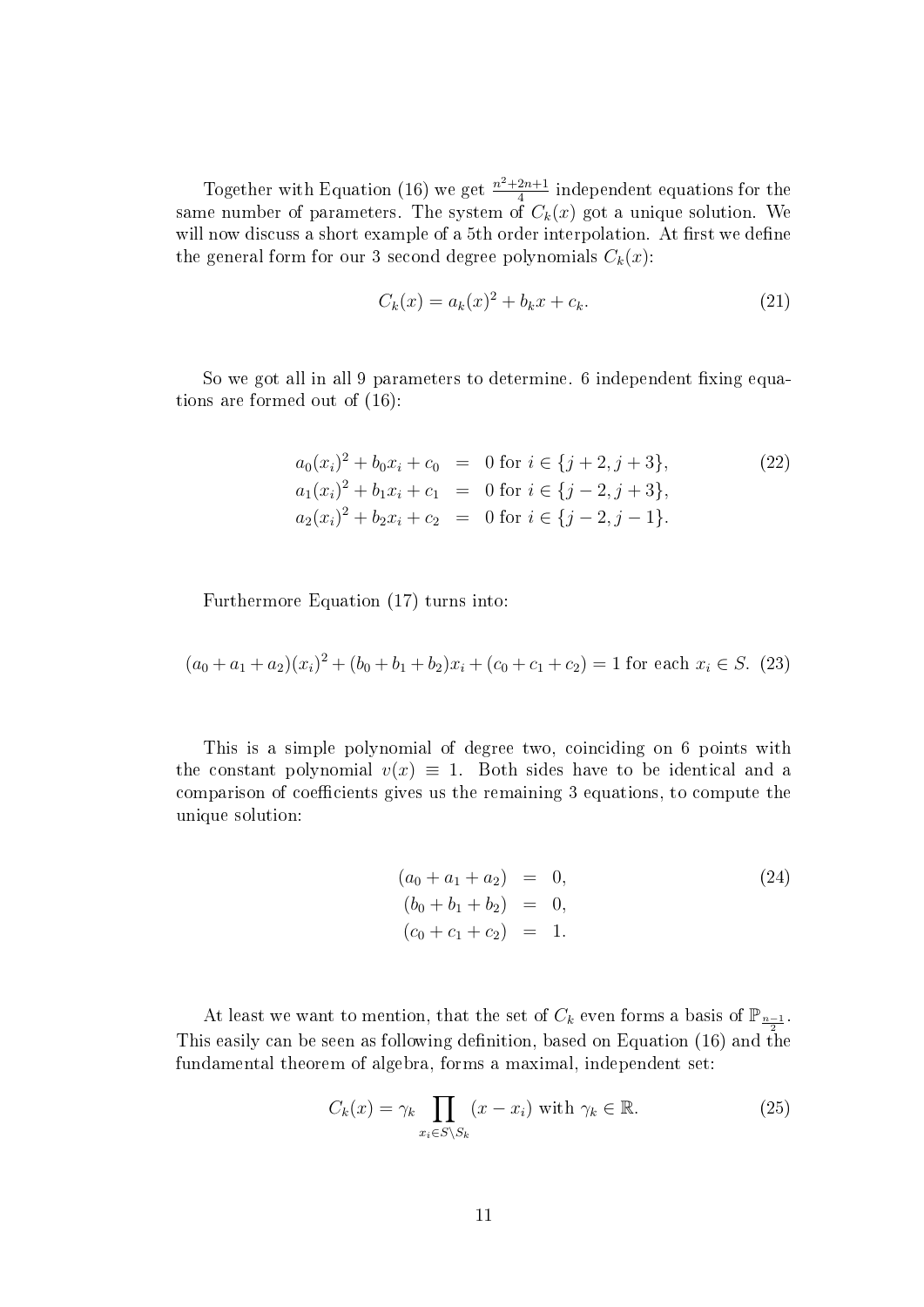Together with Equation (16) we get $\frac{n^2+2n+1}{4}$ independent equations for the same number of parameters. The system of $C_k(x)$ got a unique solution. We will now discuss a short example of a 5th order interpolation. At first we define the general form for our 3 second degree polynomials $C_k(x)$:

$$C_k(x) = a_k(x)^2 + b_k x + c_k. \tag{21}$$

So we got all in all 9 parameters to determine. 6 independent fixing equations are formed out of (16):

$$\begin{aligned}
a_0(x_i)^2 + b_0 x_i + c_0 &= 0 \text{ for } i \in \{j+2, j+3\}, \\
a_1(x_i)^2 + b_1 x_i + c_1 &= 0 \text{ for } i \in \{j-2, j+3\}, \\
a_2(x_i)^2 + b_2 x_i + c_2 &= 0 \text{ for } i \in \{j-2, j-1\}.
\end{aligned} \tag{22}$$

Furthermore Equation (17) turns into:

$$(a_0 + a_1 + a_2)(x_i)^2 + (b_0 + b_1 + b_2)x_i + (c_0 + c_1 + c_2) = 1 \text{ for each } x_i \in S. \tag{23}$$

This is a simple polynomial of degree two, coinciding on 6 points with the constant polynomial $v(x) \equiv 1$. Both sides have to be identical and a comparison of coefficients gives us the remaining 3 equations, to compute the unique solution:

$$\begin{aligned}
(a_0 + a_1 + a_2) &= 0, \\
(b_0 + b_1 + b_2) &= 0, \\
(c_0 + c_1 + c_2) &= 1.
\end{aligned} \tag{24}$$

At least we want to mention, that the set of $C_k$ even forms a basis of $\mathbb{P}_{\frac{n-1}{2}}$. This easily can be seen as following definition, based on Equation (16) and the fundamental theorem of algebra, forms a maximal, independent set:

$$C_k(x) = \gamma_k \prod_{x_i \in S \setminus S_k} (x - x_i) \text{ with } \gamma_k \in \mathbb{R}. \tag{25}$$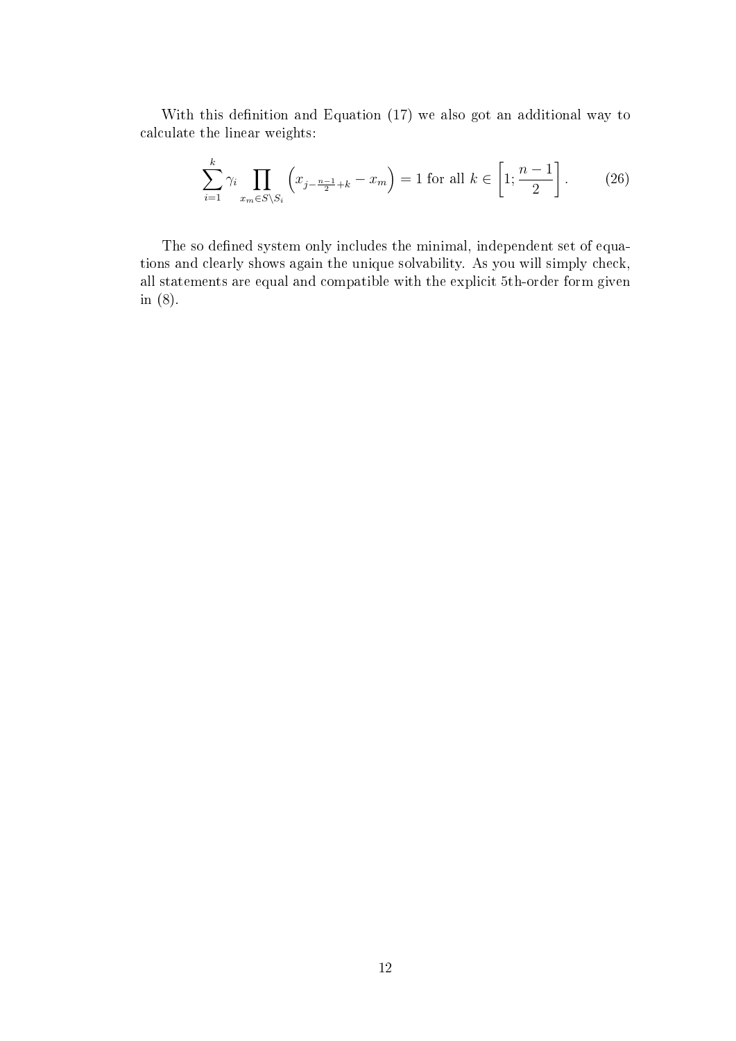With this definition and Equation (17) we also got an additional way to calculate the linear weights:

$$\sum_{i=1}^{k} \gamma_i \prod_{x_m \in S \setminus S_i} \left( x_{j-\frac{n-1}{2}+k} - x_m \right) = 1 \text{ for all } k \in \left[ 1; \frac{n-1}{2} \right]. \tag{26}$$

The so defined system only includes the minimal, independent set of equations and clearly shows again the unique solvability. As you will simply check, all statements are equal and compatible with the explicit 5th-order form given in (8).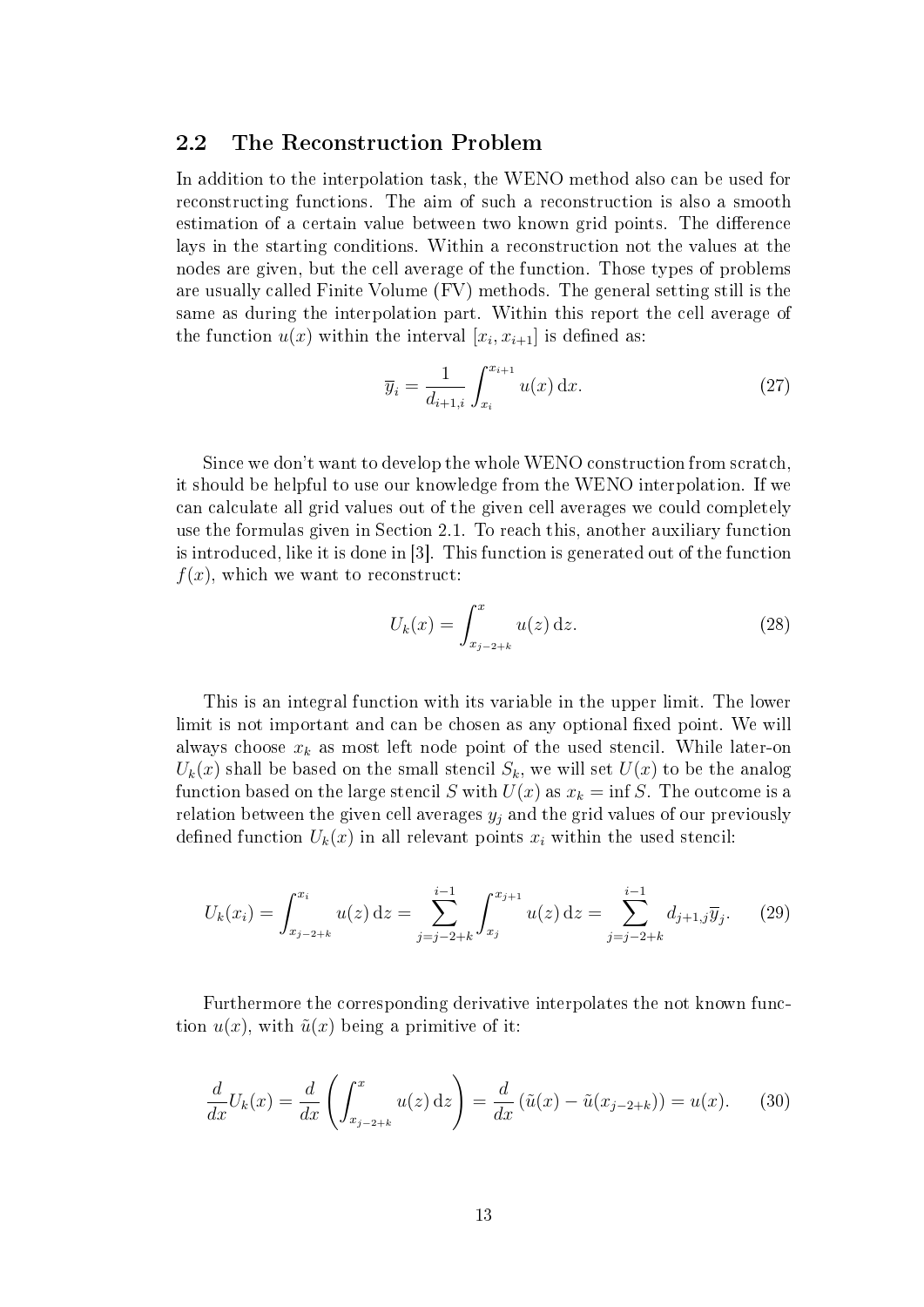## 2.2 The Reconstruction Problem

In addition to the interpolation task, the WENO method also can be used for reconstructing functions. The aim of such a reconstruction is also a smooth estimation of a certain value between two known grid points. The difference lays in the starting conditions. Within a reconstruction not the values at the nodes are given, but the cell average of the function. Those types of problems are usually called Finite Volume (FV) methods. The general setting still is the same as during the interpolation part. Within this report the cell average of the function $u(x)$ within the interval $[x_i, x_{i+1}]$ is defined as:

$$\overline{y}_i = \frac{1}{d_{i+1,i}} \int_{x_i}^{x_{i+1}} u(x)\,\mathrm{d}x. \tag{27}$$

Since we don't want to develop the whole WENO construction from scratch, it should be helpful to use our knowledge from the WENO interpolation. If we can calculate all grid values out of the given cell averages we could completely use the formulas given in Section 2.1. To reach this, another auxiliary function is introduced, like it is done in [3]. This function is generated out of the function $f(x)$, which we want to reconstruct:

$$U_k(x) = \int_{x_{j-2+k}}^{x} u(z)\,\mathrm{d}z. \tag{28}$$

This is an integral function with its variable in the upper limit. The lower limit is not important and can be chosen as any optional fixed point. We will always choose $x_k$ as most left node point of the used stencil. While later-on $U_k(x)$ shall be based on the small stencil $S_k$, we will set $U(x)$ to be the analog function based on the large stencil $S$ with $U(x)$ as $x_k = \inf S$. The outcome is a relation between the given cell averages $y_j$ and the grid values of our previously defined function $U_k(x)$ in all relevant points $x_i$ within the used stencil:

$$U_k(x_i) = \int_{x_{j-2+k}}^{x_i} u(z)\,\mathrm{d}z = \sum_{j=j-2+k}^{i-1} \int_{x_j}^{x_{j+1}} u(z)\,\mathrm{d}z = \sum_{j=j-2+k}^{i-1} d_{j+1,j}\overline{y}_j. \tag{29}$$

Furthermore the corresponding derivative interpolates the not known function $u(x)$, with $\tilde{u}(x)$ being a primitive of it:

$$\frac{d}{dx}U_k(x) = \frac{d}{dx}\left(\int_{x_{j-2+k}}^{x} u(z)\,\mathrm{d}z\right) = \frac{d}{dx}\left(\tilde{u}(x) - \tilde{u}(x_{j-2+k})\right) = u(x). \tag{30}$$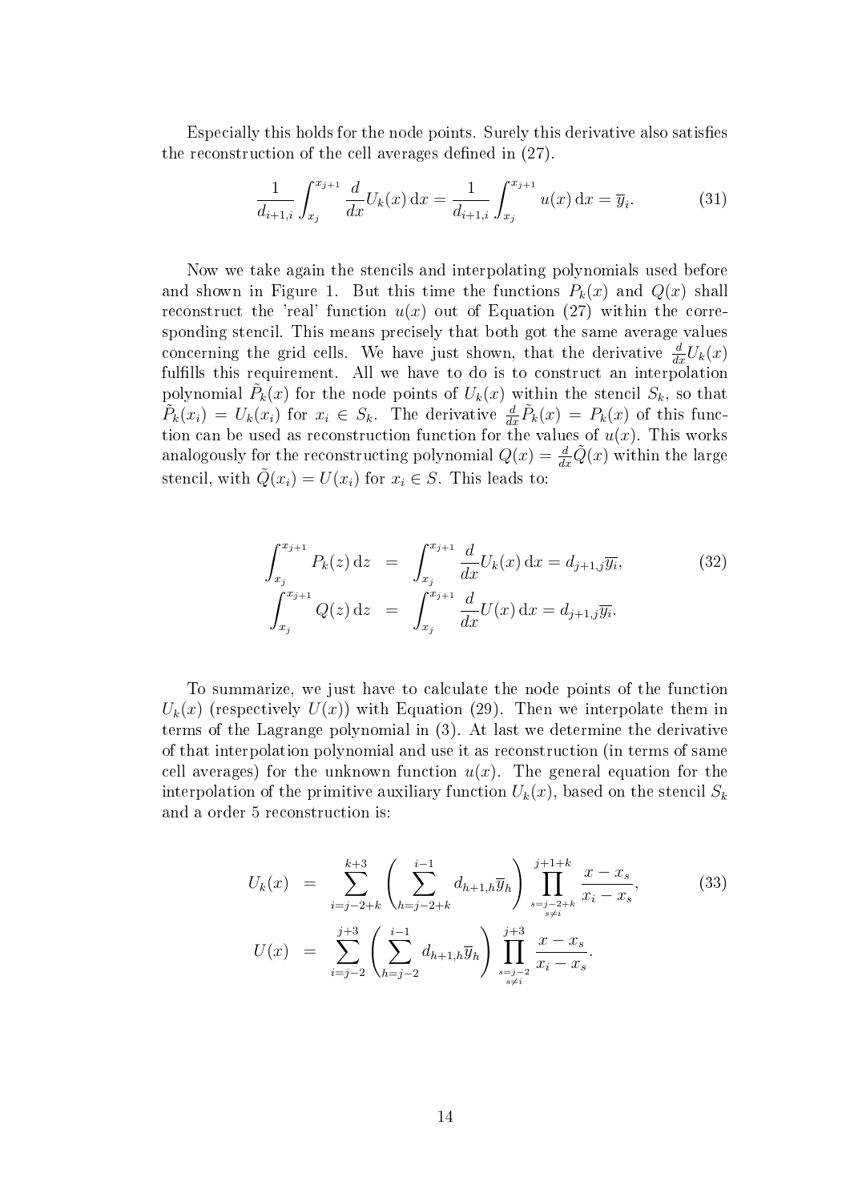Especially this holds for the node points. Surely this derivative also satisfies the reconstruction of the cell averages defined in (27).

$$\frac{1}{d_{i+1,i}} \int_{x_j}^{x_{j+1}} \frac{d}{dx} U_k(x) \,\mathrm{d}x = \frac{1}{d_{i+1,i}} \int_{x_j}^{x_{j+1}} u(x) \,\mathrm{d}x = \overline{y}_i. \tag{31}$$

Now we take again the stencils and interpolating polynomials used before and shown in Figure 1. But this time the functions $P_k(x)$ and $Q(x)$ shall reconstruct the 'real' function $u(x)$ out of Equation (27) within the corresponding stencil. This means precisely that both got the same average values concerning the grid cells. We have just shown, that the derivative $\frac{d}{dx}U_k(x)$ fulfills this requirement. All we have to do is to construct an interpolation polynomial $\tilde{P}_k(x)$ for the node points of $U_k(x)$ within the stencil $S_k$, so that $\tilde{P}_k(x_i) = U_k(x_i)$ for $x_i \in S_k$. The derivative $\frac{d}{dx}\tilde{P}_k(x) = P_k(x)$ of this function can be used as reconstruction function for the values of $u(x)$. This works analogously for the reconstructing polynomial $Q(x) = \frac{d}{dx}\tilde{Q}(x)$ within the large stencil, with $\tilde{Q}(x_i) = U(x_i)$ for $x_i \in S$. This leads to:

$$\begin{aligned}
\int_{x_j}^{x_{j+1}} P_k(z) \,\mathrm{d}z &= \int_{x_j}^{x_{j+1}} \frac{d}{dx} U_k(x) \,\mathrm{d}x = d_{j+1,j}\overline{y_i}, \\
\int_{x_j}^{x_{j+1}} Q(z) \,\mathrm{d}z &= \int_{x_j}^{x_{j+1}} \frac{d}{dx} U(x) \,\mathrm{d}x = d_{j+1,j}\overline{y_i}.
\end{aligned} \tag{32}$$

To summarize, we just have to calculate the node points of the function $U_k(x)$ (respectively $U(x)$) with Equation (29). Then we interpolate them in terms of the Lagrange polynomial in (3). At last we determine the derivative of that interpolation polynomial and use it as reconstruction (in terms of same cell averages) for the unknown function $u(x)$. The general equation for the interpolation of the primitive auxiliary function $U_k(x)$, based on the stencil $S_k$ and a order 5 reconstruction is:

$$\begin{aligned}
U_k(x) &= \sum_{i=j-2+k}^{k+3} \left( \sum_{h=j-2+k}^{i-1} d_{h+1,h}\overline{y}_h \right) \prod_{\substack{s=j-2+k \\ s \neq i}}^{j+1+k} \frac{x - x_s}{x_i - x_s}, \\
U(x) &= \sum_{i=j-2}^{j+3} \left( \sum_{h=j-2}^{i-1} d_{h+1,h}\overline{y}_h \right) \prod_{\substack{s=j-2 \\ s \neq i}}^{j+3} \frac{x - x_s}{x_i - x_s}.
\end{aligned} \tag{33}$$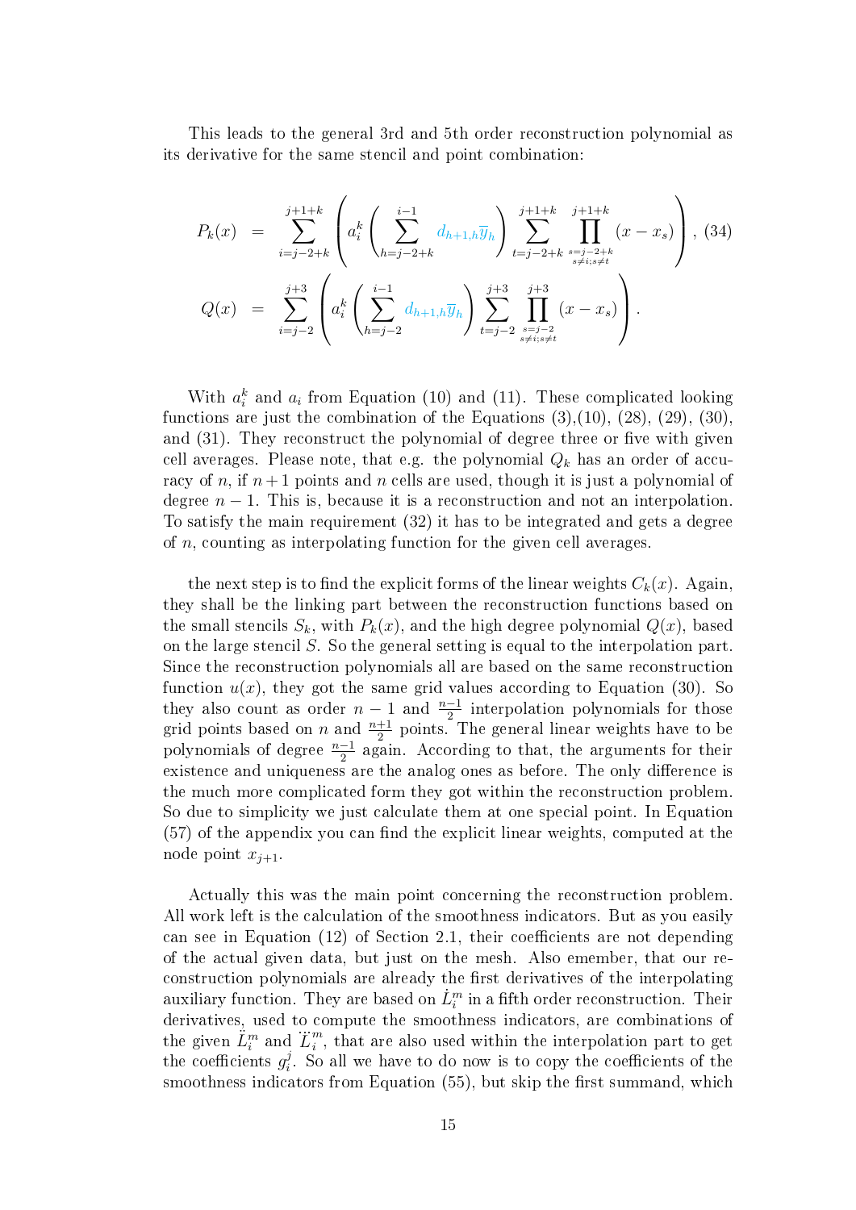This leads to the general 3rd and 5th order reconstruction polynomial as its derivative for the same stencil and point combination:

$$
\begin{aligned}
P_k(x) &= \sum_{i=j-2+k}^{j+1+k} \left( a_i^k \left( \sum_{h=j-2+k}^{i-1} d_{h+1,h} \overline{y}_h \right) \sum_{t=j-2+k}^{j+1+k} \prod_{\substack{s=j-2+k \\ s \neq i; s \neq t}}^{j+1+k} (x - x_s) \right), \quad (34) \\
Q(x) &= \sum_{i=j-2}^{j+3} \left( a_i^k \left( \sum_{h=j-2}^{i-1} d_{h+1,h} \overline{y}_h \right) \sum_{t=j-2}^{j+3} \prod_{\substack{s=j-2 \\ s \neq i; s \neq t}}^{j+3} (x - x_s) \right).
\end{aligned}
$$

With $a_i^k$ and $a_i$ from Equation (10) and (11). These complicated looking functions are just the combination of the Equations (3),(10), (28), (29), (30), and (31). They reconstruct the polynomial of degree three or five with given cell averages. Please note, that e.g. the polynomial $Q_k$ has an order of accuracy of $n$, if $n+1$ points and $n$ cells are used, though it is just a polynomial of degree $n-1$. This is, because it is a reconstruction and not an interpolation. To satisfy the main requirement (32) it has to be integrated and gets a degree of $n$, counting as interpolating function for the given cell averages.

the next step is to find the explicit forms of the linear weights $C_k(x)$. Again, they shall be the linking part between the reconstruction functions based on the small stencils $S_k$, with $P_k(x)$, and the high degree polynomial $Q(x)$, based on the large stencil $S$. So the general setting is equal to the interpolation part. Since the reconstruction polynomials all are based on the same reconstruction function $u(x)$, they got the same grid values according to Equation (30). So they also count as order $n-1$ and $\frac{n-1}{2}$ interpolation polynomials for those grid points based on $n$ and $\frac{n+1}{2}$ points. The general linear weights have to be polynomials of degree $\frac{n-1}{2}$ again. According to that, the arguments for their existence and uniqueness are the analog ones as before. The only difference is the much more complicated form they got within the reconstruction problem. So due to simplicity we just calculate them at one special point. In Equation (57) of the appendix you can find the explicit linear weights, computed at the node point $x_{j+1}$.

Actually this was the main point concerning the reconstruction problem. All work left is the calculation of the smoothness indicators. But as you easily can see in Equation (12) of Section 2.1, their coefficients are not depending of the actual given data, but just on the mesh. Also emember, that our reconstruction polynomials are already the first derivatives of the interpolating auxiliary function. They are based on $\dot{L}_i^m$ in a fifth order reconstruction. Their derivatives, used to compute the smoothness indicators, are combinations of the given $\ddot{L}_i^m$ and $\dddot{L}_i^m$, that are also used within the interpolation part to get the coefficients $g_i^j$. So all we have to do now is to copy the coefficients of the smoothness indicators from Equation (55), but skip the first summand, which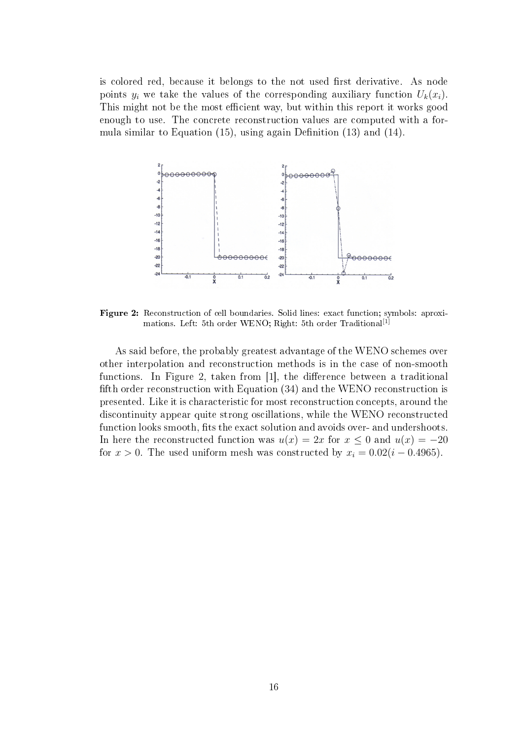is colored red, because it belongs to the not used first derivative. As node points $y_i$ we take the values of the corresponding auxiliary function $U_k(x_i)$. This might not be the most efficient way, but within this report it works good enough to use. The concrete reconstruction values are computed with a formula similar to Equation (15), using again Definition (13) and (14).

**Figure 2:** Reconstruction of cell boundaries. Solid lines: exact function; symbols: aproximations. Left: 5th order WENO; Right: 5th order Traditional[1]

As said before, the probably greatest advantage of the WENO schemes over other interpolation and reconstruction methods is in the case of non-smooth functions. In Figure 2, taken from [1], the difference between a traditional fifth order reconstruction with Equation (34) and the WENO reconstruction is presented. Like it is characteristic for most reconstruction concepts, around the discontinuity appear quite strong oscillations, while the WENO reconstructed function looks smooth, fits the exact solution and avoids over- and undershoots. In here the reconstructed function was $u(x) = 2x$ for $x \leq 0$ and $u(x) = -20$ for $x > 0$. The used uniform mesh was constructed by $x_i = 0.02(i - 0.4965)$.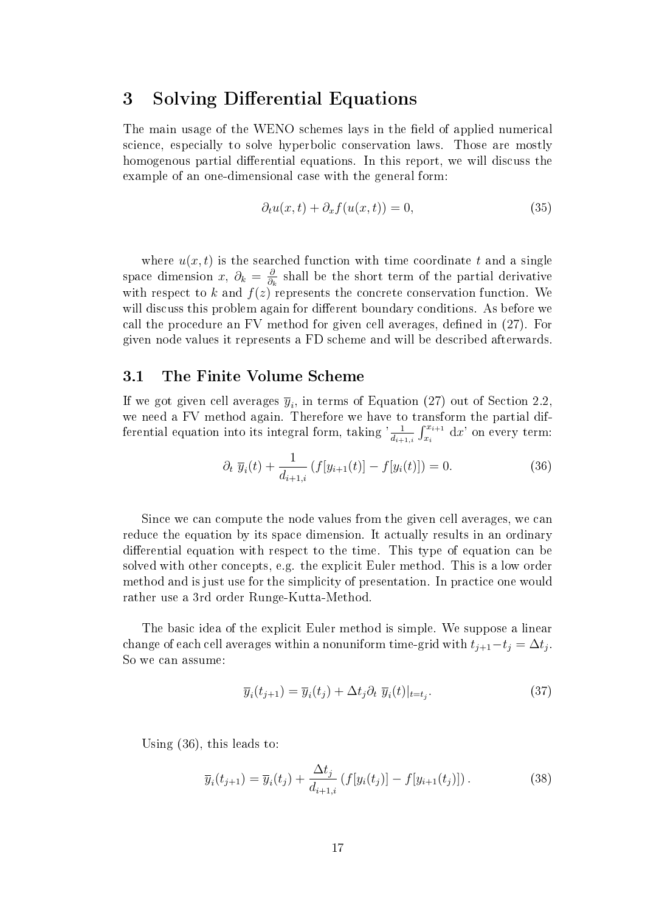# 3 Solving Differential Equations

The main usage of the WENO schemes lays in the field of applied numerical science, especially to solve hyperbolic conservation laws. Those are mostly homogenous partial differential equations. In this report, we will discuss the example of an one-dimensional case with the general form:

$$\partial_t u(x,t) + \partial_x f(u(x,t)) = 0, \tag{35}$$

where $u(x,t)$ is the searched function with time coordinate $t$ and a single space dimension $x$, $\partial_k = \frac{\partial}{\partial_k}$ shall be the short term of the partial derivative with respect to $k$ and $f(z)$ represents the concrete conservation function. We will discuss this problem again for different boundary conditions. As before we call the procedure an FV method for given cell averages, defined in (27). For given node values it represents a FD scheme and will be described afterwards.

## 3.1 The Finite Volume Scheme

If we got given cell averages $\overline{y}_i$, in terms of Equation (27) out of Section 2.2, we need a FV method again. Therefore we have to transform the partial differential equation into its integral form, taking '$\frac{1}{d_{i+1,i}} \int_{x_i}^{x_{i+1}} \mathrm{d}x$' on every term:

$$\partial_t \, \overline{y}_i(t) + \frac{1}{d_{i+1,i}} \left( f[y_{i+1}(t)] - f[y_i(t)] \right) = 0. \tag{36}$$

Since we can compute the node values from the given cell averages, we can reduce the equation by its space dimension. It actually results in an ordinary differential equation with respect to the time. This type of equation can be solved with other concepts, e.g. the explicit Euler method. This is a low order method and is just use for the simplicity of presentation. In practice one would rather use a 3rd order Runge-Kutta-Method.

The basic idea of the explicit Euler method is simple. We suppose a linear change of each cell averages within a nonuniform time-grid with $t_{j+1} - t_j = \Delta t_j$. So we can assume:

$$\overline{y}_i(t_{j+1}) = \overline{y}_i(t_j) + \Delta t_j \partial_t \, \overline{y}_i(t)|_{t=t_j}. \tag{37}$$

Using (36), this leads to:

$$\overline{y}_i(t_{j+1}) = \overline{y}_i(t_j) + \frac{\Delta t_j}{d_{i+1,i}} \left( f[y_i(t_j)] - f[y_{i+1}(t_j)] \right). \tag{38}$$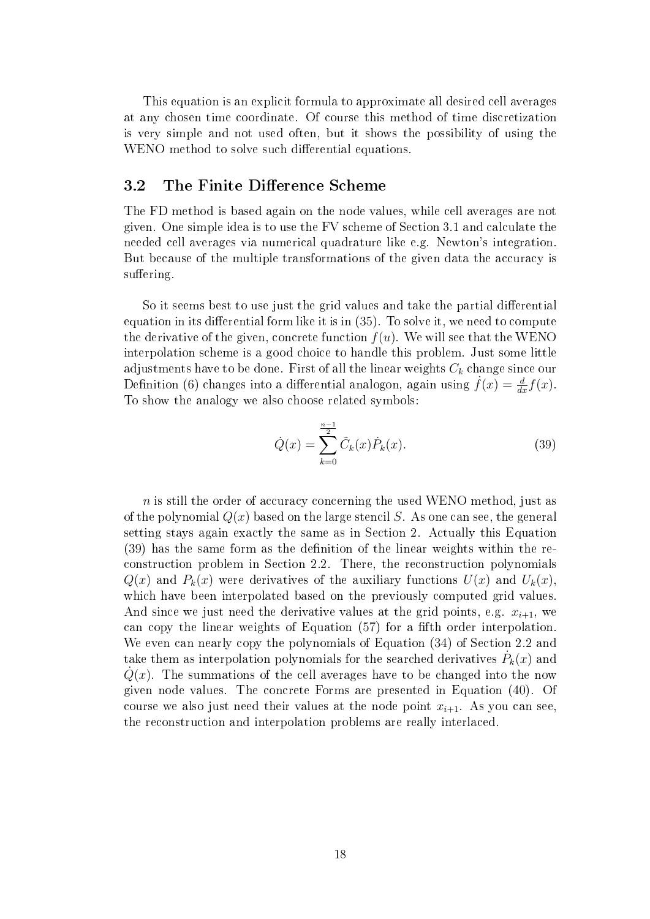This equation is an explicit formula to approximate all desired cell averages at any chosen time coordinate. Of course this method of time discretization is very simple and not used often, but it shows the possibility of using the WENO method to solve such differential equations.

## 3.2 The Finite Difference Scheme

The FD method is based again on the node values, while cell averages are not given. One simple idea is to use the FV scheme of Section 3.1 and calculate the needed cell averages via numerical quadrature like e.g. Newton's integration. But because of the multiple transformations of the given data the accuracy is suffering.

So it seems best to use just the grid values and take the partial differential equation in its differential form like it is in (35). To solve it, we need to compute the derivative of the given, concrete function $f(u)$. We will see that the WENO interpolation scheme is a good choice to handle this problem. Just some little adjustments have to be done. First of all the linear weights $C_k$ change since our Definition (6) changes into a differential analogon, again using $\dot{f}(x) = \frac{d}{dx} f(x)$. To show the analogy we also choose related symbols:

$$\dot{Q}(x) = \sum_{k=0}^{\frac{n-1}{2}} \tilde{C}_k(x) \dot{P}_k(x). \tag{39}$$

$n$ is still the order of accuracy concerning the used WENO method, just as of the polynomial $Q(x)$ based on the large stencil $S$. As one can see, the general setting stays again exactly the same as in Section 2. Actually this Equation (39) has the same form as the definition of the linear weights within the reconstruction problem in Section 2.2. There, the reconstruction polynomials $Q(x)$ and $P_k(x)$ were derivatives of the auxiliary functions $U(x)$ and $U_k(x)$, which have been interpolated based on the previously computed grid values. And since we just need the derivative values at the grid points, e.g. $x_{i+1}$, we can copy the linear weights of Equation (57) for a fifth order interpolation. We even can nearly copy the polynomials of Equation (34) of Section 2.2 and take them as interpolation polynomials for the searched derivatives $\dot{P}_k(x)$ and $\dot{Q}(x)$. The summations of the cell averages have to be changed into the now given node values. The concrete Forms are presented in Equation (40). Of course we also just need their values at the node point $x_{i+1}$. As you can see, the reconstruction and interpolation problems are really interlaced.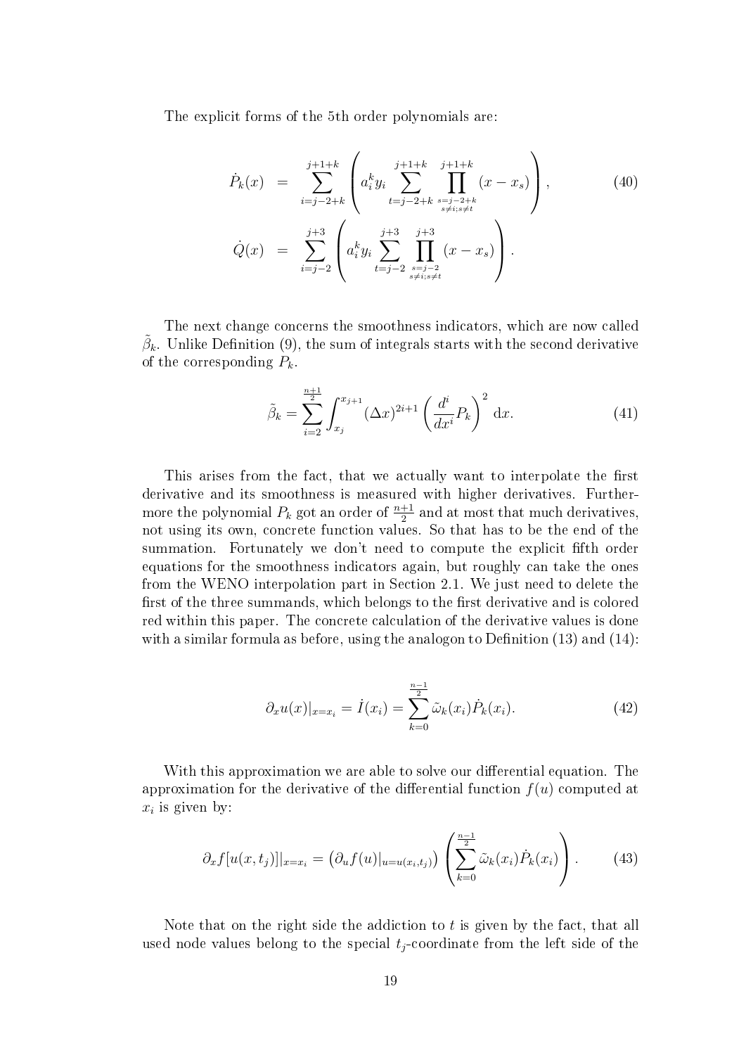The explicit forms of the 5th order polynomials are:

$$
\begin{aligned}
\dot{P}_k(x) &= \sum_{i=j-2+k}^{j+1+k} \left( a_i^k y_i \sum_{t=j-2+k}^{j+1+k} \prod_{\substack{s=j-2+k \\ s\neq i; s\neq t}}^{j+1+k} (x - x_s) \right), \\
\dot{Q}(x) &= \sum_{i=j-2}^{j+3} \left( a_i^k y_i \sum_{t=j-2}^{j+3} \prod_{\substack{s=j-2 \\ s\neq i; s\neq t}}^{j+3} (x - x_s) \right).
\end{aligned} \tag{40}
$$

The next change concerns the smoothness indicators, which are now called $\tilde{\beta}_k$. Unlike Definition (9), the sum of integrals starts with the second derivative of the corresponding $P_k$.

$$
\tilde{\beta}_k = \sum_{i=2}^{\frac{n+1}{2}} \int_{x_j}^{x_{j+1}} (\Delta x)^{2i+1} \left( \frac{d^i}{dx^i} P_k \right)^2 \, \mathrm{d}x. \tag{41}
$$

This arises from the fact, that we actually want to interpolate the first derivative and its smoothness is measured with higher derivatives. Furthermore the polynomial $P_k$ got an order of $\frac{n+1}{2}$ and at most that much derivatives, not using its own, concrete function values. So that has to be the end of the summation. Fortunately we don't need to compute the explicit fifth order equations for the smoothness indicators again, but roughly can take the ones from the WENO interpolation part in Section 2.1. We just need to delete the first of the three summands, which belongs to the first derivative and is colored red within this paper. The concrete calculation of the derivative values is done with a similar formula as before, using the analogon to Definition (13) and (14):

$$
\partial_x u(x)|_{x=x_i} = \dot{I}(x_i) = \sum_{k=0}^{\frac{n-1}{2}} \tilde{\omega}_k(x_i) \dot{P}_k(x_i). \tag{42}
$$

With this approximation we are able to solve our differential equation. The approximation for the derivative of the differential function $f(u)$ computed at $x_i$ is given by:

$$
\partial_x f[u(x,t_j)]|_{x=x_i} = \left( \partial_u f(u)|_{u=u(x_i,t_j)} \right) \left( \sum_{k=0}^{\frac{n-1}{2}} \tilde{\omega}_k(x_i) \dot{P}_k(x_i) \right). \tag{43}
$$

Note that on the right side the addiction to $t$ is given by the fact, that all used node values belong to the special $t_j$-coordinate from the left side of the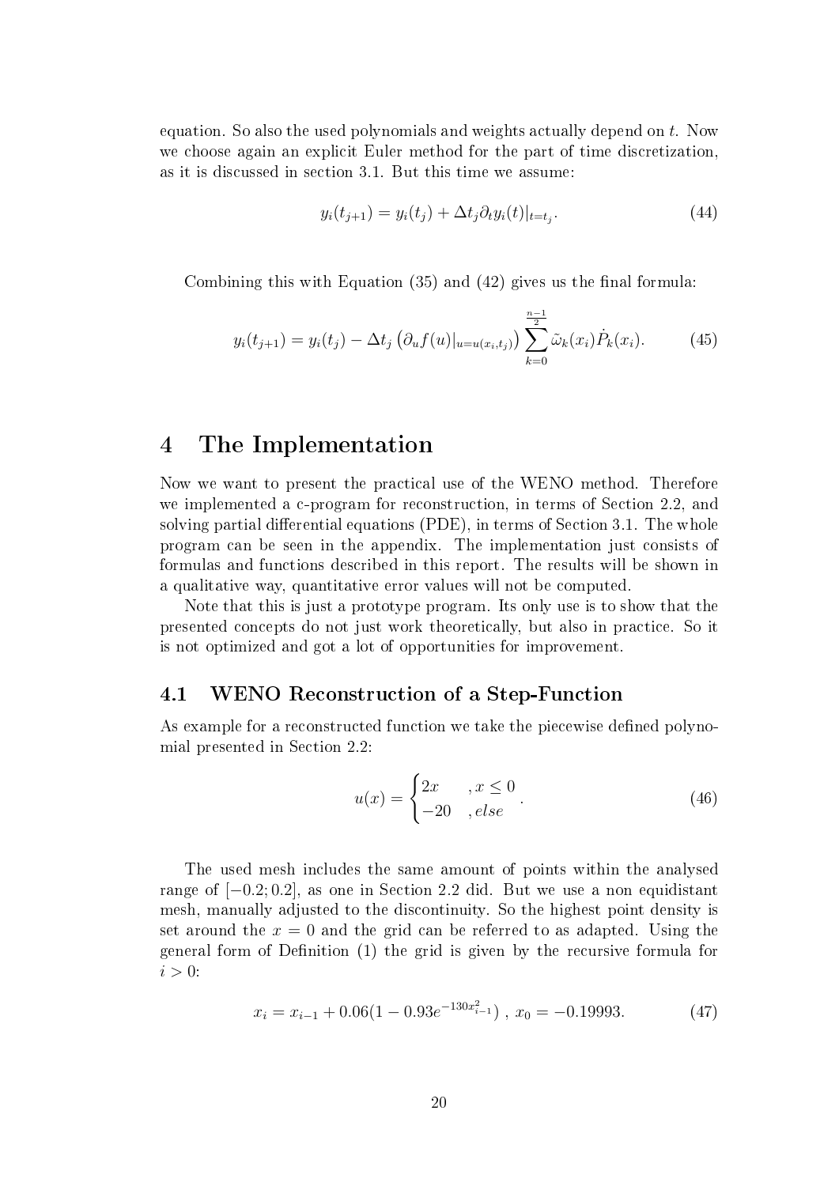equation. So also the used polynomials and weights actually depend on $t$. Now we choose again an explicit Euler method for the part of time discretization, as it is discussed in section 3.1. But this time we assume:

$$y_i(t_{j+1}) = y_i(t_j) + \Delta t_j \partial_t y_i(t)|_{t=t_j}. \tag{44}$$

Combining this with Equation (35) and (42) gives us the final formula:

$$y_i(t_{j+1}) = y_i(t_j) - \Delta t_j \left(\partial_u f(u)|_{u=u(x_i,t_j)}\right) \sum_{k=0}^{\frac{n-1}{2}} \tilde{\omega}_k(x_i) \dot{P}_k(x_i). \tag{45}$$

# 4 The Implementation

Now we want to present the practical use of the WENO method. Therefore we implemented a c-program for reconstruction, in terms of Section 2.2, and solving partial differential equations (PDE), in terms of Section 3.1. The whole program can be seen in the appendix. The implementation just consists of formulas and functions described in this report. The results will be shown in a qualitative way, quantitative error values will not be computed.

Note that this is just a prototype program. Its only use is to show that the presented concepts do not just work theoretically, but also in practice. So it is not optimized and got a lot of opportunities for improvement.

## 4.1 WENO Reconstruction of a Step-Function

As example for a reconstructed function we take the piecewise defined polynomial presented in Section 2.2:

$$u(x) = \begin{cases} 2x & , x \leq 0 \\ -20 & , else \end{cases}. \tag{46}$$

The used mesh includes the same amount of points within the analysed range of $[-0.2; 0.2]$, as one in Section 2.2 did. But we use a non equidistant mesh, manually adjusted to the discontinuity. So the highest point density is set around the $x = 0$ and the grid can be referred to as adapted. Using the general form of Definition (1) the grid is given by the recursive formula for $i > 0$:

$$x_i = x_{i-1} + 0.06(1 - 0.93e^{-130x_{i-1}^2}) \, , \, x_0 = -0.19993. \tag{47}$$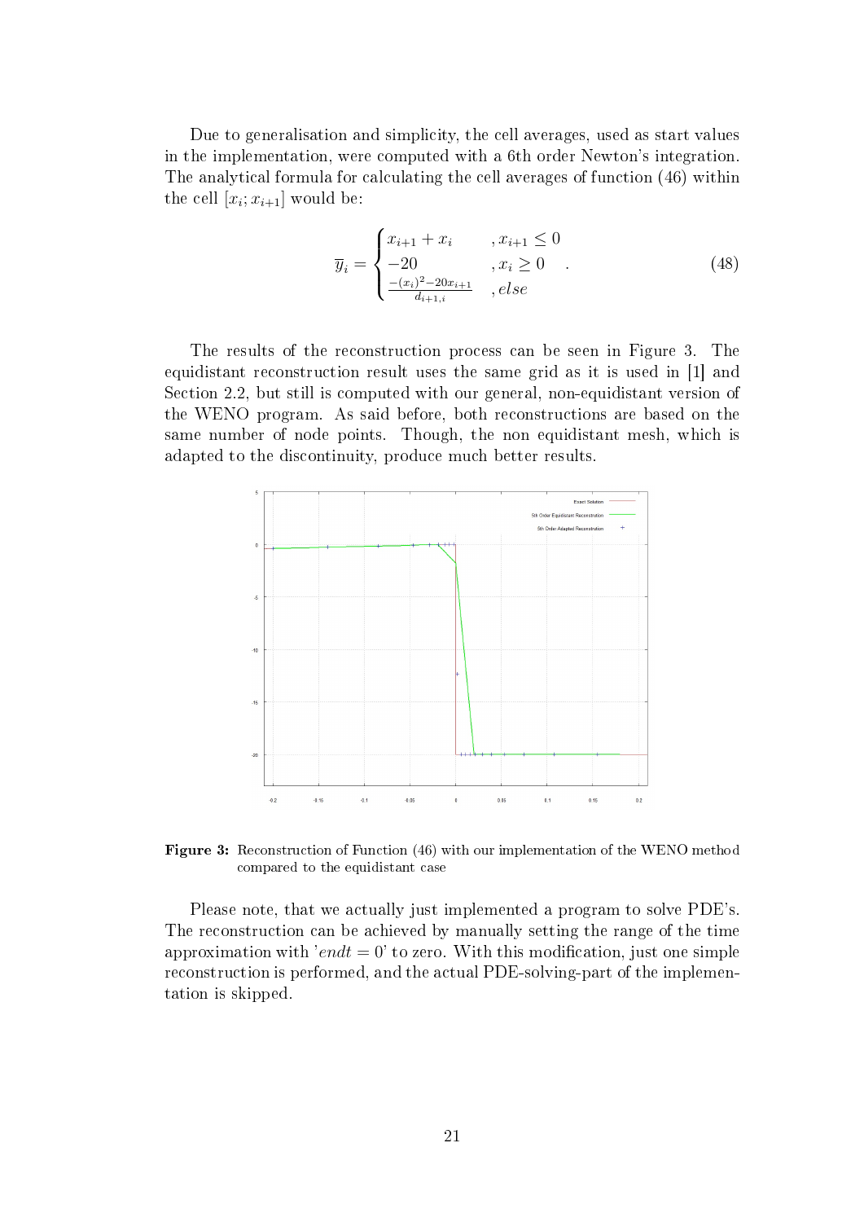Due to generalisation and simplicity, the cell averages, used as start values in the implementation, were computed with a 6th order Newton's integration. The analytical formula for calculating the cell averages of function (46) within the cell $[x_i; x_{i+1}]$ would be:

$$\overline{y}_i = \begin{cases} x_{i+1} + x_i & , x_{i+1} \leq 0 \\ -20 & , x_i \geq 0 \\ \frac{-(x_i)^2 - 20x_{i+1}}{d_{i+1,i}} & , else \end{cases} . \tag{48}$$

The results of the reconstruction process can be seen in Figure 3. The equidistant reconstruction result uses the same grid as it is used in [1] and Section 2.2, but still is computed with our general, non-equidistant version of the WENO program. As said before, both reconstructions are based on the same number of node points. Though, the non equidistant mesh, which is adapted to the discontinuity, produce much better results.

**Figure 3:** Reconstruction of Function (46) with our implementation of the WENO method compared to the equidistant case

Please note, that we actually just implemented a program to solve PDE's. The reconstruction can be achieved by manually setting the range of the time approximation with '$endt = 0$' to zero. With this modification, just one simple reconstruction is performed, and the actual PDE-solving-part of the implementation is skipped.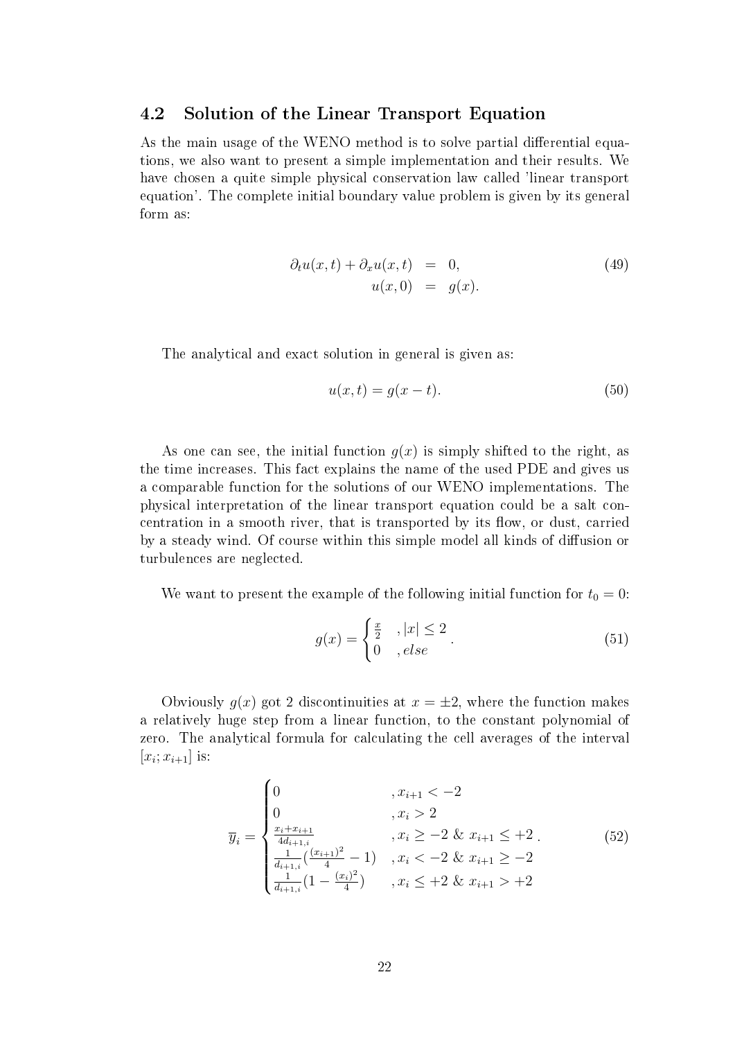### 4.2 Solution of the Linear Transport Equation

As the main usage of the WENO method is to solve partial differential equations, we also want to present a simple implementation and their results. We have chosen a quite simple physical conservation law called 'linear transport equation'. The complete initial boundary value problem is given by its general form as:

$$\begin{aligned} \partial_t u(x,t) + \partial_x u(x,t) &= 0, \\ u(x,0) &= g(x). \end{aligned} \tag{49}$$

The analytical and exact solution in general is given as:

$$u(x,t) = g(x-t). \tag{50}$$

As one can see, the initial function $g(x)$ is simply shifted to the right, as the time increases. This fact explains the name of the used PDE and gives us a comparable function for the solutions of our WENO implementations. The physical interpretation of the linear transport equation could be a salt concentration in a smooth river, that is transported by its flow, or dust, carried by a steady wind. Of course within this simple model all kinds of diffusion or turbulences are neglected.

We want to present the example of the following initial function for $t_0 = 0$:

$$g(x) = \begin{cases} \frac{x}{2} & , |x| \leq 2 \\ 0 & , else \end{cases}. \tag{51}$$

Obviously $g(x)$ got 2 discontinuities at $x = \pm 2$, where the function makes a relatively huge step from a linear function, to the constant polynomial of zero. The analytical formula for calculating the cell averages of the interval $[x_i; x_{i+1}]$ is:

$$\overline{y}_i = \begin{cases} 0 & , x_{i+1} < -2 \\ 0 & , x_i > 2 \\ \frac{x_i + x_{i+1}}{4 d_{i+1,i}} & , x_i \geq -2 \ \& \ x_{i+1} \leq +2 \\ \frac{1}{d_{i+1,i}} \left( \frac{(x_{i+1})^2}{4} - 1 \right) & , x_i < -2 \ \& \ x_{i+1} \geq -2 \\ \frac{1}{d_{i+1,i}} \left( 1 - \frac{(x_i)^2}{4} \right) & , x_i \leq +2 \ \& \ x_{i+1} > +2 \end{cases}. \tag{52}$$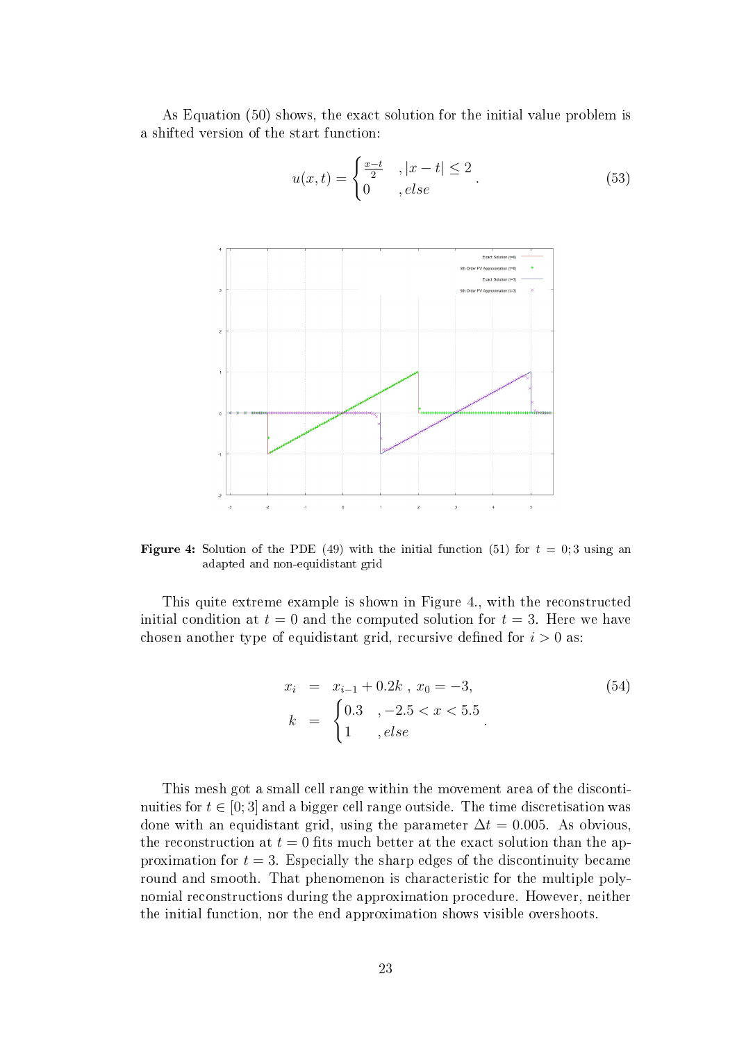As Equation (50) shows, the exact solution for the initial value problem is a shifted version of the start function:

$$u(x,t) = \begin{cases} \frac{x-t}{2} & , |x-t| \le 2 \\ 0 & , else \end{cases} . \tag{53}$$

**Figure 4:** Solution of the PDE (49) with the initial function (51) for $t = 0; 3$ using an adapted and non-equidistant grid

This quite extreme example is shown in Figure 4., with the reconstructed initial condition at $t = 0$ and the computed solution for $t = 3$. Here we have chosen another type of equidistant grid, recursive defined for $i > 0$ as:

$$\begin{aligned} x_i &= x_{i-1} + 0.2k \ , \ x_0 = -3, \\ k &= \begin{cases} 0.3 & , -2.5 < x < 5.5 \\ 1 & , else \end{cases} . \end{aligned} \tag{54}$$

This mesh got a small cell range within the movement area of the discontinuities for $t \in [0; 3]$ and a bigger cell range outside. The time discretisation was done with an equidistant grid, using the parameter $\Delta t = 0.005$. As obvious, the reconstruction at $t = 0$ fits much better at the exact solution than the approximation for $t = 3$. Especially the sharp edges of the discontinuity became round and smooth. That phenomenon is characteristic for the multiple polynomial reconstructions during the approximation procedure. However, neither the initial function, nor the end approximation shows visible overshoots.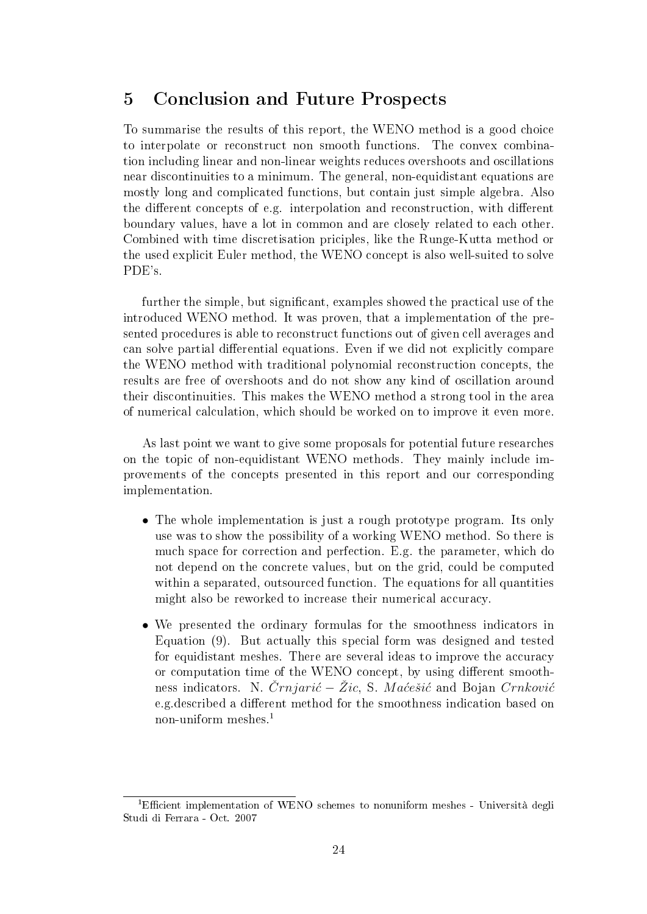## 5 Conclusion and Future Prospects

To summarise the results of this report, the WENO method is a good choice to interpolate or reconstruct non smooth functions. The convex combination including linear and non-linear weights reduces overshoots and oscillations near discontinuities to a minimum. The general, non-equidistant equations are mostly long and complicated functions, but contain just simple algebra. Also the different concepts of e.g. interpolation and reconstruction, with different boundary values, have a lot in common and are closely related to each other. Combined with time discretisation priciples, like the Runge-Kutta method or the used explicit Euler method, the WENO concept is also well-suited to solve PDE's.

further the simple, but significant, examples showed the practical use of the introduced WENO method. It was proven, that a implementation of the presented procedures is able to reconstruct functions out of given cell averages and can solve partial differential equations. Even if we did not explicitly compare the WENO method with traditional polynomial reconstruction concepts, the results are free of overshoots and do not show any kind of oscillation around their discontinuities. This makes the WENO method a strong tool in the area of numerical calculation, which should be worked on to improve it even more.

As last point we want to give some proposals for potential future researches on the topic of non-equidistant WENO methods. They mainly include improvements of the concepts presented in this report and our corresponding implementation.

- The whole implementation is just a rough prototype program. Its only use was to show the possibility of a working WENO method. So there is much space for correction and perfection. E.g. the parameter, which do not depend on the concrete values, but on the grid, could be computed within a separated, outsourced function. The equations for all quantities might also be reworked to increase their numerical accuracy.
- We presented the ordinary formulas for the smoothness indicators in Equation (9). But actually this special form was designed and tested for equidistant meshes. There are several ideas to improve the accuracy or computation time of the WENO concept, by using different smoothness indicators. N. *Črnjarić − Žic*, S. *Maćešić* and Bojan *Crnković* e.g.described a different method for the smoothness indication based on non-uniform meshes.[1]

[1] Efficient implementation of WENO schemes to nonuniform meshes - Università degli Studi di Ferrara - Oct. 2007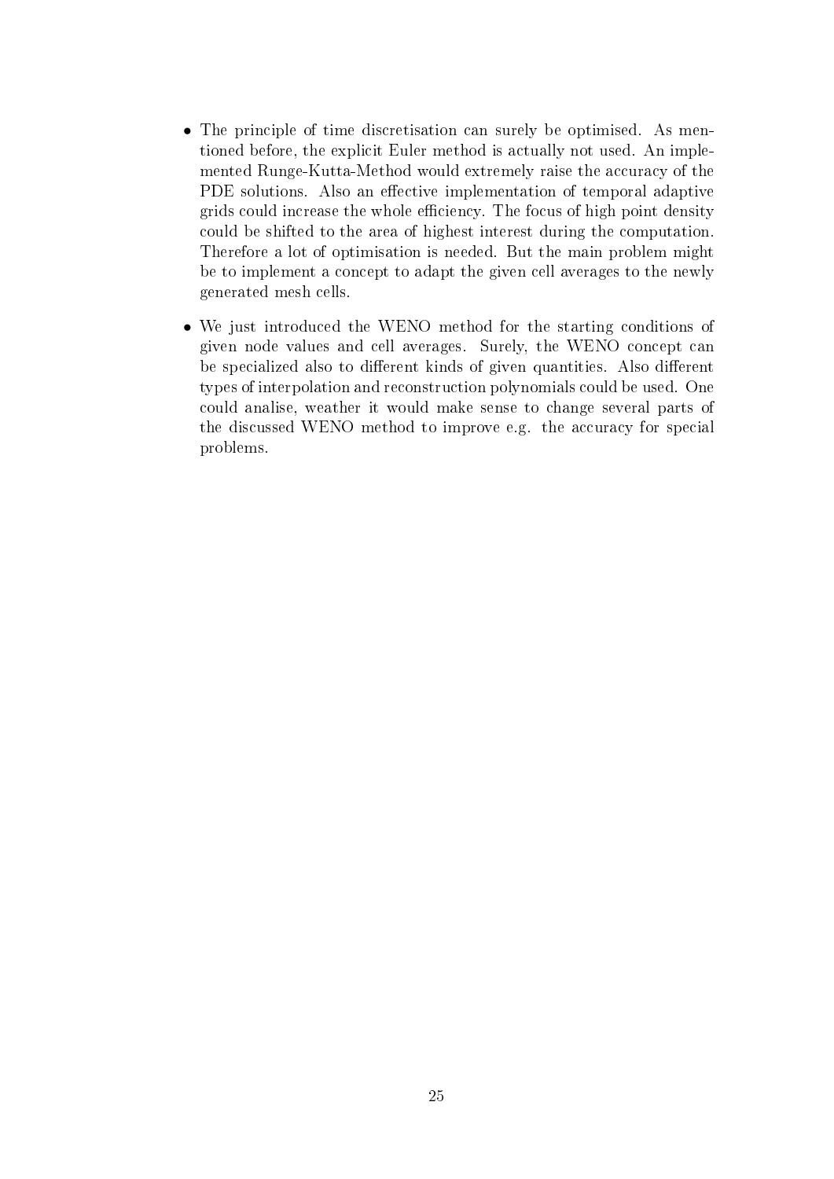- The principle of time discretisation can surely be optimised. As mentioned before, the explicit Euler method is actually not used. An implemented Runge-Kutta-Method would extremely raise the accuracy of the PDE solutions. Also an effective implementation of temporal adaptive grids could increase the whole efficiency. The focus of high point density could be shifted to the area of highest interest during the computation. Therefore a lot of optimisation is needed. But the main problem might be to implement a concept to adapt the given cell averages to the newly generated mesh cells.

- We just introduced the WENO method for the starting conditions of given node values and cell averages. Surely, the WENO concept can be specialized also to different kinds of given quantities. Also different types of interpolation and reconstruction polynomials could be used. One could analise, weather it would make sense to change several parts of the discussed WENO method to improve e.g. the accuracy for special problems.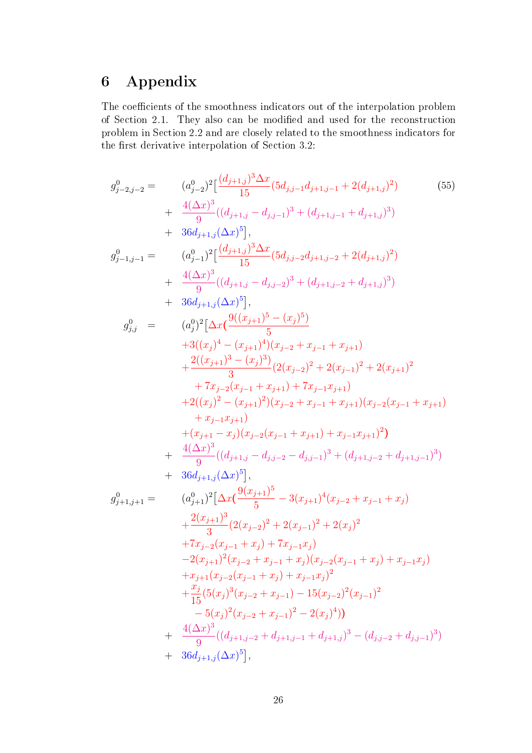# 6 Appendix

The coefficients of the smoothness indicators out of the interpolation problem of Section 2.1. They also can be modified and used for the reconstruction problem in Section 2.2 and are closely related to the smoothness indicators for the first derivative interpolation of Section 3.2:

$$
\begin{aligned}
g^0_{j-2,j-2} = \quad & (a^0_{j-2})^2 \Big[ \frac{(d_{j+1,j})^3 \Delta x}{15} (5 d_{j,j-1} d_{j+1,j-1} + 2(d_{j+1,j})^2) \\
+ \quad & \frac{4(\Delta x)^3}{9} ((d_{j+1,j} - d_{j,j-1})^3 + (d_{j+1,j-1} + d_{j+1,j})^3) \\
+ \quad & 36 d_{j+1,j} (\Delta x)^5 \Big], \\
g^0_{j-1,j-1} = \quad & (a^0_{j-1})^2 \Big[ \frac{(d_{j+1,j})^3 \Delta x}{15} (5 d_{j,j-2} d_{j+1,j-2} + 2(d_{j+1,j})^2) \\
+ \quad & \frac{4(\Delta x)^3}{9} ((d_{j+1,j} - d_{j,j-2})^3 + (d_{j+1,j-2} + d_{j+1,j})^3) \\
+ \quad & 36 d_{j+1,j} (\Delta x)^5 \Big], \\
g^0_{j,j} \quad = \quad & (a^0_j)^2 \Big[ \Delta x \Big( \frac{9((x_{j+1})^5 - (x_j)^5)}{5} \\
& + 3((x_j)^4 - (x_{j+1})^4)(x_{j-2} + x_{j-1} + x_{j+1}) \\
& + \frac{2((x_{j+1})^3 - (x_j)^3)}{3} (2(x_{j-2})^2 + 2(x_{j-1})^2 + 2(x_{j+1})^2 \\
& \quad + 7 x_{j-2}(x_{j-1} + x_{j+1}) + 7 x_{j-1} x_{j+1}) \\
& + 2((x_j)^2 - (x_{j+1})^2)(x_{j-2} + x_{j-1} + x_{j+1})(x_{j-2}(x_{j-1} + x_{j+1}) \\
& \quad + x_{j-1} x_{j+1}) \\
& + (x_{j+1} - x_j)(x_{j-2}(x_{j-1} + x_{j+1}) + x_{j-1} x_{j+1})^2 \Big) \\
+ \quad & \frac{4(\Delta x)^3}{9} ((d_{j+1,j} - d_{j,j-2} - d_{j,j-1})^3 + (d_{j+1,j-2} + d_{j+1,j-1})^3) \\
+ \quad & 36 d_{j+1,j} (\Delta x)^5 \Big], \\
g^0_{j+1,j+1} = \quad & (a^0_{j+1})^2 \Big[ \Delta x \Big( \frac{9(x_{j+1})^5}{5} - 3(x_{j+1})^4 (x_{j-2} + x_{j-1} + x_j) \\
& + \frac{2(x_{j+1})^3}{3} (2(x_{j-2})^2 + 2(x_{j-1})^2 + 2(x_j)^2 \\
& + 7 x_{j-2}(x_{j-1} + x_j) + 7 x_{j-1} x_j) \\
& - 2(x_{j+1})^2 (x_{j-2} + x_{j-1} + x_j)(x_{j-2}(x_{j-1} + x_j) + x_{j-1} x_j) \\
& + x_{j+1}(x_{j-2}(x_{j-1} + x_j) + x_{j-1} x_j)^2 \\
& + \frac{x_j}{15} (5(x_j)^3 (x_{j-2} + x_{j-1}) - 15(x_{j-2})^2 (x_{j-1})^2 \\
& \quad - 5(x_j)^2 (x_{j-2} + x_{j-1})^2 - 2(x_j)^4) \Big) \\
+ \quad & \frac{4(\Delta x)^3}{9} ((d_{j+1,j-2} + d_{j+1,j-1} + d_{j+1,j})^3 - (d_{j,j-2} + d_{j,j-1})^3) \\
+ \quad & 36 d_{j+1,j} (\Delta x)^5 \Big],
\end{aligned}
\tag{55}
$$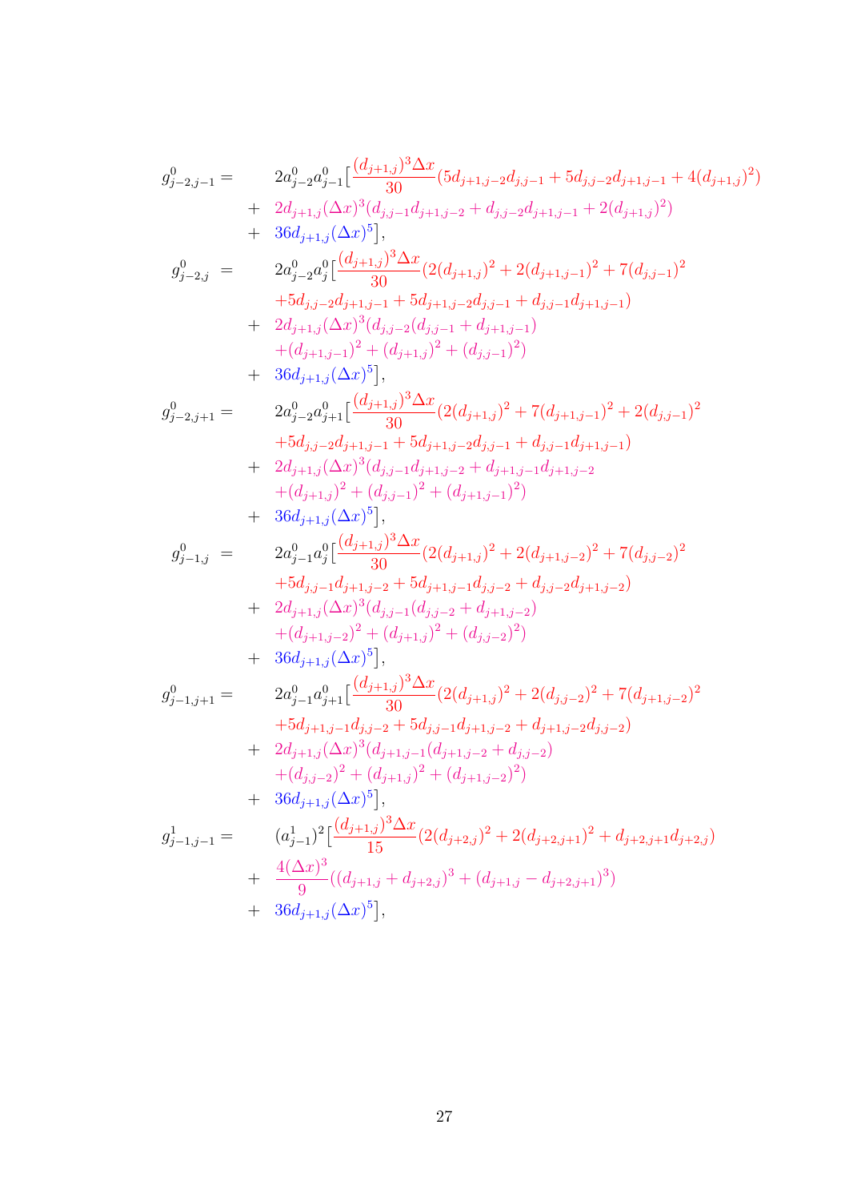$$
\begin{aligned}
g^0_{j-2,j-1} = \quad & 2a^0_{j-2}a^0_{j-1}\Big[\frac{(d_{j+1,j})^3\Delta x}{30}(5d_{j+1,j-2}d_{j,j-1} + 5d_{j,j-2}d_{j+1,j-1} + 4(d_{j+1,j})^2) \\
+ \quad & 2d_{j+1,j}(\Delta x)^3(d_{j,j-1}d_{j+1,j-2} + d_{j,j-2}d_{j+1,j-1} + 2(d_{j+1,j})^2) \\
+ \quad & 36d_{j+1,j}(\Delta x)^5\Big], \\
g^0_{j-2,j} = \quad & 2a^0_{j-2}a^0_{j}\Big[\frac{(d_{j+1,j})^3\Delta x}{30}(2(d_{j+1,j})^2 + 2(d_{j+1,j-1})^2 + 7(d_{j,j-1})^2 \\
& +5d_{j,j-2}d_{j+1,j-1} + 5d_{j+1,j-2}d_{j,j-1} + d_{j,j-1}d_{j+1,j-1}) \\
+ \quad & 2d_{j+1,j}(\Delta x)^3(d_{j,j-2}(d_{j,j-1} + d_{j+1,j-1}) \\
& +(d_{j+1,j-1})^2 + (d_{j+1,j})^2 + (d_{j,j-1})^2) \\
+ \quad & 36d_{j+1,j}(\Delta x)^5\Big], \\
g^0_{j-2,j+1} = \quad & 2a^0_{j-2}a^0_{j+1}\Big[\frac{(d_{j+1,j})^3\Delta x}{30}(2(d_{j+1,j})^2 + 7(d_{j+1,j-1})^2 + 2(d_{j,j-1})^2 \\
& +5d_{j,j-2}d_{j+1,j-1} + 5d_{j+1,j-2}d_{j,j-1} + d_{j,j-1}d_{j+1,j-1}) \\
+ \quad & 2d_{j+1,j}(\Delta x)^3(d_{j,j-1}d_{j+1,j-2} + d_{j+1,j-1}d_{j+1,j-2} \\
& +(d_{j+1,j})^2 + (d_{j,j-1})^2 + (d_{j+1,j-1})^2) \\
+ \quad & 36d_{j+1,j}(\Delta x)^5\Big], \\
g^0_{j-1,j} = \quad & 2a^0_{j-1}a^0_{j}\Big[\frac{(d_{j+1,j})^3\Delta x}{30}(2(d_{j+1,j})^2 + 2(d_{j+1,j-2})^2 + 7(d_{j,j-2})^2 \\
& +5d_{j,j-1}d_{j+1,j-2} + 5d_{j+1,j-1}d_{j,j-2} + d_{j,j-2}d_{j+1,j-2}) \\
+ \quad & 2d_{j+1,j}(\Delta x)^3(d_{j,j-1}(d_{j,j-2} + d_{j+1,j-2}) \\
& +(d_{j+1,j-2})^2 + (d_{j+1,j})^2 + (d_{j,j-2})^2) \\
+ \quad & 36d_{j+1,j}(\Delta x)^5\Big], \\
g^0_{j-1,j+1} = \quad & 2a^0_{j-1}a^0_{j+1}\Big[\frac{(d_{j+1,j})^3\Delta x}{30}(2(d_{j+1,j})^2 + 2(d_{j,j-2})^2 + 7(d_{j+1,j-2})^2 \\
& +5d_{j+1,j-1}d_{j,j-2} + 5d_{j,j-1}d_{j+1,j-2} + d_{j+1,j-2}d_{j,j-2}) \\
+ \quad & 2d_{j+1,j}(\Delta x)^3(d_{j+1,j-1}(d_{j+1,j-2} + d_{j,j-2}) \\
& +(d_{j,j-2})^2 + (d_{j+1,j})^2 + (d_{j+1,j-2})^2) \\
+ \quad & 36d_{j+1,j}(\Delta x)^5\Big], \\
g^1_{j-1,j-1} = \quad & (a^1_{j-1})^2\Big[\frac{(d_{j+1,j})^3\Delta x}{15}(2(d_{j+2,j})^2 + 2(d_{j+2,j+1})^2 + d_{j+2,j+1}d_{j+2,j}) \\
+ \quad & \frac{4(\Delta x)^3}{9}((d_{j+1,j} + d_{j+2,j})^3 + (d_{j+1,j} - d_{j+2,j+1})^3) \\
+ \quad & 36d_{j+1,j}(\Delta x)^5\Big],
\end{aligned}
$$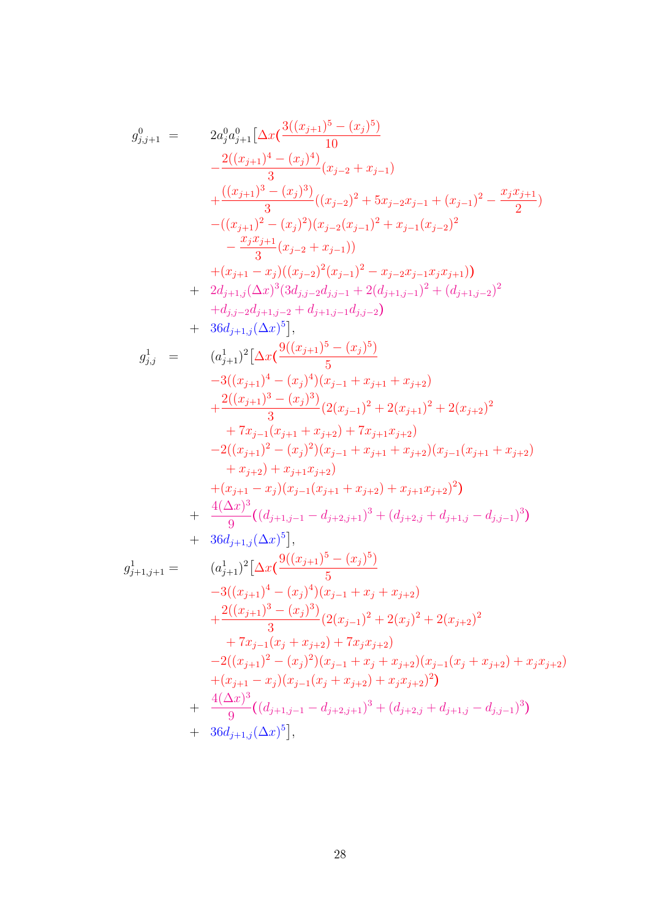$$
\begin{aligned}
g^0_{j,j+1} \;=\;\; & 2a^0_j a^0_{j+1}\big[\Delta x\big(\frac{3((x_{j+1})^5-(x_j)^5)}{10} \\
& -\frac{2((x_{j+1})^4-(x_j)^4)}{3}(x_{j-2}+x_{j-1}) \\
& +\frac{((x_{j+1})^3-(x_j)^3)}{3}((x_{j-2})^2+5x_{j-2}x_{j-1}+(x_{j-1})^2-\frac{x_jx_{j+1}}{2}) \\
& -((x_{j+1})^2-(x_j)^2)(x_{j-2}(x_{j-1})^2+x_{j-1}(x_{j-2})^2 \\
& \quad -\frac{x_jx_{j+1}}{3}(x_{j-2}+x_{j-1})) \\
& +(x_{j+1}-x_j)((x_{j-2})^2(x_{j-1})^2-x_{j-2}x_{j-1}x_jx_{j+1})\big) \\
+\;\; & 2d_{j+1,j}(\Delta x)^3(3d_{j,j-2}d_{j,j-1}+2(d_{j+1,j-1})^2+(d_{j+1,j-2})^2 \\
& +d_{j,j-2}d_{j+1,j-2}+d_{j+1,j-1}d_{j,j-2}) \\
+\;\; & 36d_{j+1,j}(\Delta x)^5\big],
\end{aligned}
$$

$$
\begin{aligned}
g^1_{j,j} \;=\;\; & (a^1_{j+1})^2\big[\Delta x\big(\frac{9((x_{j+1})^5-(x_j)^5)}{5} \\
& -3((x_{j+1})^4-(x_j)^4)(x_{j-1}+x_{j+1}+x_{j+2}) \\
& +\frac{2((x_{j+1})^3-(x_j)^3)}{3}(2(x_{j-1})^2+2(x_{j+1})^2+2(x_{j+2})^2 \\
& \quad +7x_{j-1}(x_{j+1}+x_{j+2})+7x_{j+1}x_{j+2}) \\
& -2((x_{j+1})^2-(x_j)^2)(x_{j-1}+x_{j+1}+x_{j+2})(x_{j-1}(x_{j+1}+x_{j+2}) \\
& \quad +x_{j+2})+x_{j+1}x_{j+2}) \\
& +(x_{j+1}-x_j)(x_{j-1}(x_{j+1}+x_{j+2})+x_{j+1}x_{j+2})^2\big) \\
+\;\; & \frac{4(\Delta x)^3}{9}\big((d_{j+1,j-1}-d_{j+2,j+1})^3+(d_{j+2,j}+d_{j+1,j}-d_{j,j-1})^3\big) \\
+\;\; & 36d_{j+1,j}(\Delta x)^5\big],
\end{aligned}
$$

$$
\begin{aligned}
g^1_{j+1,j+1} \;=\;\; & (a^1_{j+1})^2\big[\Delta x\big(\frac{9((x_{j+1})^5-(x_j)^5)}{5} \\
& -3((x_{j+1})^4-(x_j)^4)(x_{j-1}+x_j+x_{j+2}) \\
& +\frac{2((x_{j+1})^3-(x_j)^3)}{3}(2(x_{j-1})^2+2(x_j)^2+2(x_{j+2})^2 \\
& \quad +7x_{j-1}(x_j+x_{j+2})+7x_jx_{j+2}) \\
& -2((x_{j+1})^2-(x_j)^2)(x_{j-1}+x_j+x_{j+2})(x_{j-1}(x_j+x_{j+2})+x_jx_{j+2}) \\
& +(x_{j+1}-x_j)(x_{j-1}(x_j+x_{j+2})+x_jx_{j+2})^2\big) \\
+\;\; & \frac{4(\Delta x)^3}{9}\big((d_{j+1,j-1}-d_{j+2,j+1})^3+(d_{j+2,j}+d_{j+1,j}-d_{j,j-1})^3\big) \\
+\;\; & 36d_{j+1,j}(\Delta x)^5\big],
\end{aligned}
$$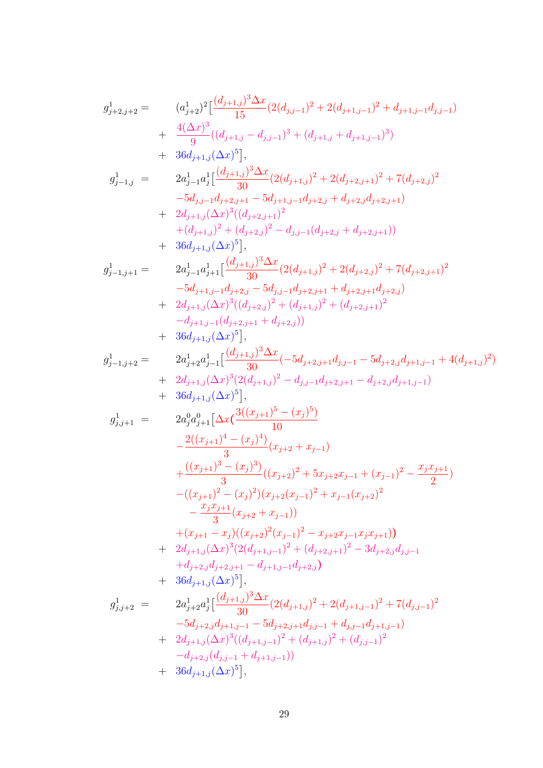$$
\begin{aligned}
g^1_{j+2,j+2} = \;& (a^1_{j+2})^2\Big[\frac{(d_{j+1,j})^3\Delta x}{15}(2(d_{j,j-1})^2 + 2(d_{j+1,j-1})^2 + d_{j+1,j-1}d_{j,j-1}) \\
+ \;& \frac{4(\Delta x)^3}{9}((d_{j+1,j} - d_{j,j-1})^3 + (d_{j+1,j} + d_{j+1,j-1})^3) \\
+ \;& 36 d_{j+1,j}(\Delta x)^5\Big], \\
g^1_{j-1,j} = \;& 2a^1_{j-1}a^1_j\Big[\frac{(d_{j+1,j})^3\Delta x}{30}(2(d_{j+1,j})^2 + 2(d_{j+2,j+1})^2 + 7(d_{j+2,j})^2 \\
& -5d_{j,j-1}d_{j+2,j+1} - 5d_{j+1,j-1}d_{j+2,j} + d_{j+2,j}d_{j+2,j+1}) \\
+ \;& 2d_{j+1,j}(\Delta x)^3((d_{j+2,j+1})^2 \\
& +(d_{j+1,j})^2 + (d_{j+2,j})^2 - d_{j,j-1}(d_{j+2,j} + d_{j+2,j+1})) \\
+ \;& 36 d_{j+1,j}(\Delta x)^5\Big], \\
g^1_{j-1,j+1} = \;& 2a^1_{j-1}a^1_{j+1}\Big[\frac{(d_{j+1,j})^3\Delta x}{30}(2(d_{j+1,j})^2 + 2(d_{j+2,j})^2 + 7(d_{j+2,j+1})^2 \\
& -5d_{j+1,j-1}d_{j+2,j} - 5d_{j,j-1}d_{j+2,j+1} + d_{j+2,j+1}d_{j+2,j}) \\
+ \;& 2d_{j+1,j}(\Delta x)^3((d_{j+2,j})^2 + (d_{j+1,j})^2 + (d_{j+2,j+1})^2 \\
& -d_{j+1,j-1}(d_{j+2,j+1} + d_{j+2,j})) \\
+ \;& 36 d_{j+1,j}(\Delta x)^5\Big], \\
g^1_{j-1,j+2} = \;& 2a^1_{j+2}a^1_{j-1}\Big[\frac{(d_{j+1,j})^3\Delta x}{30}(-5d_{j+2,j+1}d_{j,j-1} - 5d_{j+2,j}d_{j+1,j-1} + 4(d_{j+1,j})^2) \\
+ \;& 2d_{j+1,j}(\Delta x)^3(2(d_{j+1,j})^2 - d_{j,j-1}d_{j+2,j+1} - d_{j+2,j}d_{j+1,j-1}) \\
+ \;& 36 d_{j+1,j}(\Delta x)^5\Big], \\
g^1_{j,j+1} = \;& 2a^0_j a^0_{j+1}\Big[\Delta x\Big(\frac{3((x_{j+1})^5 - (x_j)^5)}{10} \\
& -\frac{2((x_{j+1})^4 - (x_j)^4)}{3}(x_{j+2} + x_{j-1}) \\
& +\frac{((x_{j+1})^3 - (x_j)^3)}{3}((x_{j+2})^2 + 5x_{j+2}x_{j-1} + (x_{j-1})^2 - \frac{x_j x_{j+1}}{2}) \\
& -((x_{j+1})^2 - (x_j)^2)(x_{j+2}(x_{j-1})^2 + x_{j-1}(x_{j+2})^2 \\
& \quad - \frac{x_j x_{j+1}}{3}(x_{j+2} + x_{j-1})) \\
& +(x_{j+1} - x_j)((x_{j+2})^2(x_{j-1})^2 - x_{j+2}x_{j-1}x_j x_{j+1})\Big) \\
+ \;& 2d_{j+1,j}(\Delta x)^3(2(d_{j+1,j-1})^2 + (d_{j+2,j+1})^2 - 3d_{j+2,j}d_{j,j-1} \\
& +d_{j+2,j}d_{j+2,j+1} - d_{j+1,j-1}d_{j+2,j}) \\
+ \;& 36 d_{j+1,j}(\Delta x)^5\Big], \\
g^1_{j,j+2} = \;& 2a^1_{j+2}a^1_j\Big[\frac{(d_{j+1,j})^3\Delta x}{30}(2(d_{j+1,j})^2 + 2(d_{j+1,j-1})^2 + 7(d_{j,j-1})^2 \\
& -5d_{j+2,j}d_{j+1,j-1} - 5d_{j+2,j+1}d_{j,j-1} + d_{j,j-1}d_{j+1,j-1}) \\
+ \;& 2d_{j+1,j}(\Delta x)^3((d_{j+1,j-1})^2 + (d_{j+1,j})^2 + (d_{j,j-1})^2 \\
& -d_{j+2,j}(d_{j,j-1} + d_{j+1,j-1})) \\
+ \;& 36 d_{j+1,j}(\Delta x)^5\Big],
\end{aligned}
$$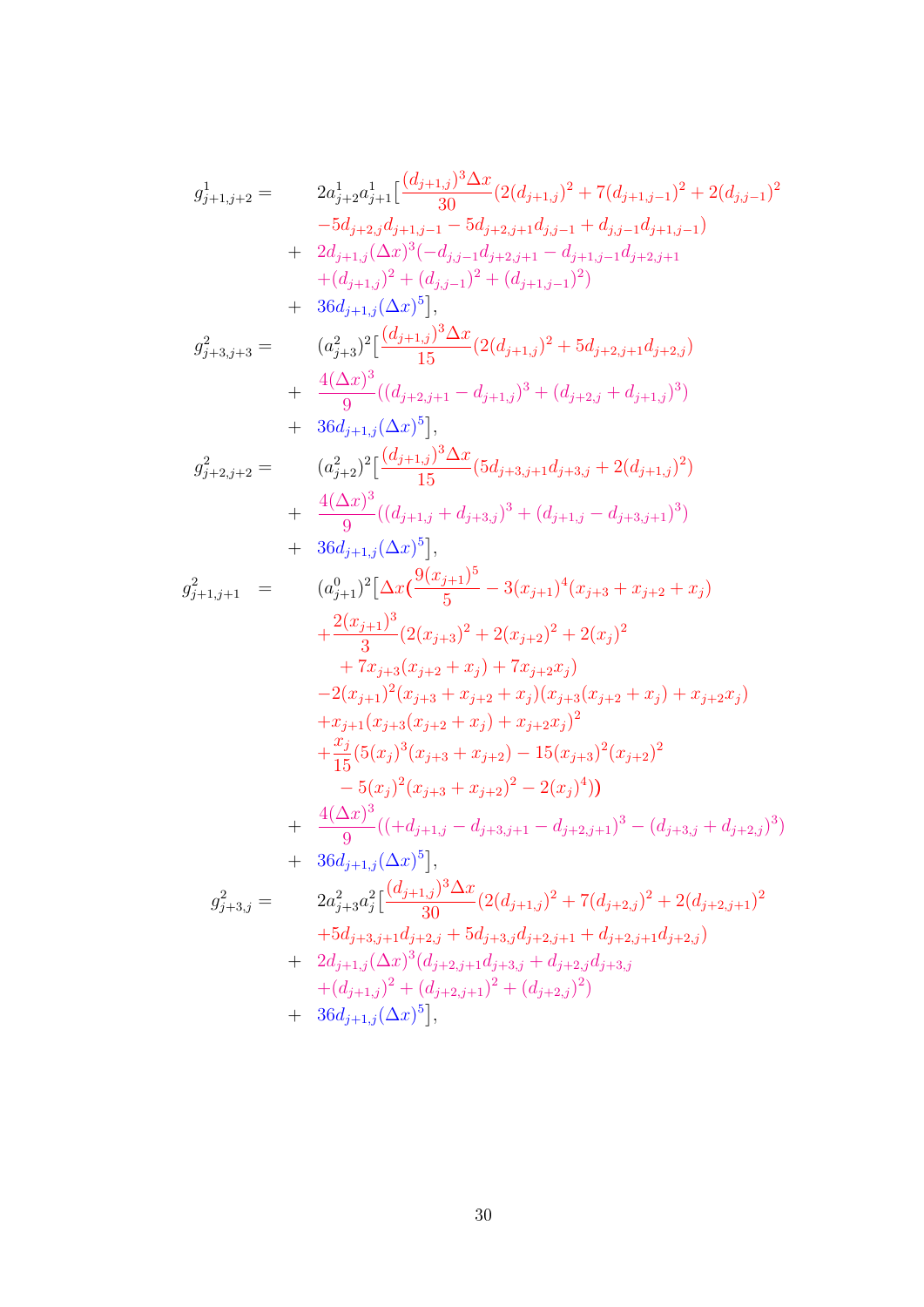$$
\begin{aligned}
g^1_{j+1,j+2} = \quad & 2a^1_{j+2}a^1_{j+1}\Big[\frac{(d_{j+1,j})^3\Delta x}{30}(2(d_{j+1,j})^2+7(d_{j+1,j-1})^2+2(d_{j,j-1})^2 \\
& -5d_{j+2,j}d_{j+1,j-1}-5d_{j+2,j+1}d_{j,j-1}+d_{j,j-1}d_{j+1,j-1}) \\
+ \quad & 2d_{j+1,j}(\Delta x)^3(-d_{j,j-1}d_{j+2,j+1}-d_{j+1,j-1}d_{j+2,j+1} \\
& +(d_{j+1,j})^2+(d_{j,j-1})^2+(d_{j+1,j-1})^2) \\
+ \quad & 36d_{j+1,j}(\Delta x)^5\Big],
\end{aligned}
$$

$$
\begin{aligned}
g^2_{j+3,j+3} = \quad & (a^2_{j+3})^2\Big[\frac{(d_{j+1,j})^3\Delta x}{15}(2(d_{j+1,j})^2+5d_{j+2,j+1}d_{j+2,j}) \\
+ \quad & \frac{4(\Delta x)^3}{9}((d_{j+2,j+1}-d_{j+1,j})^3+(d_{j+2,j}+d_{j+1,j})^3) \\
+ \quad & 36d_{j+1,j}(\Delta x)^5\Big],
\end{aligned}
$$

$$
\begin{aligned}
g^2_{j+2,j+2} = \quad & (a^2_{j+2})^2\Big[\frac{(d_{j+1,j})^3\Delta x}{15}(5d_{j+3,j+1}d_{j+3,j}+2(d_{j+1,j})^2) \\
+ \quad & \frac{4(\Delta x)^3}{9}((d_{j+1,j}+d_{j+3,j})^3+(d_{j+1,j}-d_{j+3,j+1})^3) \\
+ \quad & 36d_{j+1,j}(\Delta x)^5\Big],
\end{aligned}
$$

$$
\begin{aligned}
g^2_{j+1,j+1} = \quad & (a^0_{j+1})^2\Big[\Delta x\Big(\frac{9(x_{j+1})^5}{5}-3(x_{j+1})^4(x_{j+3}+x_{j+2}+x_j) \\
& +\frac{2(x_{j+1})^3}{3}(2(x_{j+3})^2+2(x_{j+2})^2+2(x_j)^2 \\
& \quad +7x_{j+3}(x_{j+2}+x_j)+7x_{j+2}x_j) \\
& -2(x_{j+1})^2(x_{j+3}+x_{j+2}+x_j)(x_{j+3}(x_{j+2}+x_j)+x_{j+2}x_j) \\
& +x_{j+1}(x_{j+3}(x_{j+2}+x_j)+x_{j+2}x_j)^2 \\
& +\frac{x_j}{15}(5(x_j)^3(x_{j+3}+x_{j+2})-15(x_{j+3})^2(x_{j+2})^2 \\
& \quad -5(x_j)^2(x_{j+3}+x_{j+2})^2-2(x_j)^4)\Big) \\
+ \quad & \frac{4(\Delta x)^3}{9}((+d_{j+1,j}-d_{j+3,j+1}-d_{j+2,j+1})^3-(d_{j+3,j}+d_{j+2,j})^3) \\
+ \quad & 36d_{j+1,j}(\Delta x)^5\Big],
\end{aligned}
$$

$$
\begin{aligned}
g^2_{j+3,j} = \quad & 2a^2_{j+3}a^2_j\Big[\frac{(d_{j+1,j})^3\Delta x}{30}(2(d_{j+1,j})^2+7(d_{j+2,j})^2+2(d_{j+2,j+1})^2 \\
& +5d_{j+3,j+1}d_{j+2,j}+5d_{j+3,j}d_{j+2,j+1}+d_{j+2,j+1}d_{j+2,j}) \\
+ \quad & 2d_{j+1,j}(\Delta x)^3(d_{j+2,j+1}d_{j+3,j}+d_{j+2,j}d_{j+3,j} \\
& +(d_{j+1,j})^2+(d_{j+2,j+1})^2+(d_{j+2,j})^2) \\
+ \quad & 36d_{j+1,j}(\Delta x)^5\Big],
\end{aligned}
$$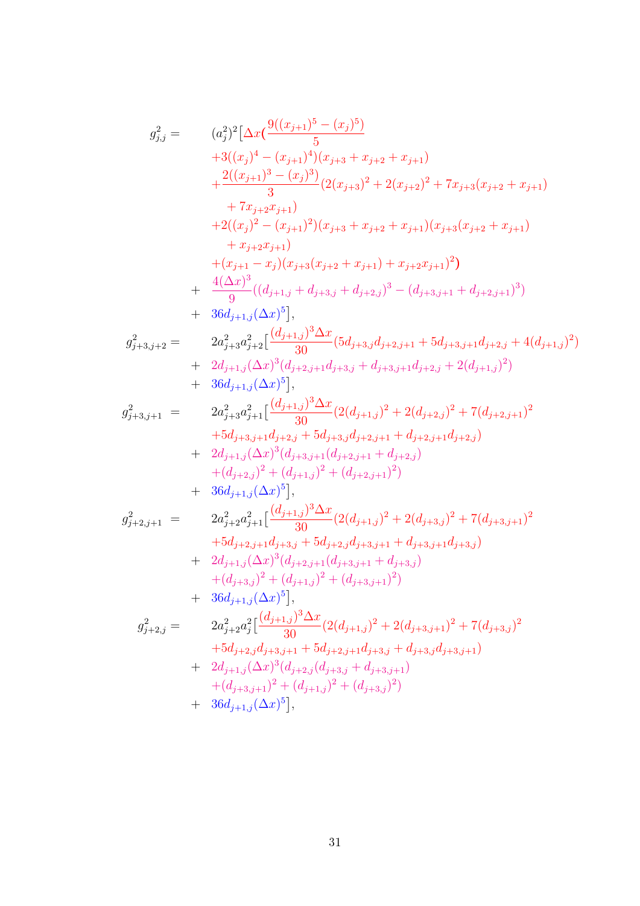$$
\begin{aligned}
g^2_{j,j} = \quad & (a^2_j)^2\Big[\Delta x\Big(\frac{9((x_{j+1})^5-(x_j)^5)}{5} \\
& +3((x_j)^4-(x_{j+1})^4)(x_{j+3}+x_{j+2}+x_{j+1}) \\
& +\frac{2((x_{j+1})^3-(x_j)^3)}{3}(2(x_{j+3})^2+2(x_{j+2})^2+7x_{j+3}(x_{j+2}+x_{j+1}) \\
& \quad +7x_{j+2}x_{j+1}) \\
& +2((x_j)^2-(x_{j+1})^2)(x_{j+3}+x_{j+2}+x_{j+1})(x_{j+3}(x_{j+2}+x_{j+1}) \\
& \quad +x_{j+2}x_{j+1}) \\
& +(x_{j+1}-x_j)(x_{j+3}(x_{j+2}+x_{j+1})+x_{j+2}x_{j+1})^2\Big) \\
+ \quad & \frac{4(\Delta x)^3}{9}((d_{j+1,j}+d_{j+3,j}+d_{j+2,j})^3-(d_{j+3,j+1}+d_{j+2,j+1})^3) \\
+ \quad & 36d_{j+1,j}(\Delta x)^5\Big],
\end{aligned}
$$

$$
\begin{aligned}
g^2_{j+3,j+2} = \quad & 2a^2_{j+3}a^2_{j+2}\Big[\frac{(d_{j+1,j})^3\Delta x}{30}(5d_{j+3,j}d_{j+2,j+1}+5d_{j+3,j+1}d_{j+2,j}+4(d_{j+1,j})^2) \\
+ \quad & 2d_{j+1,j}(\Delta x)^3(d_{j+2,j+1}d_{j+3,j}+d_{j+3,j+1}d_{j+2,j}+2(d_{j+1,j})^2) \\
+ \quad & 36d_{j+1,j}(\Delta x)^5\Big],
\end{aligned}
$$

$$
\begin{aligned}
g^2_{j+3,j+1} = \quad & 2a^2_{j+3}a^2_{j+1}\Big[\frac{(d_{j+1,j})^3\Delta x}{30}(2(d_{j+1,j})^2+2(d_{j+2,j})^2+7(d_{j+2,j+1})^2 \\
& +5d_{j+3,j+1}d_{j+2,j}+5d_{j+3,j}d_{j+2,j+1}+d_{j+2,j+1}d_{j+2,j}) \\
+ \quad & 2d_{j+1,j}(\Delta x)^3(d_{j+3,j+1}(d_{j+2,j+1}+d_{j+2,j}) \\
& +(d_{j+2,j})^2+(d_{j+1,j})^2+(d_{j+2,j+1})^2) \\
+ \quad & 36d_{j+1,j}(\Delta x)^5\Big],
\end{aligned}
$$

$$
\begin{aligned}
g^2_{j+2,j+1} = \quad & 2a^2_{j+2}a^2_{j+1}\Big[\frac{(d_{j+1,j})^3\Delta x}{30}(2(d_{j+1,j})^2+2(d_{j+3,j})^2+7(d_{j+3,j+1})^2 \\
& +5d_{j+2,j+1}d_{j+3,j}+5d_{j+2,j}d_{j+3,j+1}+d_{j+3,j+1}d_{j+3,j}) \\
+ \quad & 2d_{j+1,j}(\Delta x)^3(d_{j+2,j+1}(d_{j+3,j+1}+d_{j+3,j}) \\
& +(d_{j+3,j})^2+(d_{j+1,j})^2+(d_{j+3,j+1})^2) \\
+ \quad & 36d_{j+1,j}(\Delta x)^5\Big],
\end{aligned}
$$

$$
\begin{aligned}
g^2_{j+2,j} = \quad & 2a^2_{j+2}a^2_{j}\Big[\frac{(d_{j+1,j})^3\Delta x}{30}(2(d_{j+1,j})^2+2(d_{j+3,j+1})^2+7(d_{j+3,j})^2 \\
& +5d_{j+2,j}d_{j+3,j+1}+5d_{j+2,j+1}d_{j+3,j}+d_{j+3,j}d_{j+3,j+1}) \\
+ \quad & 2d_{j+1,j}(\Delta x)^3(d_{j+2,j}(d_{j+3,j}+d_{j+3,j+1}) \\
& +(d_{j+3,j+1})^2+(d_{j+1,j})^2+(d_{j+3,j})^2) \\
+ \quad & 36d_{j+1,j}(\Delta x)^5\Big],
\end{aligned}
$$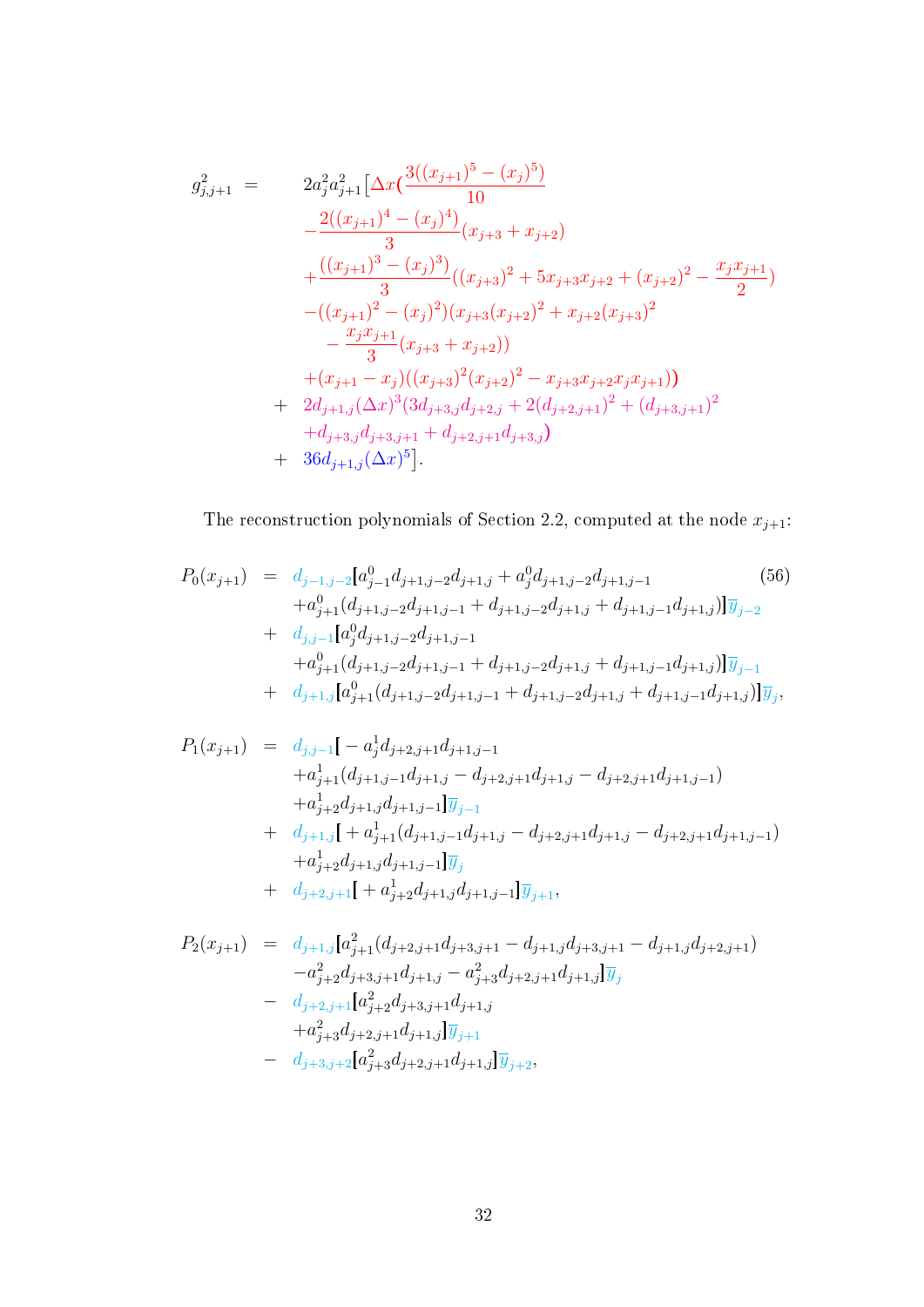$$
\begin{aligned}
g^2_{j,j+1} \;=\;& 2a_j^2 a_{j+1}^2 \Big[\Delta x\Big(\frac{3((x_{j+1})^5-(x_j)^5)}{10} \\
& -\frac{2((x_{j+1})^4-(x_j)^4)}{3}(x_{j+3}+x_{j+2}) \\
& +\frac{((x_{j+1})^3-(x_j)^3)}{3}\Big((x_{j+3})^2+5x_{j+3}x_{j+2}+(x_{j+2})^2-\frac{x_jx_{j+1}}{2}\Big) \\
& -((x_{j+1})^2-(x_j)^2)\Big(x_{j+3}(x_{j+2})^2+x_{j+2}(x_{j+3})^2 \\
& \quad -\frac{x_jx_{j+1}}{3}(x_{j+3}+x_{j+2})\Big) \\
& +(x_{j+1}-x_j)\big((x_{j+3})^2(x_{j+2})^2-x_{j+3}x_{j+2}x_jx_{j+1}\big)\Big) \\
+\;& 2d_{j+1,j}(\Delta x)^3\big(3d_{j+3,j}d_{j+2,j}+2(d_{j+2,j+1})^2+(d_{j+3,j+1})^2 \\
& +d_{j+3,j}d_{j+3,j+1}+d_{j+2,j+1}d_{j+3,j}\big) \\
+\;& 36d_{j+1,j}(\Delta x)^5\Big].
\end{aligned}
$$

The reconstruction polynomials of Section 2.2, computed at the node $x_{j+1}$:

$$
\begin{aligned}
P_0(x_{j+1}) \;=\;& d_{j-1,j-2}\big[a^0_{j-1}d_{j+1,j-2}d_{j+1,j}+a^0_jd_{j+1,j-2}d_{j+1,j-1} \\
& +a^0_{j+1}(d_{j+1,j-2}d_{j+1,j-1}+d_{j+1,j-2}d_{j+1,j}+d_{j+1,j-1}d_{j+1,j})\big]\overline{y}_{j-2} \\
+\;& d_{j,j-1}\big[a^0_jd_{j+1,j-2}d_{j+1,j-1} \\
& +a^0_{j+1}(d_{j+1,j-2}d_{j+1,j-1}+d_{j+1,j-2}d_{j+1,j}+d_{j+1,j-1}d_{j+1,j})\big]\overline{y}_{j-1} \\
+\;& d_{j+1,j}\big[a^0_{j+1}(d_{j+1,j-2}d_{j+1,j-1}+d_{j+1,j-2}d_{j+1,j}+d_{j+1,j-1}d_{j+1,j})\big]\overline{y}_j,
\end{aligned}
\tag{56}
$$

$$
\begin{aligned}
P_1(x_{j+1}) \;=\;& d_{j,j-1}\big[-a^1_jd_{j+2,j+1}d_{j+1,j-1} \\
& +a^1_{j+1}(d_{j+1,j-1}d_{j+1,j}-d_{j+2,j+1}d_{j+1,j}-d_{j+2,j+1}d_{j+1,j-1}) \\
& +a^1_{j+2}d_{j+1,j}d_{j+1,j-1}\big]\overline{y}_{j-1} \\
+\;& d_{j+1,j}\big[+a^1_{j+1}(d_{j+1,j-1}d_{j+1,j}-d_{j+2,j+1}d_{j+1,j}-d_{j+2,j+1}d_{j+1,j-1}) \\
& +a^1_{j+2}d_{j+1,j}d_{j+1,j-1}\big]\overline{y}_j \\
+\;& d_{j+2,j+1}\big[+a^1_{j+2}d_{j+1,j}d_{j+1,j-1}\big]\overline{y}_{j+1},
\end{aligned}
$$

$$
\begin{aligned}
P_2(x_{j+1}) \;=\;& d_{j+1,j}\big[a^2_{j+1}(d_{j+2,j+1}d_{j+3,j+1}-d_{j+1,j}d_{j+3,j+1}-d_{j+1,j}d_{j+2,j+1}) \\
& -a^2_{j+2}d_{j+3,j+1}d_{j+1,j}-a^2_{j+3}d_{j+2,j+1}d_{j+1,j}\big]\overline{y}_j \\
-\;& d_{j+2,j+1}\big[a^2_{j+2}d_{j+3,j+1}d_{j+1,j} \\
& +a^2_{j+3}d_{j+2,j+1}d_{j+1,j}\big]\overline{y}_{j+1} \\
-\;& d_{j+3,j+2}\big[a^2_{j+3}d_{j+2,j+1}d_{j+1,j}\big]\overline{y}_{j+2},
\end{aligned}
$$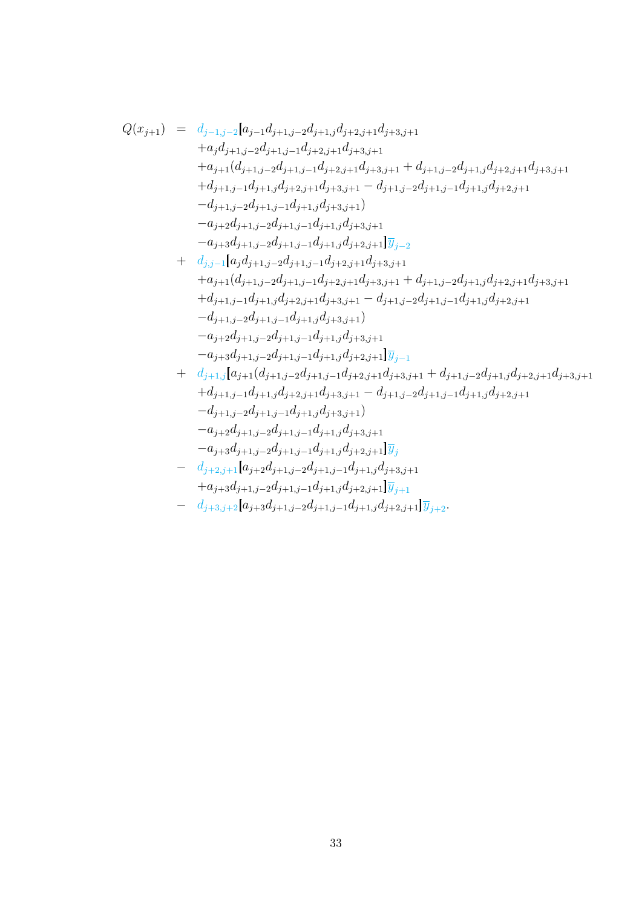$$
\begin{aligned}
Q(x_{j+1}) \;=\;& d_{j-1,j-2}\big[a_{j-1}d_{j+1,j-2}d_{j+1,j}d_{j+2,j+1}d_{j+3,j+1} \\
&+a_{j}d_{j+1,j-2}d_{j+1,j-1}d_{j+2,j+1}d_{j+3,j+1} \\
&+a_{j+1}(d_{j+1,j-2}d_{j+1,j-1}d_{j+2,j+1}d_{j+3,j+1}+d_{j+1,j-2}d_{j+1,j}d_{j+2,j+1}d_{j+3,j+1} \\
&+d_{j+1,j-1}d_{j+1,j}d_{j+2,j+1}d_{j+3,j+1}-d_{j+1,j-2}d_{j+1,j-1}d_{j+1,j}d_{j+2,j+1} \\
&-d_{j+1,j-2}d_{j+1,j-1}d_{j+1,j}d_{j+3,j+1}) \\
&-a_{j+2}d_{j+1,j-2}d_{j+1,j-1}d_{j+1,j}d_{j+3,j+1} \\
&-a_{j+3}d_{j+1,j-2}d_{j+1,j-1}d_{j+1,j}d_{j+2,j+1}\big]\overline{y}_{j-2} \\
+\;& d_{j,j-1}\big[a_{j}d_{j+1,j-2}d_{j+1,j-1}d_{j+2,j+1}d_{j+3,j+1} \\
&+a_{j+1}(d_{j+1,j-2}d_{j+1,j-1}d_{j+2,j+1}d_{j+3,j+1}+d_{j+1,j-2}d_{j+1,j}d_{j+2,j+1}d_{j+3,j+1} \\
&+d_{j+1,j-1}d_{j+1,j}d_{j+2,j+1}d_{j+3,j+1}-d_{j+1,j-2}d_{j+1,j-1}d_{j+1,j}d_{j+2,j+1} \\
&-d_{j+1,j-2}d_{j+1,j-1}d_{j+1,j}d_{j+3,j+1}) \\
&-a_{j+2}d_{j+1,j-2}d_{j+1,j-1}d_{j+1,j}d_{j+3,j+1} \\
&-a_{j+3}d_{j+1,j-2}d_{j+1,j-1}d_{j+1,j}d_{j+2,j+1}\big]\overline{y}_{j-1} \\
+\;& d_{j+1,j}\big[a_{j+1}(d_{j+1,j-2}d_{j+1,j-1}d_{j+2,j+1}d_{j+3,j+1}+d_{j+1,j-2}d_{j+1,j}d_{j+2,j+1}d_{j+3,j+1} \\
&+d_{j+1,j-1}d_{j+1,j}d_{j+2,j+1}d_{j+3,j+1}-d_{j+1,j-2}d_{j+1,j-1}d_{j+1,j}d_{j+2,j+1} \\
&-d_{j+1,j-2}d_{j+1,j-1}d_{j+1,j}d_{j+3,j+1}) \\
&-a_{j+2}d_{j+1,j-2}d_{j+1,j-1}d_{j+1,j}d_{j+3,j+1} \\
&-a_{j+3}d_{j+1,j-2}d_{j+1,j-1}d_{j+1,j}d_{j+2,j+1}\big]\overline{y}_{j} \\
-\;& d_{j+2,j+1}\big[a_{j+2}d_{j+1,j-2}d_{j+1,j-1}d_{j+1,j}d_{j+3,j+1} \\
&+a_{j+3}d_{j+1,j-2}d_{j+1,j-1}d_{j+1,j}d_{j+2,j+1}\big]\overline{y}_{j+1} \\
-\;& d_{j+3,j+2}\big[a_{j+3}d_{j+1,j-2}d_{j+1,j-1}d_{j+1,j}d_{j+2,j+1}\big]\overline{y}_{j+2}.
\end{aligned}
$$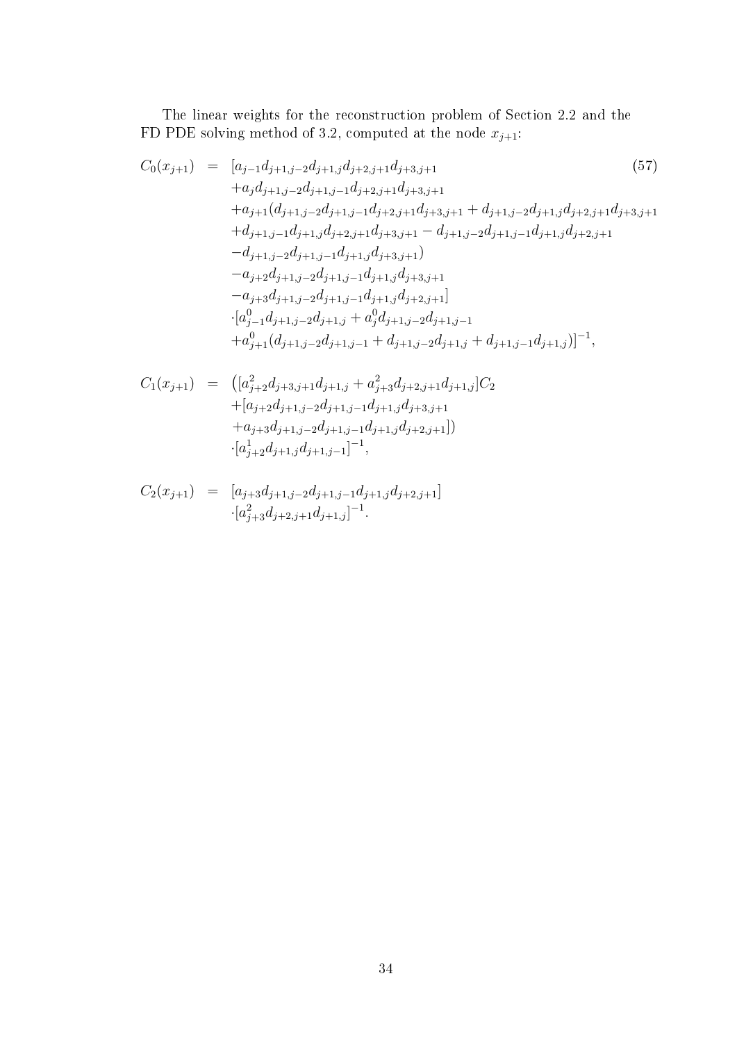The linear weights for the reconstruction problem of Section 2.2 and the FD PDE solving method of 3.2, computed at the node $x_{j+1}$:

$$
\begin{aligned}
C_0(x_{j+1}) \;=\;& [a_{j-1}d_{j+1,j-2}d_{j+1,j}d_{j+2,j+1}d_{j+3,j+1} \\
&+a_j d_{j+1,j-2}d_{j+1,j-1}d_{j+2,j+1}d_{j+3,j+1} \\
&+a_{j+1}(d_{j+1,j-2}d_{j+1,j-1}d_{j+2,j+1}d_{j+3,j+1}+d_{j+1,j-2}d_{j+1,j}d_{j+2,j+1}d_{j+3,j+1} \\
&+d_{j+1,j-1}d_{j+1,j}d_{j+2,j+1}d_{j+3,j+1}-d_{j+1,j-2}d_{j+1,j-1}d_{j+1,j}d_{j+2,j+1} \\
&-d_{j+1,j-2}d_{j+1,j-1}d_{j+1,j}d_{j+3,j+1}) \\
&-a_{j+2}d_{j+1,j-2}d_{j+1,j-1}d_{j+1,j}d_{j+3,j+1} \\
&-a_{j+3}d_{j+1,j-2}d_{j+1,j-1}d_{j+1,j}d_{j+2,j+1}] \\
&\cdot[a^0_{j-1}d_{j+1,j-2}d_{j+1,j}+a^0_j d_{j+1,j-2}d_{j+1,j-1} \\
&+a^0_{j+1}(d_{j+1,j-2}d_{j+1,j-1}+d_{j+1,j-2}d_{j+1,j}+d_{j+1,j-1}d_{j+1,j})]^{-1},
\end{aligned}
\tag{57}
$$

$$
\begin{aligned}
C_1(x_{j+1}) \;=\;& ([a^2_{j+2}d_{j+3,j+1}d_{j+1,j}+a^2_{j+3}d_{j+2,j+1}d_{j+1,j}]C_2 \\
&+[a_{j+2}d_{j+1,j-2}d_{j+1,j-1}d_{j+1,j}d_{j+3,j+1} \\
&+a_{j+3}d_{j+1,j-2}d_{j+1,j-1}d_{j+1,j}d_{j+2,j+1}]) \\
&\cdot[a^1_{j+2}d_{j+1,j}d_{j+1,j-1}]^{-1},
\end{aligned}
$$

$$
\begin{aligned}
C_2(x_{j+1}) \;=\;& [a_{j+3}d_{j+1,j-2}d_{j+1,j-1}d_{j+1,j}d_{j+2,j+1}] \\
&\cdot[a^2_{j+3}d_{j+2,j+1}d_{j+1,j}]^{-1}.
\end{aligned}
$$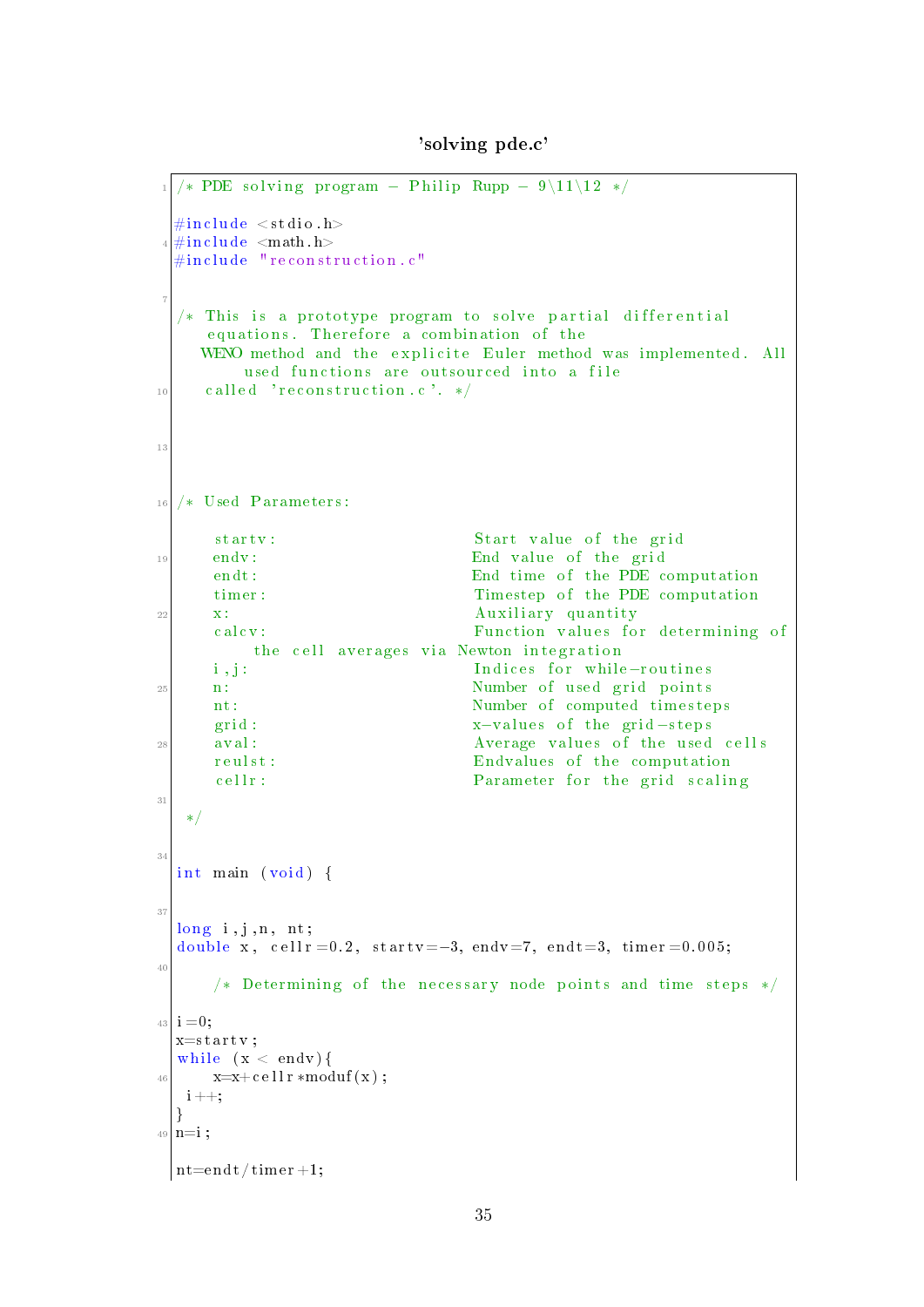**'solving pde.c'**

```c
/* PDE solving program - Philip Rupp - 9\11\12 */

#include <stdio.h>
#include <math.h>
#include "reconstruction.c"


/* This is a prototype program to solve partial differential
   equations. Therefore a combination of the
   WENO method and the explicite Euler method was implemented. All
      used functions are outsourced into a file
   called 'reconstruction.c'. */





/* Used Parameters:

    startv:                     Start value of the grid
    endv:                       End value of the grid
    endt:                       End time of the PDE computation
    timer:                      Timestep of the PDE computation
    x:                          Auxiliary quantity
    calcv:                      Function values for determining of
        the cell averages via Newton integration
    i,j:                        Indices for while-routines
    n:                          Number of used grid points
    nt:                         Number of computed timesteps
    grid:                       x-values of the grid-steps
    aval:                       Average values of the used cells
    reulst:                     Endvalues of the computation
    cellr:                      Parameter for the grid scaling

 */


int main (void) {


long i,j,n, nt;
double x, cellr=0.2, startv=-3, endv=7, endt=3, timer=0.005;

    /* Determining of the necessary node points and time steps */

i=0;
x=startv;
while (x < endv){
    x=x+cellr*moduf(x);
 i++;
}
n=i;

nt=endt/timer+1;
```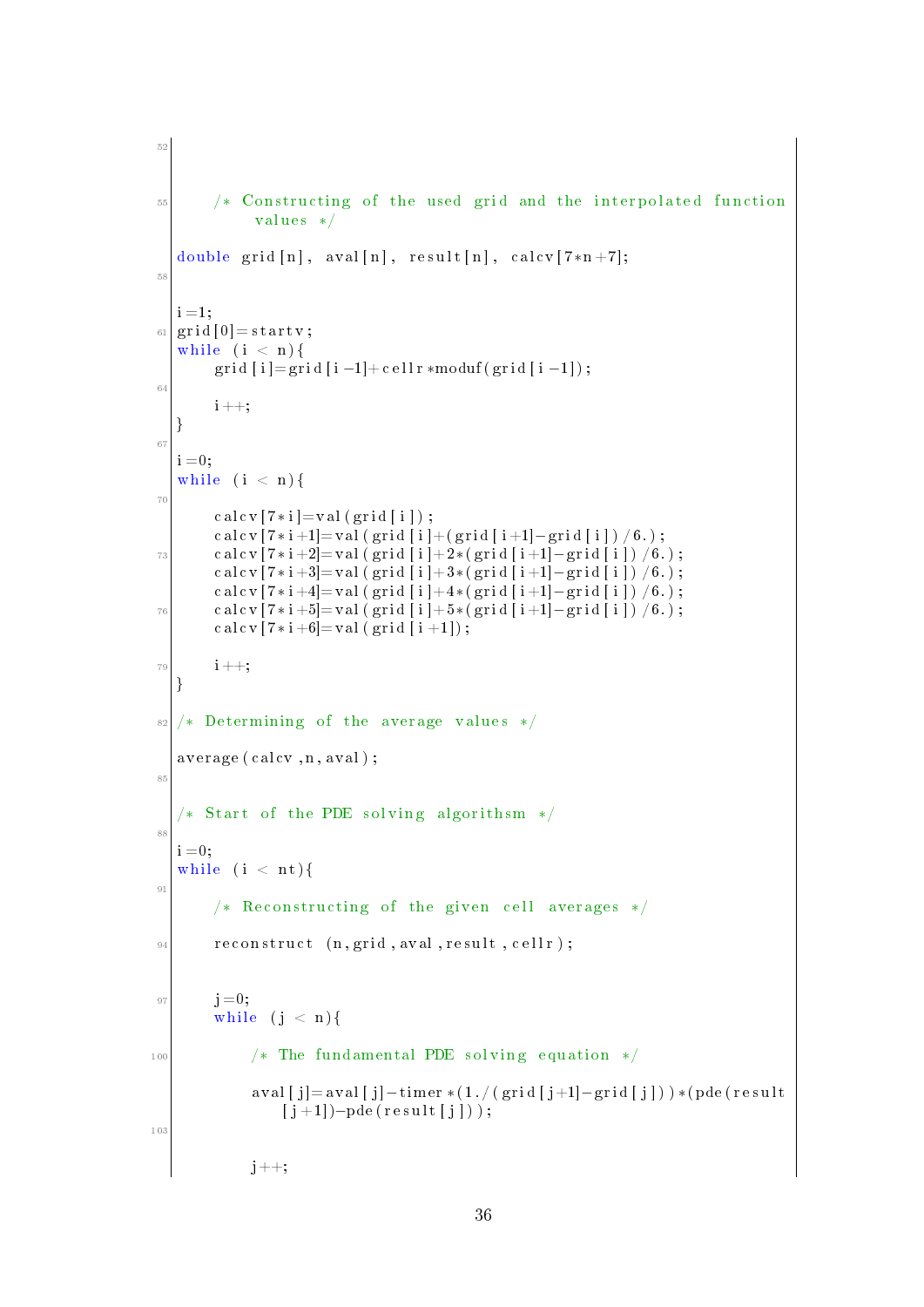```c
    /* Constructing of the used grid and the interpolated function
       values */

double grid[n], aval[n], result[n], calcv[7*n+7];


i=1;
grid[0]=startv;
while (i < n){
    grid[i]=grid[i-1]+cellr*moduf(grid[i-1]);

    i++;
}

i=0;
while (i < n){

    calcv[7*i]=val(grid[i]);
    calcv[7*i+1]=val(grid[i]+(grid[i+1]-grid[i])/6.);
    calcv[7*i+2]=val(grid[i]+2*(grid[i+1]-grid[i])/6.);
    calcv[7*i+3]=val(grid[i]+3*(grid[i+1]-grid[i])/6.);
    calcv[7*i+4]=val(grid[i]+4*(grid[i+1]-grid[i])/6.);
    calcv[7*i+5]=val(grid[i]+5*(grid[i+1]-grid[i])/6.);
    calcv[7*i+6]=val(grid[i+1]);

    i++;
}

/* Determining of the average values */

average(calcv,n,aval);


/* Start of the PDE solving algorithsm */

i=0;
while (i < nt){

    /* Reconstructing of the given cell averages */

    reconstruct (n,grid,aval,result,cellr);


    j=0;
    while (j < n){

        /* The fundamental PDE solving equation */

        aval[j]=aval[j]-timer*(1./(grid[j+1]-grid[j]))*(pde(result
            [j+1])-pde(result[j]));


        j++;
```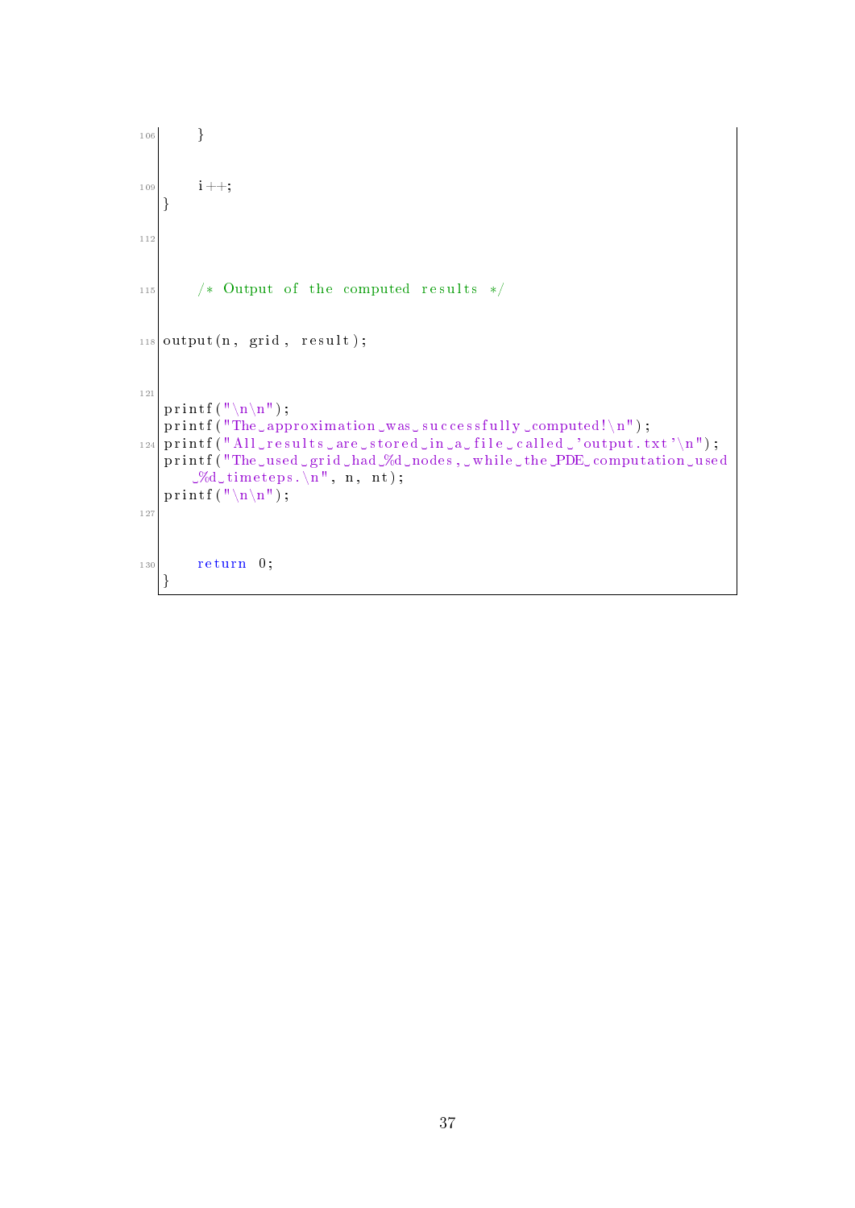```
    }


    i++;
}




    /* Output of the computed results */


output(n, grid, result);



printf("\n\n");
printf("The approximation was successfully computed!\n");
printf("All results are stored in a file called 'output.txt'\n");
printf("The used grid had %d nodes, while the PDE computation used
    %d timeteps.\n", n, nt);
printf("\n\n");



    return 0;
}
```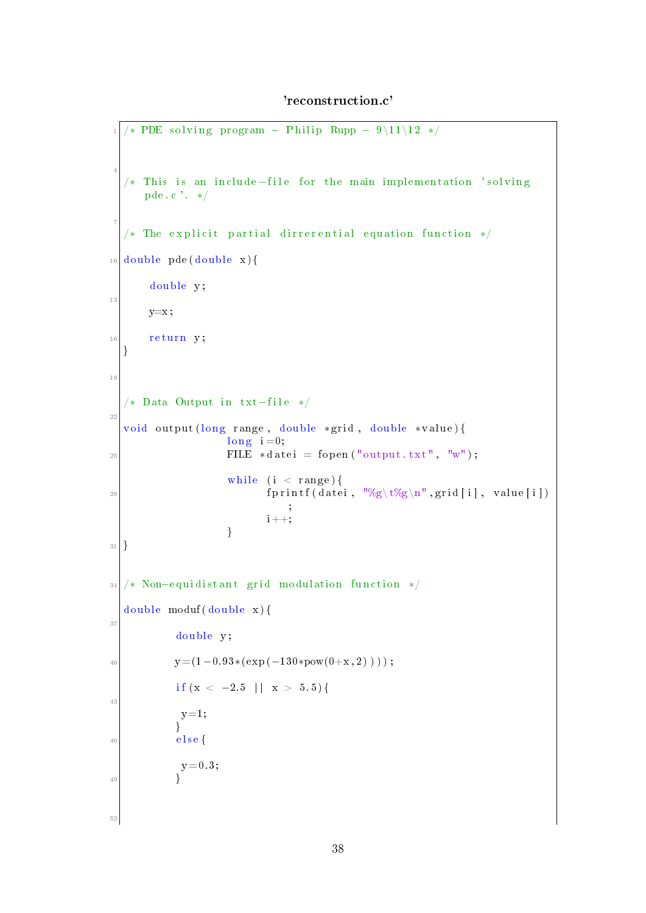**'reconstruction.c'**

```c
/* PDE solving program - Philip Rupp - 9\11\12 */



/* This is an include-file for the main implementation 'solving
   pde.c'. */


/* The explicit partial dirrerential equation function */

double pde(double x){

     double y;

     y=x;

     return y;
}



/* Data Output in txt-file */

void output(long range, double *grid, double *value){
                 long i=0;
                 FILE *datei = fopen("output.txt", "w");

                 while (i < range){
                        fprintf(datei, "%g\t%g\n",grid[i], value[i])
                           ;
                        i++;
                 }
}


/* Non-equidistant grid modulation function */

double moduf(double x){

          double y;

          y=(1-0.93*(exp(-130*pow(0+x,2))));

          if(x < -2.5 || x > 5.5){

           y=1;
          }
          else{

           y=0.3;
          }



```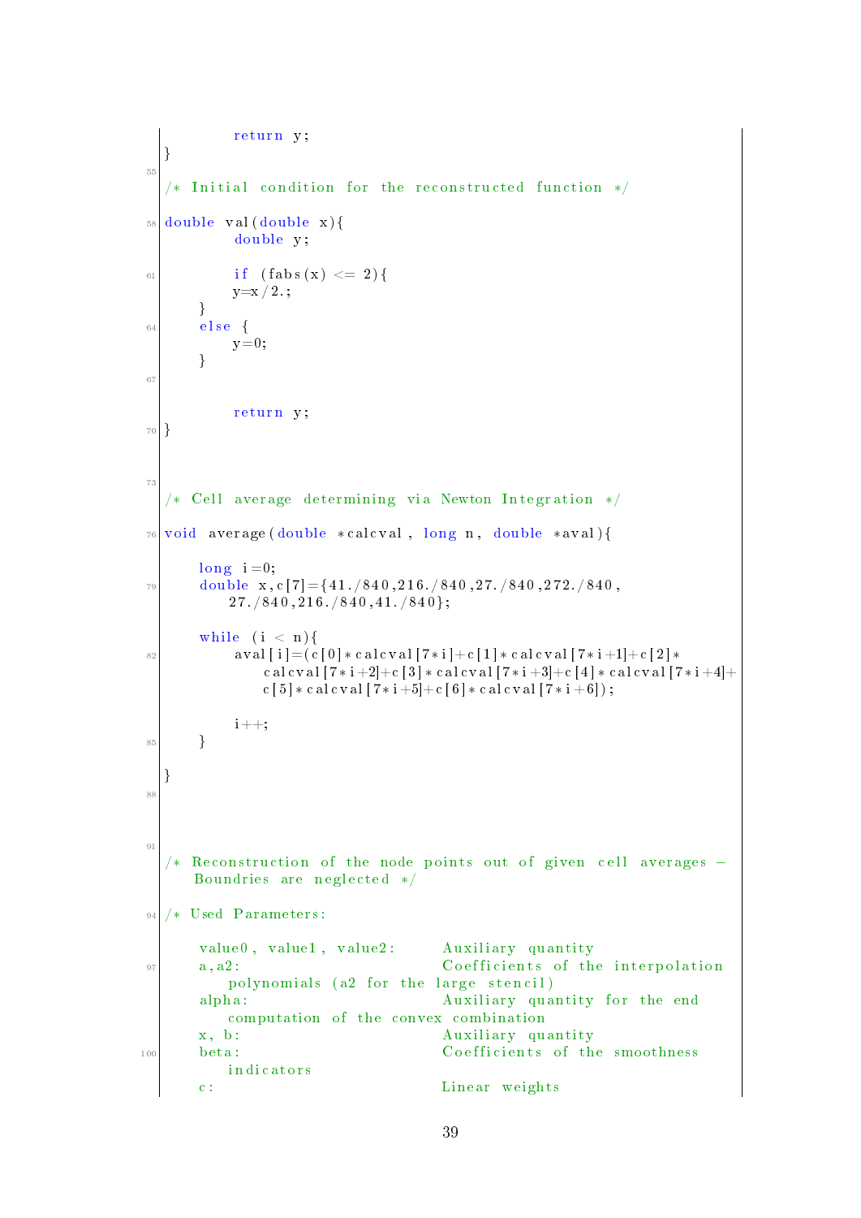```c
        return y;
}

/* Initial condition for the reconstructed function */

double val(double x){
        double y;

        if (fabs(x) <= 2){
        y=x/2.;
    }
    else {
        y=0;
    }


        return y;
}



/* Cell average determining via Newton Integration */

void average(double *calcval, long n, double *aval){

    long i=0;
    double x,c[7]={41./840,216./840,27./840,272./840,
        27./840,216./840,41./840};

    while (i < n){
        aval[i]=(c[0]*calcval[7*i]+c[1]*calcval[7*i+1]+c[2]*
            calcval[7*i+2]+c[3]*calcval[7*i+3]+c[4]*calcval[7*i+4]+
            c[5]*calcval[7*i+5]+c[6]*calcval[7*i+6]);

        i++;
    }

}




/* Reconstruction of the node points out of given cell averages -
   Boundries are neglected */

/* Used Parameters:

    value0, value1, value2:     Auxiliary quantity
    a,a2:                       Coefficients of the interpolation
        polynomials (a2 for the large stencil)
    alpha:                      Auxiliary quantity for the end
        computation of the convex combination
    x, b:                       Auxiliary quantity
    beta:                       Coefficients of the smoothness
        indicators
    c:                          Linear weights
```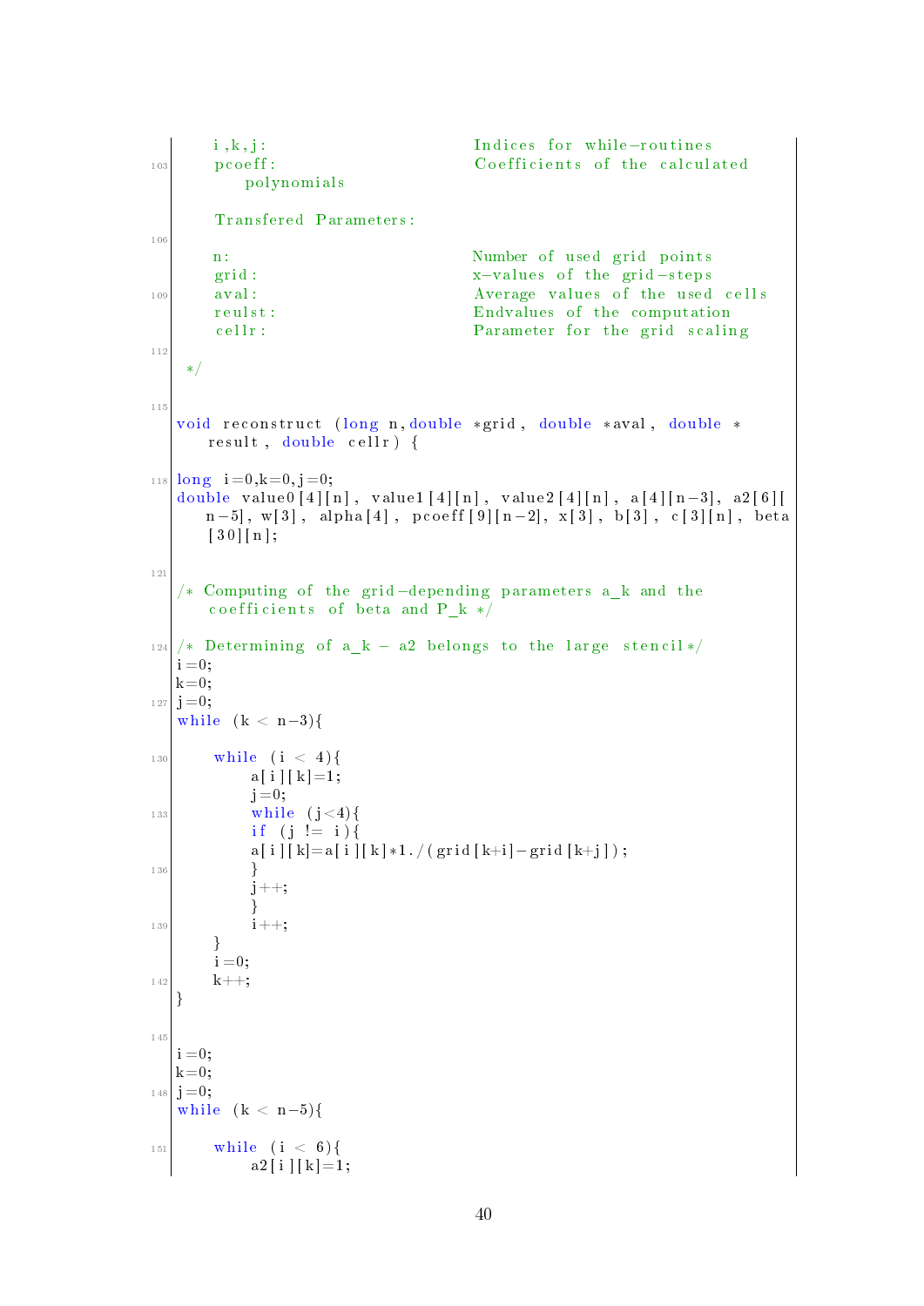```c
    i,k,j:                       Indices for while-routines
    pcoeff:                      Coefficients of the calculated
       polynomials

    Transfered Parameters:

    n:                           Number of used grid points
    grid:                        x-values of the grid-steps
    aval:                        Average values of the used cells
    reulst:                      Endvalues of the computation
    cellr:                       Parameter for the grid scaling

 */


void reconstruct (long n,double *grid, double *aval, double *
   result, double cellr) {

long i=0,k=0,j=0;
double value0[4][n], value1[4][n], value2[4][n], a[4][n-3], a2[6][
   n-5], w[3], alpha[4], pcoeff[9][n-2], x[3], b[3], c[3][n], beta
   [30][n];


/* Computing of the grid-depending parameters a_k and the
   coefficients of beta and P_k */

/* Determining of a_k - a2 belongs to the large stencil*/
i=0;
k=0;
j=0;
while (k < n-3){

    while (i < 4){
        a[i][k]=1;
        j=0;
        while (j<4){
        if (j != i){
        a[i][k]=a[i][k]*1./(grid[k+i]-grid[k+j]);
        }
        j++;
        }
        i++;
    }
    i=0;
    k++;
}


i=0;
k=0;
j=0;
while (k < n-5){

    while (i < 6){
        a2[i][k]=1;
```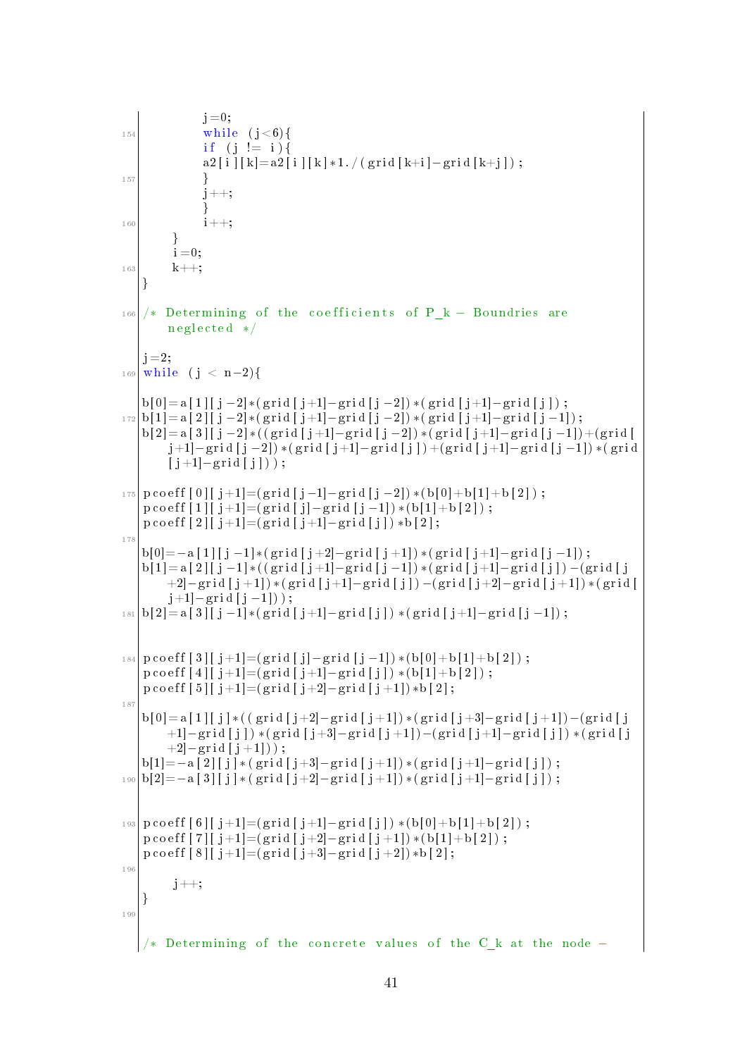```c
        j=0;
        while (j<6){
        if (j != i){
        a2[i][k]=a2[i][k]*1./(grid[k+i]-grid[k+j]);
        }
        j++;
        }
        i++;
    }
    i=0;
    k++;
}

/* Determining of the coefficients of P_k - Boundries are
    neglected */

j=2;
while (j < n-2){

b[0]=a[1][j-2]*(grid[j+1]-grid[j-2])*(grid[j+1]-grid[j]);
b[1]=a[2][j-2]*(grid[j+1]-grid[j-2])*(grid[j+1]-grid[j-1]);
b[2]=a[3][j-2]*((grid[j+1]-grid[j-2])*(grid[j+1]-grid[j-1])+(grid[
    j+1]-grid[j-2])*(grid[j+1]-grid[j])+(grid[j+1]-grid[j-1])*(grid
    [j+1]-grid[j]));

pcoeff[0][j+1]=(grid[j-1]-grid[j-2])*(b[0]+b[1]+b[2]);
pcoeff[1][j+1]=(grid[j]-grid[j-1])*(b[1]+b[2]);
pcoeff[2][j+1]=(grid[j+1]-grid[j])*b[2];

b[0]=-a[1][j-1]*(grid[j+2]-grid[j+1])*(grid[j+1]-grid[j-1]);
b[1]=a[2][j-1]*((grid[j+1]-grid[j-1])*(grid[j+1]-grid[j])-(grid[j
    +2]-grid[j+1])*(grid[j+1]-grid[j])-(grid[j+2]-grid[j+1])*(grid[
    j+1]-grid[j-1]));
b[2]=a[3][j-1]*(grid[j+1]-grid[j])*(grid[j+1]-grid[j-1]);


pcoeff[3][j+1]=(grid[j]-grid[j-1])*(b[0]+b[1]+b[2]);
pcoeff[4][j+1]=(grid[j+1]-grid[j])*(b[1]+b[2]);
pcoeff[5][j+1]=(grid[j+2]-grid[j+1])*b[2];

b[0]=a[1][j]*((grid[j+2]-grid[j+1])*(grid[j+3]-grid[j+1])-(grid[j
    +1]-grid[j])*(grid[j+3]-grid[j+1])-(grid[j+1]-grid[j])*(grid[j
    +2]-grid[j+1]));
b[1]=-a[2][j]*(grid[j+3]-grid[j+1])*(grid[j+1]-grid[j]);
b[2]=-a[3][j]*(grid[j+2]-grid[j+1])*(grid[j+1]-grid[j]);


pcoeff[6][j+1]=(grid[j+1]-grid[j])*(b[0]+b[1]+b[2]);
pcoeff[7][j+1]=(grid[j+2]-grid[j+1])*(b[1]+b[2]);
pcoeff[8][j+1]=(grid[j+3]-grid[j+2])*b[2];

    j++;
}


/* Determining of the concrete values of the C_k at the node -
```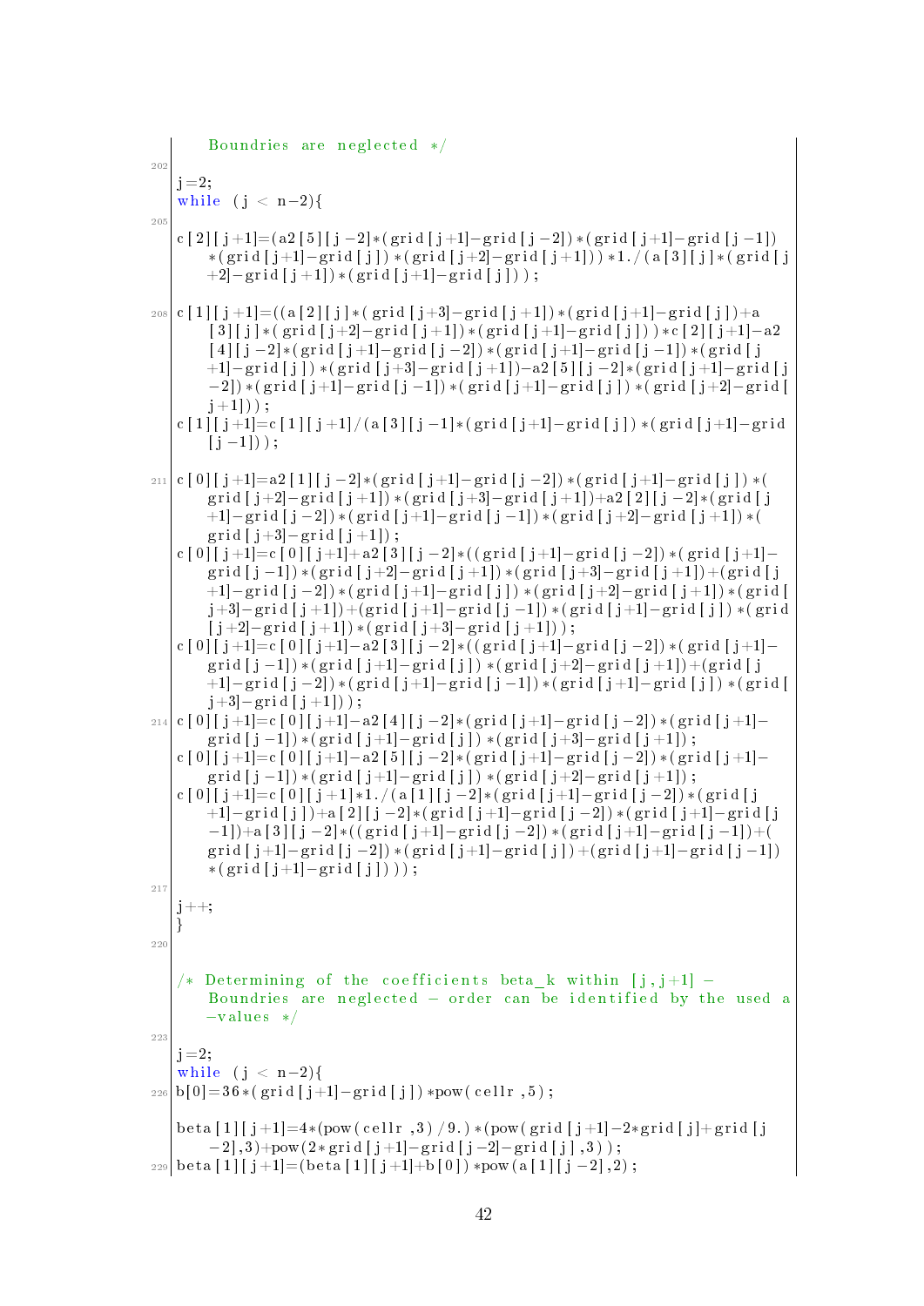```
   Boundries are neglected */

j=2;
while (j < n-2){

c[2][j+1]=(a2[5][j-2]*(grid[j+1]-grid[j-2])*(grid[j+1]-grid[j-1])*(grid[j+1]-grid[j])*(grid[j+2]-grid[j+1]))*1./(a[3][j]*(grid[j+2]-grid[j+1])*(grid[j+1]-grid[j]));

c[1][j+1]=((a[2][j]*(grid[j+3]-grid[j+1])*(grid[j+1]-grid[j])+a[3][j]*(grid[j+2]-grid[j+1])*(grid[j+1]-grid[j]))*c[2][j+1]-a2[4][j-2]*(grid[j+1]-grid[j-2])*(grid[j+1]-grid[j-1])*(grid[j+1]-grid[j])*(grid[j+3]-grid[j+1])-a2[5][j-2]*(grid[j+1]-grid[j-2])*(grid[j+1]-grid[j-1])*(grid[j+1]-grid[j])*(grid[j+2]-grid[j+1]));
c[1][j+1]=c[1][j+1]/(a[3][j-1]*(grid[j+1]-grid[j])*(grid[j+1]-grid[j-1]));

c[0][j+1]=a2[1][j-2]*(grid[j+1]-grid[j-2])*(grid[j+1]-grid[j])*(grid[j+2]-grid[j+1])*(grid[j+3]-grid[j+1])+a2[2][j-2]*(grid[j+1]-grid[j-2])*(grid[j+1]-grid[j-1])*(grid[j+2]-grid[j+1])*(grid[j+3]-grid[j+1]);
c[0][j+1]=c[0][j+1]+a2[3][j-2]*((grid[j+1]-grid[j-2])*(grid[j+1]-grid[j-1])*(grid[j+2]-grid[j+1])*(grid[j+3]-grid[j+1])+(grid[j+1]-grid[j-2])*(grid[j+1]-grid[j])*(grid[j+2]-grid[j+1])*(grid[j+3]-grid[j+1])+(grid[j+1]-grid[j-1])*(grid[j+1]-grid[j])*(grid[j+2]-grid[j+1])*(grid[j+3]-grid[j+1]));
c[0][j+1]=c[0][j+1]-a2[3][j-2]*((grid[j+1]-grid[j-2])*(grid[j+1]-grid[j-1])*(grid[j+1]-grid[j])*(grid[j+2]-grid[j+1])+(grid[j+1]-grid[j-2])*(grid[j+1]-grid[j-1])*(grid[j+1]-grid[j])*(grid[j+3]-grid[j+1]));
c[0][j+1]=c[0][j+1]-a2[4][j-2]*(grid[j+1]-grid[j-2])*(grid[j+1]-grid[j-1])*(grid[j+1]-grid[j])*(grid[j+3]-grid[j+1]);
c[0][j+1]=c[0][j+1]-a2[5][j-2]*(grid[j+1]-grid[j-2])*(grid[j+1]-grid[j-1])*(grid[j+1]-grid[j])*(grid[j+2]-grid[j+1]);
c[0][j+1]=c[0][j+1]*1./(a[1][j-2]*(grid[j+1]-grid[j-2])*(grid[j+1]-grid[j])+a[2][j-2]*(grid[j+1]-grid[j-2])*(grid[j+1]-grid[j-1])+a[3][j-2]*((grid[j+1]-grid[j-2])*(grid[j+1]-grid[j-1])+(grid[j+1]-grid[j-2])*(grid[j+1]-grid[j])+(grid[j+1]-grid[j-1])*(grid[j+1]-grid[j])));

j++;
}


/* Determining of the coefficients beta_k within [j,j+1] -
   Boundries are neglected - order can be identified by the used a-values */

j=2;
while (j < n-2){
b[0]=36*(grid[j+1]-grid[j])*pow(cellr,5);

beta[1][j+1]=4*(pow(cellr,3)/9.)*(pow(grid[j+1]-2*grid[j]+grid[j-2],3)+pow(2*grid[j+1]-grid[j-2]-grid[j],3));
beta[1][j+1]=(beta[1][j+1]+b[0])*pow(a[1][j-2],2);
```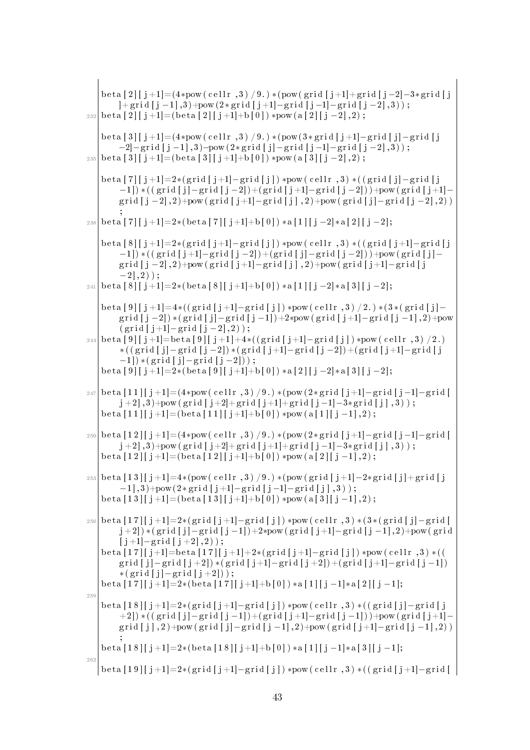```
beta[2][j+1]=(4*pow(cellr,3)/9.)*(pow(grid[j+1]+grid[j-2]-3*grid[j]+grid[j-1],3)+pow(2*grid[j+1]-grid[j-1]-grid[j-2],3));
beta[2][j+1]=(beta[2][j+1]+b[0])*pow(a[2][j-2],2);

beta[3][j+1]=(4*pow(cellr,3)/9.)*(pow(3*grid[j+1]-grid[j]-grid[j-2]-grid[j-1],3)-pow(2*grid[j]-grid[j-1]-grid[j-2],3));
beta[3][j+1]=(beta[3][j+1]+b[0])*pow(a[3][j-2],2);

beta[7][j+1]=2*(grid[j+1]-grid[j])*pow(cellr,3)*((grid[j]-grid[j-1])*((grid[j]-grid[j-2])+(grid[j+1]-grid[j-2]))+pow(grid[j+1]-grid[j-2],2)+pow(grid[j+1]-grid[j],2)+pow(grid[j]-grid[j-2],2));
beta[7][j+1]=2*(beta[7][j+1]+b[0])*a[1][j-2]*a[2][j-2];

beta[8][j+1]=2*(grid[j+1]-grid[j])*pow(cellr,3)*((grid[j+1]-grid[j-1])*((grid[j+1]-grid[j-2])+(grid[j]-grid[j-2]))+pow(grid[j]-grid[j-2],2)+pow(grid[j+1]-grid[j],2)+pow(grid[j+1]-grid[j-2],2));
beta[8][j+1]=2*(beta[8][j+1]+b[0])*a[1][j-2]*a[3][j-2];

beta[9][j+1]=4*((grid[j+1]-grid[j])*pow(cellr,3)/2.)*(3*(grid[j]-grid[j-2])*(grid[j]-grid[j-1])+2*pow(grid[j+1]-grid[j-1],2)+pow(grid[j+1]-grid[j-2],2));
beta[9][j+1]=beta[9][j+1]+4*((grid[j+1]-grid[j])*pow(cellr,3)/2.)*((grid[j]-grid[j-2])*(grid[j+1]-grid[j-2])+(grid[j+1]-grid[j-1])*(grid[j]-grid[j-2]));
beta[9][j+1]=2*(beta[9][j+1]+b[0])*a[2][j-2]*a[3][j-2];

beta[11][j+1]=(4*pow(cellr,3)/9.)*(pow(2*grid[j+1]-grid[j-1]-grid[j+2],3)+pow(grid[j+2]+grid[j+1]+grid[j-1]-3*grid[j],3));
beta[11][j+1]=(beta[11][j+1]+b[0])*pow(a[1][j-1],2);

beta[12][j+1]=(4*pow(cellr,3)/9.)*(pow(2*grid[j+1]-grid[j-1]-grid[j+2],3)+pow(grid[j+2]+grid[j+1]+grid[j-1]-3*grid[j],3));
beta[12][j+1]=(beta[12][j+1]+b[0])*pow(a[2][j-1],2);

beta[13][j+1]=4*(pow(cellr,3)/9.)*(pow(grid[j+1]-2*grid[j]+grid[j-1],3)+pow(2*grid[j+1]-grid[j-1]-grid[j],3));
beta[13][j+1]=(beta[13][j+1]+b[0])*pow(a[3][j-1],2);

beta[17][j+1]=2*(grid[j+1]-grid[j])*pow(cellr,3)*(3*(grid[j]-grid[j+2])*(grid[j]-grid[j-1])+2*pow(grid[j+1]-grid[j-1],2)+pow(grid[j+1]-grid[j+2],2));
beta[17][j+1]=beta[17][j+1]+2*(grid[j+1]-grid[j])*pow(cellr,3)*((grid[j]-grid[j+2])*(grid[j+1]-grid[j+2])+(grid[j+1]-grid[j-1])*(grid[j]-grid[j+2]));
beta[17][j+1]=2*(beta[17][j+1]+b[0])*a[1][j-1]*a[2][j-1];

beta[18][j+1]=2*(grid[j+1]-grid[j])*pow(cellr,3)*((grid[j]-grid[j+2])*((grid[j]-grid[j-1])+(grid[j+1]-grid[j-1]))+pow(grid[j+1]-grid[j],2)+pow(grid[j]-grid[j-1],2)+pow(grid[j+1]-grid[j-1],2));
beta[18][j+1]=2*(beta[18][j+1]+b[0])*a[1][j-1]*a[3][j-1];

beta[19][j+1]=2*(grid[j+1]-grid[j])*pow(cellr,3)*((grid[j+1]-grid[
```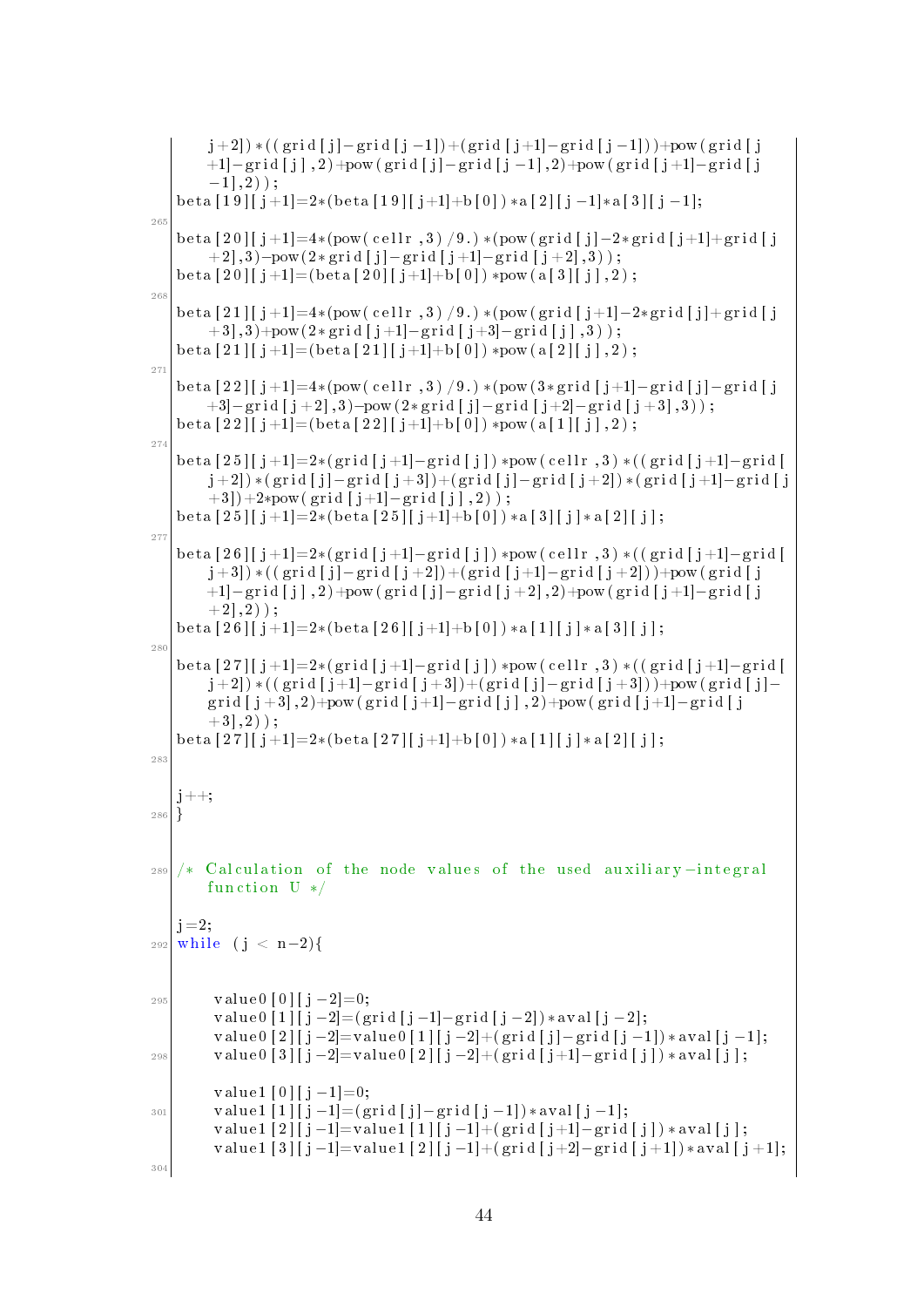```
    j+2])*((grid[j]-grid[j-1])+(grid[j+1]-grid[j-1]))+pow(grid[j
    +1]-grid[j],2)+pow(grid[j]-grid[j-1],2)+pow(grid[j+1]-grid[j
    -1],2));
beta[19][j+1]=2*(beta[19][j+1]+b[0])*a[2][j-1]*a[3][j-1];

beta[20][j+1]=4*(pow(cellr,3)/9.)*(pow(grid[j]-2*grid[j+1]+grid[j
    +2],3)-pow(2*grid[j]-grid[j+1]-grid[j+2],3));
beta[20][j+1]=(beta[20][j+1]+b[0])*pow(a[3][j],2);

beta[21][j+1]=4*(pow(cellr,3)/9.)*(pow(grid[j+1]-2*grid[j]+grid[j
    +3],3)+pow(2*grid[j+1]-grid[j+3]-grid[j],3));
beta[21][j+1]=(beta[21][j+1]+b[0])*pow(a[2][j],2);

beta[22][j+1]=4*(pow(cellr,3)/9.)*(pow(3*grid[j+1]-grid[j]-grid[j
    +3]-grid[j+2],3)-pow(2*grid[j]-grid[j+2]-grid[j+3],3));
beta[22][j+1]=(beta[22][j+1]+b[0])*pow(a[1][j],2);

beta[25][j+1]=2*(grid[j+1]-grid[j])*pow(cellr,3)*((grid[j+1]-grid[
    j+2])*(grid[j]-grid[j+3])+(grid[j]-grid[j+2])*(grid[j+1]-grid[j
    +3])+2*pow(grid[j+1]-grid[j],2));
beta[25][j+1]=2*(beta[25][j+1]+b[0])*a[3][j]*a[2][j];

beta[26][j+1]=2*(grid[j+1]-grid[j])*pow(cellr,3)*((grid[j+1]-grid[
    j+3])*((grid[j]-grid[j+2])+(grid[j+1]-grid[j+2]))+pow(grid[j
    +1]-grid[j],2)+pow(grid[j]-grid[j+2],2)+pow(grid[j+1]-grid[j
    +2],2));
beta[26][j+1]=2*(beta[26][j+1]+b[0])*a[1][j]*a[3][j];

beta[27][j+1]=2*(grid[j+1]-grid[j])*pow(cellr,3)*((grid[j+1]-grid[
    j+2])*((grid[j+1]-grid[j+3])+(grid[j]-grid[j+3]))+pow(grid[j]-
    grid[j+3],2)+pow(grid[j+1]-grid[j],2)+pow(grid[j+1]-grid[j
    +3],2));
beta[27][j+1]=2*(beta[27][j+1]+b[0])*a[1][j]*a[2][j];


j++;
}


/* Calculation of the node values of the used auxiliary-integral
   function U */

j=2;
while (j < n-2){


     value0[0][j-2]=0;
     value0[1][j-2]=(grid[j-1]-grid[j-2])*aval[j-2];
     value0[2][j-2]=value0[1][j-2]+(grid[j]-grid[j-1])*aval[j-1];
     value0[3][j-2]=value0[2][j-2]+(grid[j+1]-grid[j])*aval[j];

     value1[0][j-1]=0;
     value1[1][j-1]=(grid[j]-grid[j-1])*aval[j-1];
     value1[2][j-1]=value1[1][j-1]+(grid[j+1]-grid[j])*aval[j];
     value1[3][j-1]=value1[2][j-1]+(grid[j+2]-grid[j+1])*aval[j+1];

```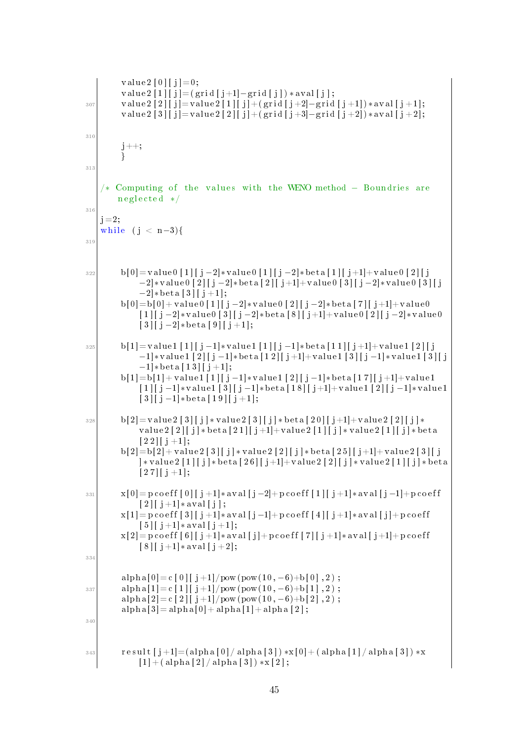```
      value2[0][j]=0;
      value2[1][j]=(grid[j+1]-grid[j])*aval[j];
      value2[2][j]=value2[1][j]+(grid[j+2]-grid[j+1])*aval[j+1];
      value2[3][j]=value2[2][j]+(grid[j+3]-grid[j+2])*aval[j+2];


      j++;
      }


/* Computing of the values with the WENO method - Boundries are
   neglected */

j=2;
while (j < n-3){



      b[0]=value0[1][j-2]*value0[1][j-2]*beta[1][j+1]+value0[2][j
           -2]*value0[2][j-2]*beta[2][j+1]+value0[3][j-2]*value0[3][j
           -2]*beta[3][j+1];
      b[0]=b[0]+value0[1][j-2]*value0[2][j-2]*beta[7][j+1]+value0
           [1][j-2]*value0[3][j-2]*beta[8][j+1]+value0[2][j-2]*value0
           [3][j-2]*beta[9][j+1];

      b[1]=value1[1][j-1]*value1[1][j-1]*beta[11][j+1]+value1[2][j
           -1]*value1[2][j-1]*beta[12][j+1]+value1[3][j-1]*value1[3][j
           -1]*beta[13][j+1];
      b[1]=b[1]+value1[1][j-1]*value1[2][j-1]*beta[17][j+1]+value1
           [1][j-1]*value1[3][j-1]*beta[18][j+1]+value1[2][j-1]*value1
           [3][j-1]*beta[19][j+1];

      b[2]=value2[3][j]*value2[3][j]*beta[20][j+1]+value2[2][j]*
           value2[2][j]*beta[21][j+1]+value2[1][j]*value2[1][j]*beta
           [22][j+1];
      b[2]=b[2]+value2[3][j]*value2[2][j]*beta[25][j+1]+value2[3][j
           ]*value2[1][j]*beta[26][j+1]+value2[2][j]*value2[1][j]*beta
           [27][j+1];

      x[0]=pcoeff[0][j+1]*aval[j-2]+pcoeff[1][j+1]*aval[j-1]+pcoeff
           [2][j+1]*aval[j];
      x[1]=pcoeff[3][j+1]*aval[j-1]+pcoeff[4][j+1]*aval[j]+pcoeff
           [5][j+1]*aval[j+1];
      x[2]=pcoeff[6][j+1]*aval[j]+pcoeff[7][j+1]*aval[j+1]+pcoeff
           [8][j+1]*aval[j+2];


      alpha[0]=c[0][j+1]/pow(pow(10,-6)+b[0],2);
      alpha[1]=c[1][j+1]/pow(pow(10,-6)+b[1],2);
      alpha[2]=c[2][j+1]/pow(pow(10,-6)+b[2],2);
      alpha[3]=alpha[0]+alpha[1]+alpha[2];



      result[j+1]=(alpha[0]/alpha[3])*x[0]+(alpha[1]/alpha[3])*x
           [1]+(alpha[2]/alpha[3])*x[2];
```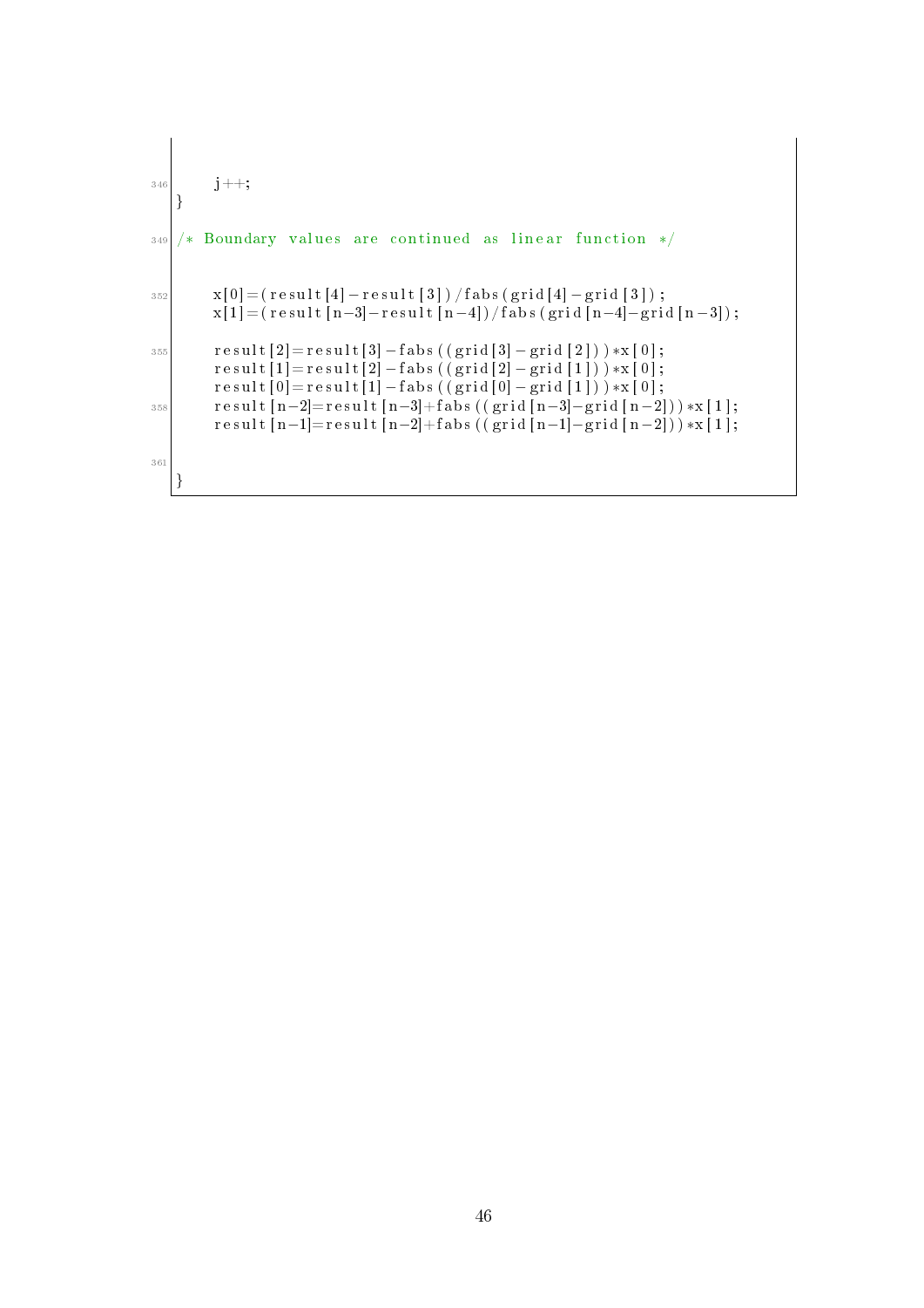```
      j++;
}

/* Boundary values are continued as linear function */


      x[0]=(result[4]-result[3])/fabs(grid[4]-grid[3]);
      x[1]=(result[n-3]-result[n-4])/fabs(grid[n-4]-grid[n-3]);

      result[2]=result[3]-fabs((grid[3]-grid[2]))*x[0];
      result[1]=result[2]-fabs((grid[2]-grid[1]))*x[0];
      result[0]=result[1]-fabs((grid[0]-grid[1]))*x[0];
      result[n-2]=result[n-3]+fabs((grid[n-3]-grid[n-2]))*x[1];
      result[n-1]=result[n-2]+fabs((grid[n-1]-grid[n-2]))*x[1];


}
```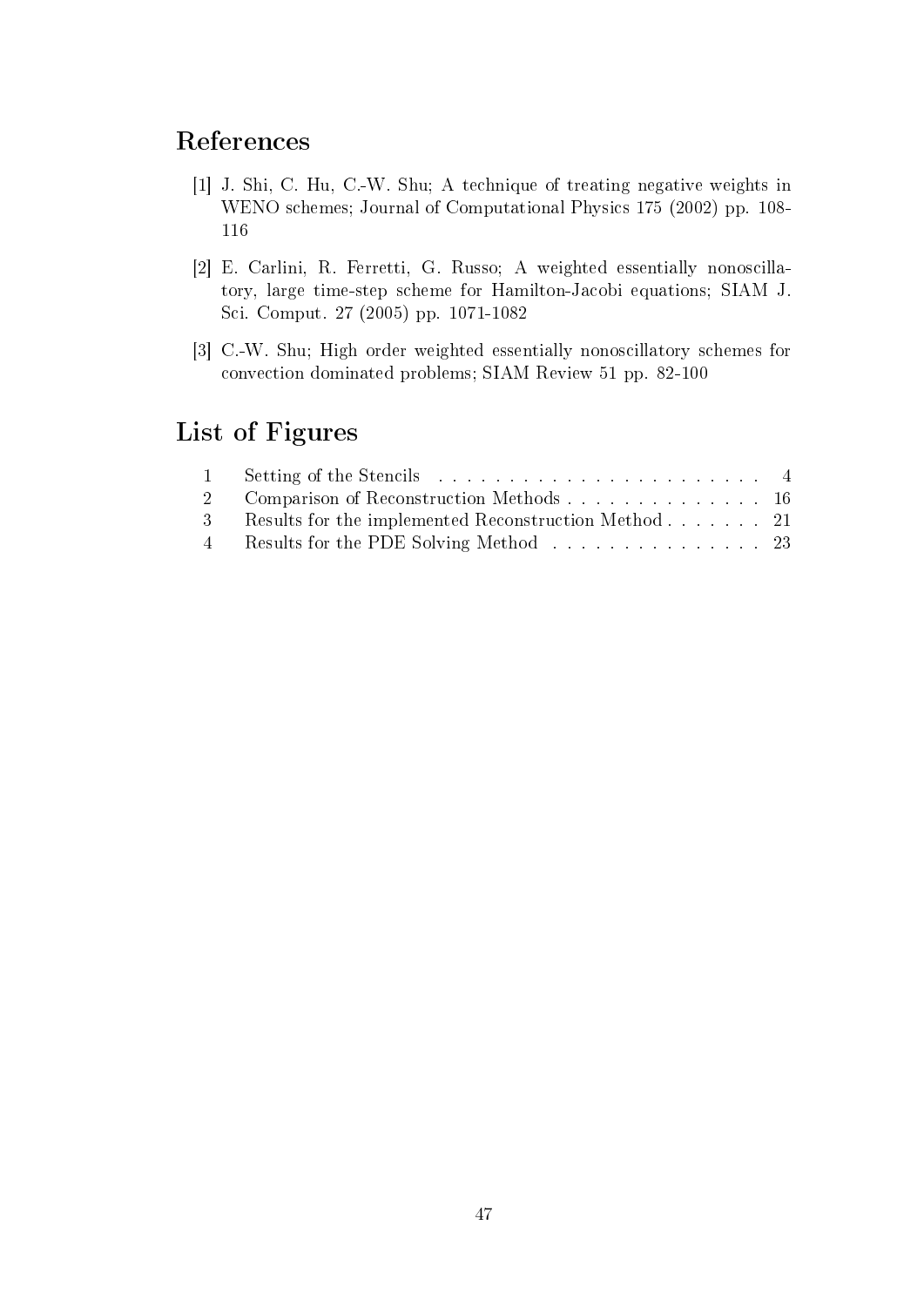## References

[1] J. Shi, C. Hu, C.-W. Shu; A technique of treating negative weights in WENO schemes; Journal of Computational Physics 175 (2002) pp. 108-116

[2] E. Carlini, R. Ferretti, G. Russo; A weighted essentially nonoscillatory, large time-step scheme for Hamilton-Jacobi equations; SIAM J. Sci. Comput. 27 (2005) pp. 1071-1082

[3] C.-W. Shu; High order weighted essentially nonoscillatory schemes for convection dominated problems; SIAM Review 51 pp. 82-100

## List of Figures

| | | |
|---|---|---|
| 1 | Setting of the Stencils | 4 |
| 2 | Comparison of Reconstruction Methods | 16 |
| 3 | Results for the implemented Reconstruction Method | 21 |
| 4 | Results for the PDE Solving Method | 23 |